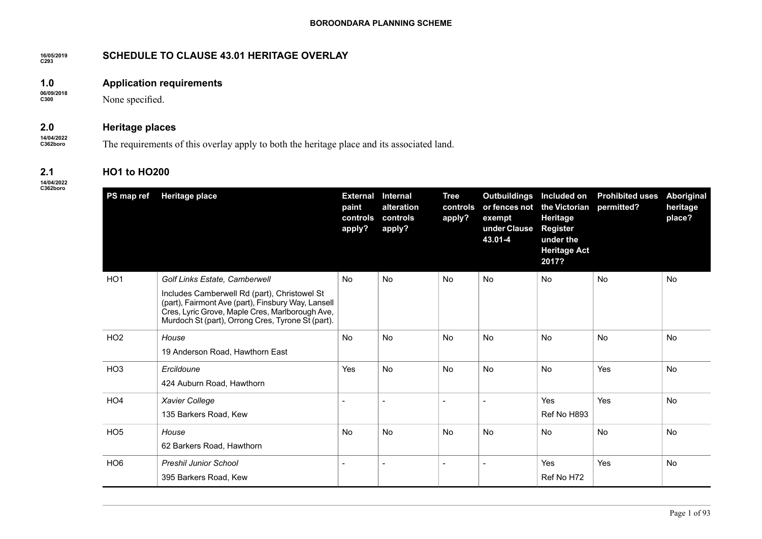## SCHEDULE TO CLAUSE 43.01 HERITAGE OVERLAY

16/05/2019
C293

### 1.0 Application requirements

06/09/2018
C300

None specified.

### 2.0 Heritage places

14/04/2022
C362boro

The requirements of this overlay apply to both the heritage place and its associated land.

### 2.1 HO1 to HO200

14/04/2022
C362boro

| PS map ref | Heritage place | External paint controls apply? | Internal alteration controls apply? | Tree controls apply? | Outbuildings or fences not exempt under Clause 43.01-4 | Included on the Victorian Heritage Register under the Heritage Act 2017? | Prohibited uses permitted? | Aboriginal heritage place? |
|---|---|---|---|---|---|---|---|---|
| HO1 | *Golf Links Estate, Camberwell*<br>Includes Camberwell Rd (part), Christowel St (part), Fairmont Ave (part), Finsbury Way, Lansell Cres, Lyric Grove, Maple Cres, Marlborough Ave, Murdoch St (part), Orrong Cres, Tyrone St (part). | No | No | No | No | No | No | No |
| HO2 | *House*<br>19 Anderson Road, Hawthorn East | No | No | No | No | No | No | No |
| HO3 | *Ercildoune*<br>424 Auburn Road, Hawthorn | Yes | No | No | No | No | Yes | No |
| HO4 | *Xavier College*<br>135 Barkers Road, Kew | - | - | - | - | Yes<br>Ref No H893 | Yes | No |
| HO5 | *House*<br>62 Barkers Road, Hawthorn | No | No | No | No | No | No | No |
| HO6 | *Preshil Junior School*<br>395 Barkers Road, Kew | - | - | - | - | Yes<br>Ref No H72 | Yes | No |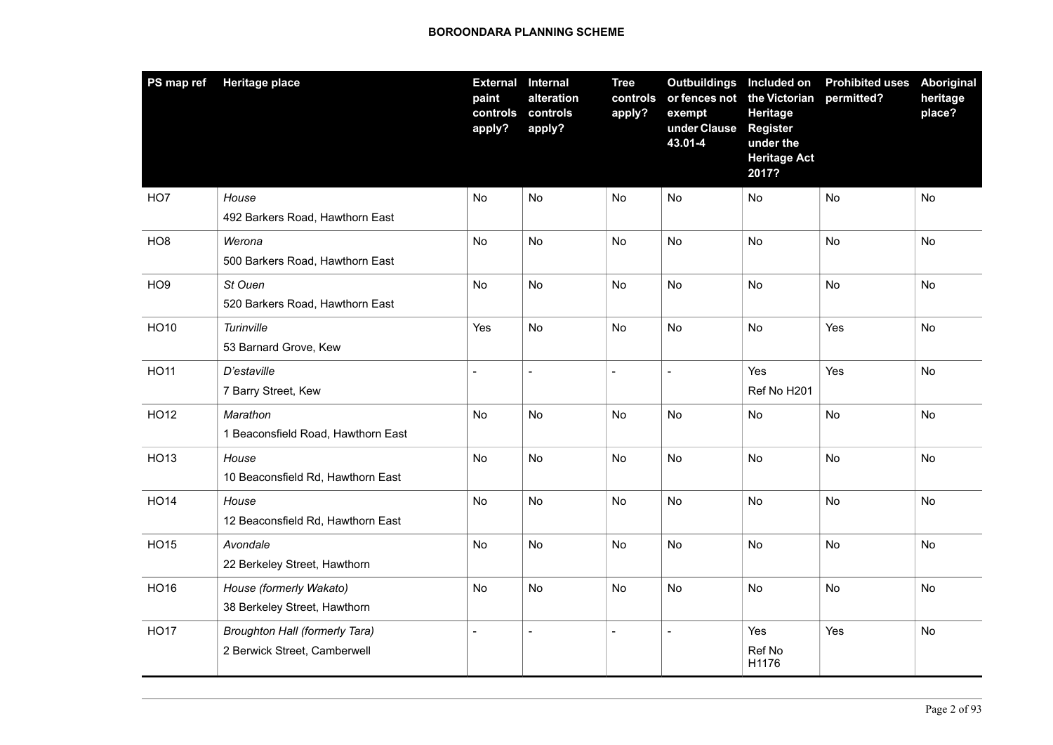| PS map ref | Heritage place | External paint controls apply? | Internal alteration controls apply? | Tree controls apply? | Outbuildings or fences not exempt under Clause 43.01-4 | Included on the Victorian Heritage Register under the Heritage Act 2017? | Prohibited uses permitted? | Aboriginal heritage place? |
|---|---|---|---|---|---|---|---|---|
| HO7 | *House*<br>492 Barkers Road, Hawthorn East | No | No | No | No | No | No | No |
| HO8 | *Werona*<br>500 Barkers Road, Hawthorn East | No | No | No | No | No | No | No |
| HO9 | *St Ouen*<br>520 Barkers Road, Hawthorn East | No | No | No | No | No | No | No |
| HO10 | *Turinville*<br>53 Barnard Grove, Kew | Yes | No | No | No | No | Yes | No |
| HO11 | *D'estaville*<br>7 Barry Street, Kew | - | - | - | - | Yes<br>Ref No H201 | Yes | No |
| HO12 | *Marathon*<br>1 Beaconsfield Road, Hawthorn East | No | No | No | No | No | No | No |
| HO13 | *House*<br>10 Beaconsfield Rd, Hawthorn East | No | No | No | No | No | No | No |
| HO14 | *House*<br>12 Beaconsfield Rd, Hawthorn East | No | No | No | No | No | No | No |
| HO15 | *Avondale*<br>22 Berkeley Street, Hawthorn | No | No | No | No | No | No | No |
| HO16 | *House (formerly Wakato)*<br>38 Berkeley Street, Hawthorn | No | No | No | No | No | No | No |
| HO17 | *Broughton Hall (formerly Tara)*<br>2 Berwick Street, Camberwell | - | - | - | - | Yes<br>Ref No H1176 | Yes | No |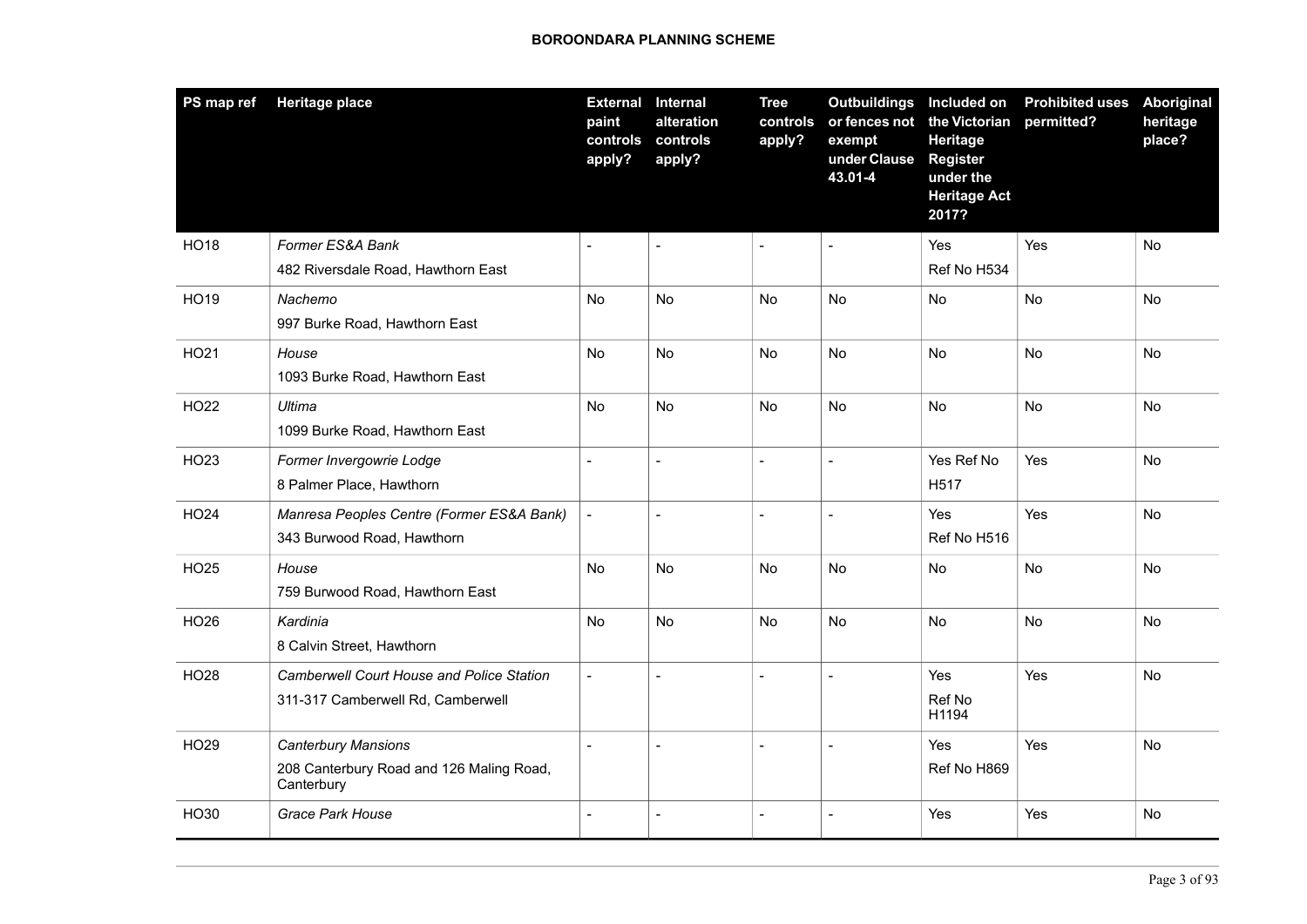| PS map ref | Heritage place | External paint controls apply? | Internal alteration controls apply? | Tree controls apply? | Outbuildings or fences not exempt under Clause 43.01-4 | Included on the Victorian Heritage Register under the Heritage Act 2017? | Prohibited uses permitted? | Aboriginal heritage place? |
|---|---|---|---|---|---|---|---|---|
| HO18 | *Former ES&A Bank*<br>482 Riversdale Road, Hawthorn East | - | - | - | - | Yes<br>Ref No H534 | Yes | No |
| HO19 | *Nachemo*<br>997 Burke Road, Hawthorn East | No | No | No | No | No | No | No |
| HO21 | *House*<br>1093 Burke Road, Hawthorn East | No | No | No | No | No | No | No |
| HO22 | *Ultima*<br>1099 Burke Road, Hawthorn East | No | No | No | No | No | No | No |
| HO23 | *Former Invergowrie Lodge*<br>8 Palmer Place, Hawthorn | - | - | - | - | Yes Ref No H517 | Yes | No |
| HO24 | *Manresa Peoples Centre (Former ES&A Bank)*<br>343 Burwood Road, Hawthorn | - | - | - | - | Yes<br>Ref No H516 | Yes | No |
| HO25 | *House*<br>759 Burwood Road, Hawthorn East | No | No | No | No | No | No | No |
| HO26 | *Kardinia*<br>8 Calvin Street, Hawthorn | No | No | No | No | No | No | No |
| HO28 | *Camberwell Court House and Police Station*<br>311-317 Camberwell Rd, Camberwell | - | - | - | - | Yes<br>Ref No H1194 | Yes | No |
| HO29 | *Canterbury Mansions*<br>208 Canterbury Road and 126 Maling Road, Canterbury | - | - | - | - | Yes<br>Ref No H869 | Yes | No |
| HO30 | *Grace Park House* | - | - | - | - | Yes | Yes | No |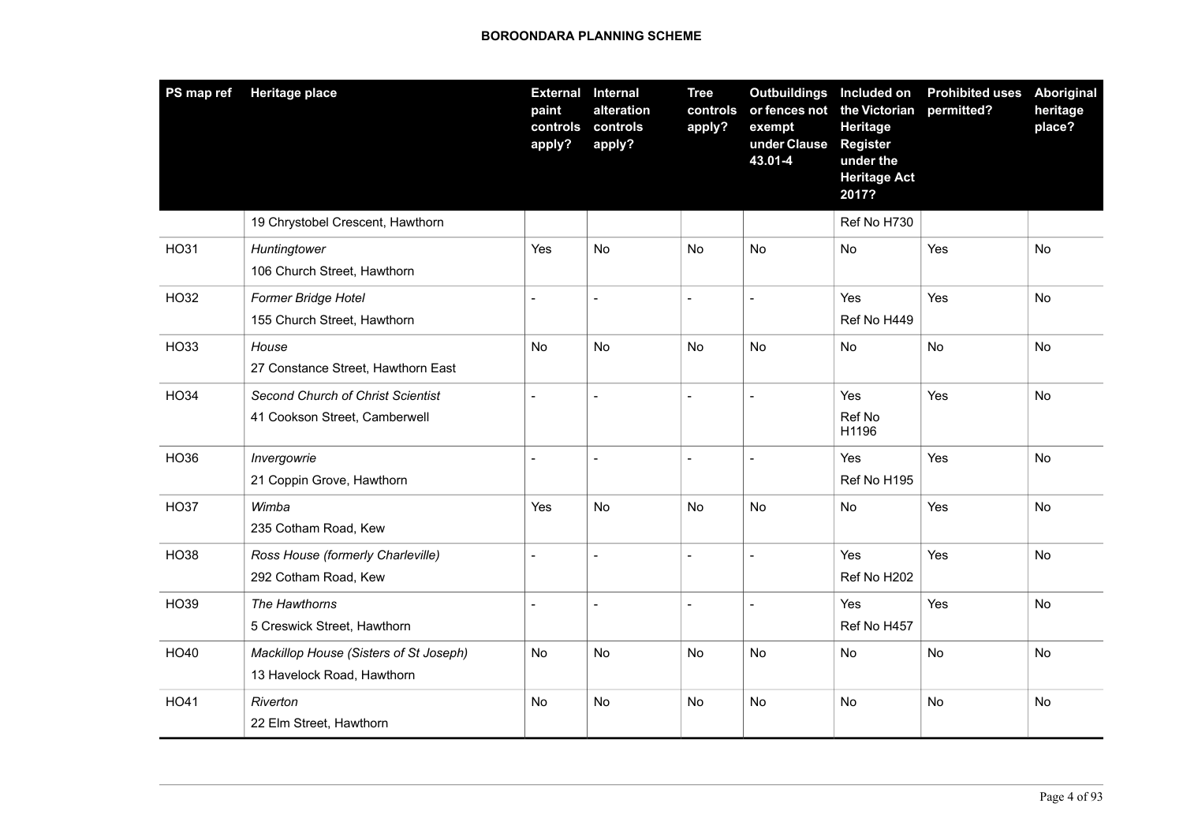| PS map ref | Heritage place | External paint controls apply? | Internal alteration controls apply? | Tree controls apply? | Outbuildings or fences not exempt under Clause 43.01-4 | Included on the Victorian Heritage Register under the Heritage Act 2017? | Prohibited uses permitted? | Aboriginal heritage place? |
|---|---|---|---|---|---|---|---|---|
| | 19 Chrystobel Crescent, Hawthorn | | | | | Ref No H730 | | |
| HO31 | *Huntingtower*<br>106 Church Street, Hawthorn | Yes | No | No | No | No | Yes | No |
| HO32 | *Former Bridge Hotel*<br>155 Church Street, Hawthorn | - | - | - | - | Yes<br>Ref No H449 | Yes | No |
| HO33 | *House*<br>27 Constance Street, Hawthorn East | No | No | No | No | No | No | No |
| HO34 | *Second Church of Christ Scientist*<br>41 Cookson Street, Camberwell | - | - | - | - | Yes<br>Ref No H1196 | Yes | No |
| HO36 | *Invergowrie*<br>21 Coppin Grove, Hawthorn | - | - | - | - | Yes<br>Ref No H195 | Yes | No |
| HO37 | *Wimba*<br>235 Cotham Road, Kew | Yes | No | No | No | No | Yes | No |
| HO38 | *Ross House (formerly Charleville)*<br>292 Cotham Road, Kew | - | - | - | - | Yes<br>Ref No H202 | Yes | No |
| HO39 | *The Hawthorns*<br>5 Creswick Street, Hawthorn | - | - | - | - | Yes<br>Ref No H457 | Yes | No |
| HO40 | *Mackillop House (Sisters of St Joseph)*<br>13 Havelock Road, Hawthorn | No | No | No | No | No | No | No |
| HO41 | *Riverton*<br>22 Elm Street, Hawthorn | No | No | No | No | No | No | No |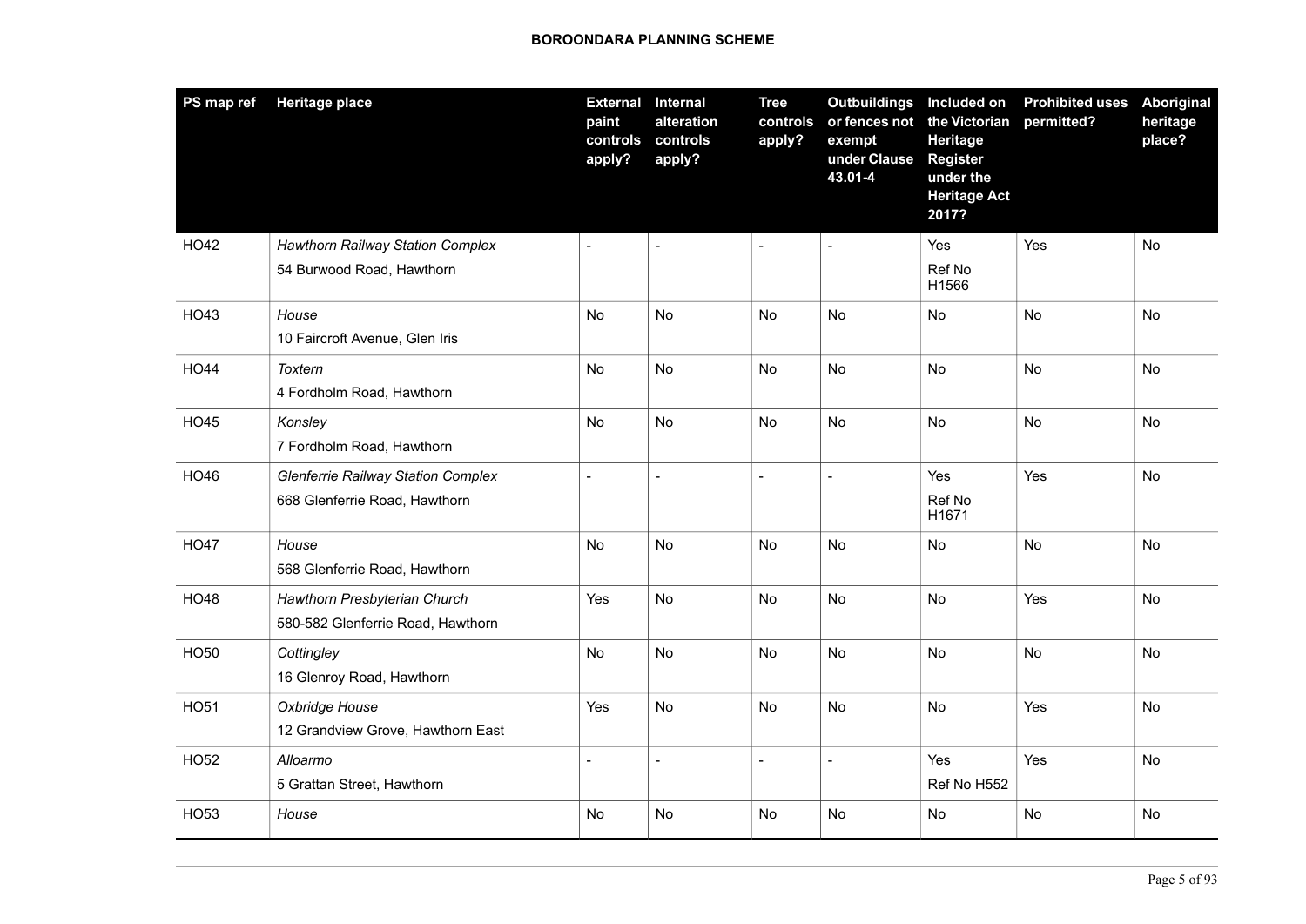| PS map ref | Heritage place | External paint controls apply? | Internal alteration controls apply? | Tree controls apply? | Outbuildings or fences not exempt under Clause 43.01-4 | Included on the Victorian Heritage Register under the Heritage Act 2017? | Prohibited uses permitted? | Aboriginal heritage place? |
|---|---|---|---|---|---|---|---|---|
| HO42 | *Hawthorn Railway Station Complex*<br>54 Burwood Road, Hawthorn | - | - | - | - | Yes<br>Ref No H1566 | Yes | No |
| HO43 | *House*<br>10 Faircroft Avenue, Glen Iris | No | No | No | No | No | No | No |
| HO44 | *Toxtern*<br>4 Fordholm Road, Hawthorn | No | No | No | No | No | No | No |
| HO45 | *Konsley*<br>7 Fordholm Road, Hawthorn | No | No | No | No | No | No | No |
| HO46 | *Glenferrie Railway Station Complex*<br>668 Glenferrie Road, Hawthorn | - | - | - | - | Yes<br>Ref No H1671 | Yes | No |
| HO47 | *House*<br>568 Glenferrie Road, Hawthorn | No | No | No | No | No | No | No |
| HO48 | *Hawthorn Presbyterian Church*<br>580-582 Glenferrie Road, Hawthorn | Yes | No | No | No | No | Yes | No |
| HO50 | *Cottingley*<br>16 Glenroy Road, Hawthorn | No | No | No | No | No | No | No |
| HO51 | *Oxbridge House*<br>12 Grandview Grove, Hawthorn East | Yes | No | No | No | No | Yes | No |
| HO52 | *Alloarmo*<br>5 Grattan Street, Hawthorn | - | - | - | - | Yes<br>Ref No H552 | Yes | No |
| HO53 | *House* | No | No | No | No | No | No | No |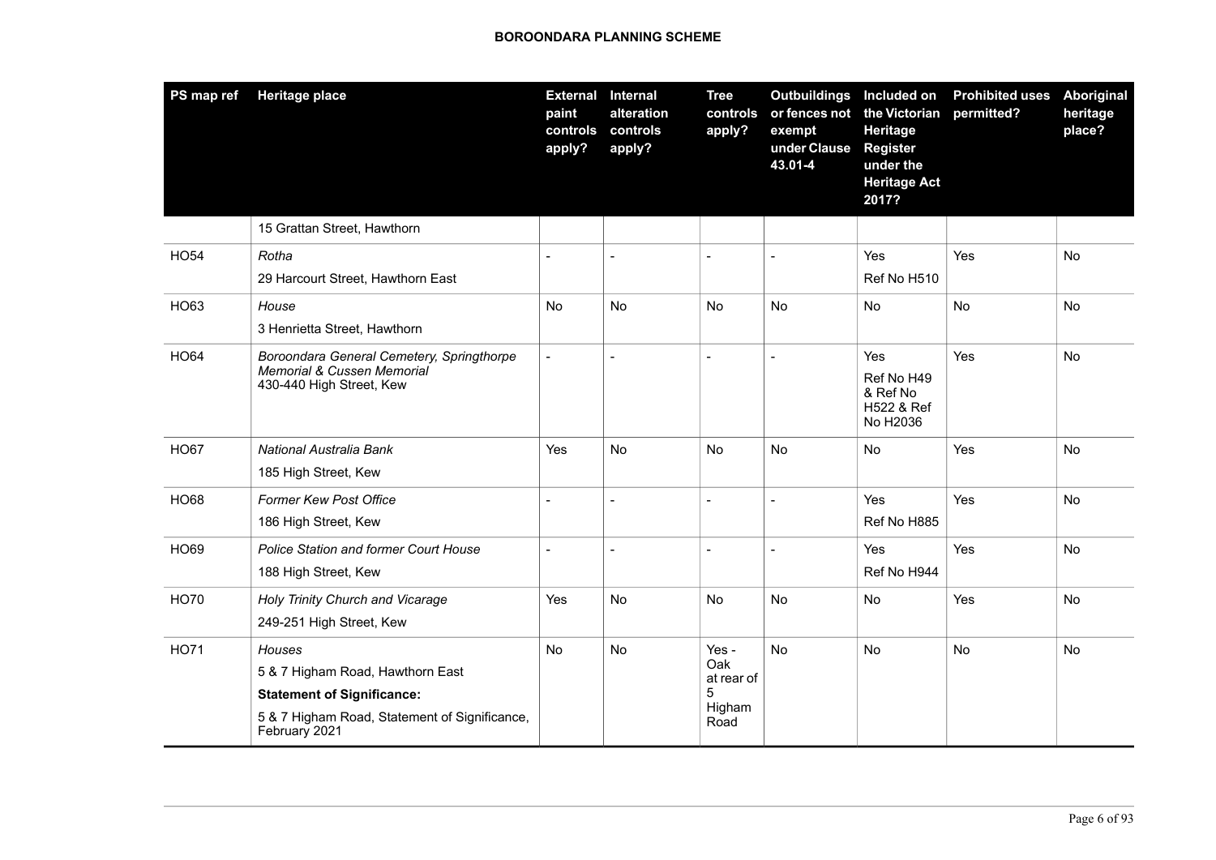| PS map ref | Heritage place | External paint controls apply? | Internal alteration controls apply? | Tree controls apply? | Outbuildings or fences not exempt under Clause 43.01-4 | Included on the Victorian Heritage Register under the Heritage Act 2017? | Prohibited uses permitted? | Aboriginal heritage place? |
|---|---|---|---|---|---|---|---|---|
| | 15 Grattan Street, Hawthorn | | | | | | | |
| HO54 | *Rotha*<br>29 Harcourt Street, Hawthorn East | - | - | - | - | Yes<br>Ref No H510 | Yes | No |
| HO63 | *House*<br>3 Henrietta Street, Hawthorn | No | No | No | No | No | No | No |
| HO64 | *Boroondara General Cemetery, Springthorpe Memorial & Cussen Memorial*<br>430-440 High Street, Kew | - | - | - | - | Yes<br>Ref No H49 & Ref No H522 & Ref No H2036 | Yes | No |
| HO67 | *National Australia Bank*<br>185 High Street, Kew | Yes | No | No | No | No | Yes | No |
| HO68 | *Former Kew Post Office*<br>186 High Street, Kew | - | - | - | - | Yes<br>Ref No H885 | Yes | No |
| HO69 | *Police Station and former Court House*<br>188 High Street, Kew | - | - | - | - | Yes<br>Ref No H944 | Yes | No |
| HO70 | *Holy Trinity Church and Vicarage*<br>249-251 High Street, Kew | Yes | No | No | No | No | Yes | No |
| HO71 | *Houses*<br>5 & 7 Higham Road, Hawthorn East<br>**Statement of Significance:**<br>5 & 7 Higham Road, Statement of Significance, February 2021 | No | No | Yes - Oak at rear of 5 Higham Road | No | No | No | No |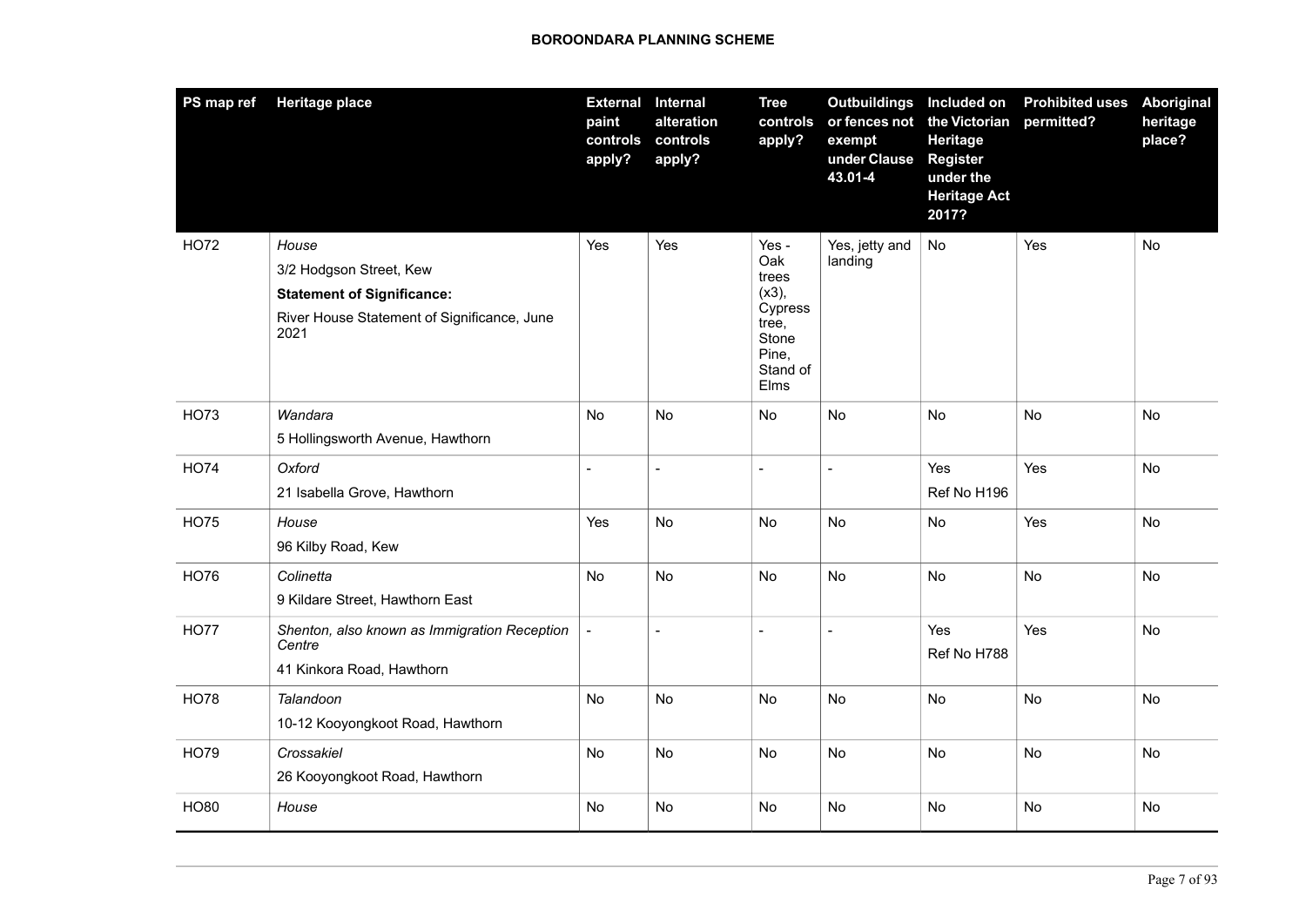| PS map ref | Heritage place | External paint controls apply? | Internal alteration controls apply? | Tree controls apply? | Outbuildings or fences not exempt under Clause 43.01-4 | Included on the Victorian Heritage Register under the Heritage Act 2017? | Prohibited uses permitted? | Aboriginal heritage place? |
|---|---|---|---|---|---|---|---|---|
| HO72 | *House*<br>3/2 Hodgson Street, Kew<br>**Statement of Significance:**<br>River House Statement of Significance, June 2021 | Yes | Yes | Yes - Oak trees (x3), Cypress tree, Stone Pine, Stand of Elms | Yes, jetty and landing | No | Yes | No |
| HO73 | *Wandara*<br>5 Hollingsworth Avenue, Hawthorn | No | No | No | No | No | No | No |
| HO74 | *Oxford*<br>21 Isabella Grove, Hawthorn | - | - | - | - | Yes<br>Ref No H196 | Yes | No |
| HO75 | *House*<br>96 Kilby Road, Kew | Yes | No | No | No | No | Yes | No |
| HO76 | *Colinetta*<br>9 Kildare Street, Hawthorn East | No | No | No | No | No | No | No |
| HO77 | *Shenton, also known as Immigration Reception Centre*<br>41 Kinkora Road, Hawthorn | - | - | - | - | Yes<br>Ref No H788 | Yes | No |
| HO78 | *Talandoon*<br>10-12 Kooyongkoot Road, Hawthorn | No | No | No | No | No | No | No |
| HO79 | *Crossakiel*<br>26 Kooyongkoot Road, Hawthorn | No | No | No | No | No | No | No |
| HO80 | *House* | No | No | No | No | No | No | No |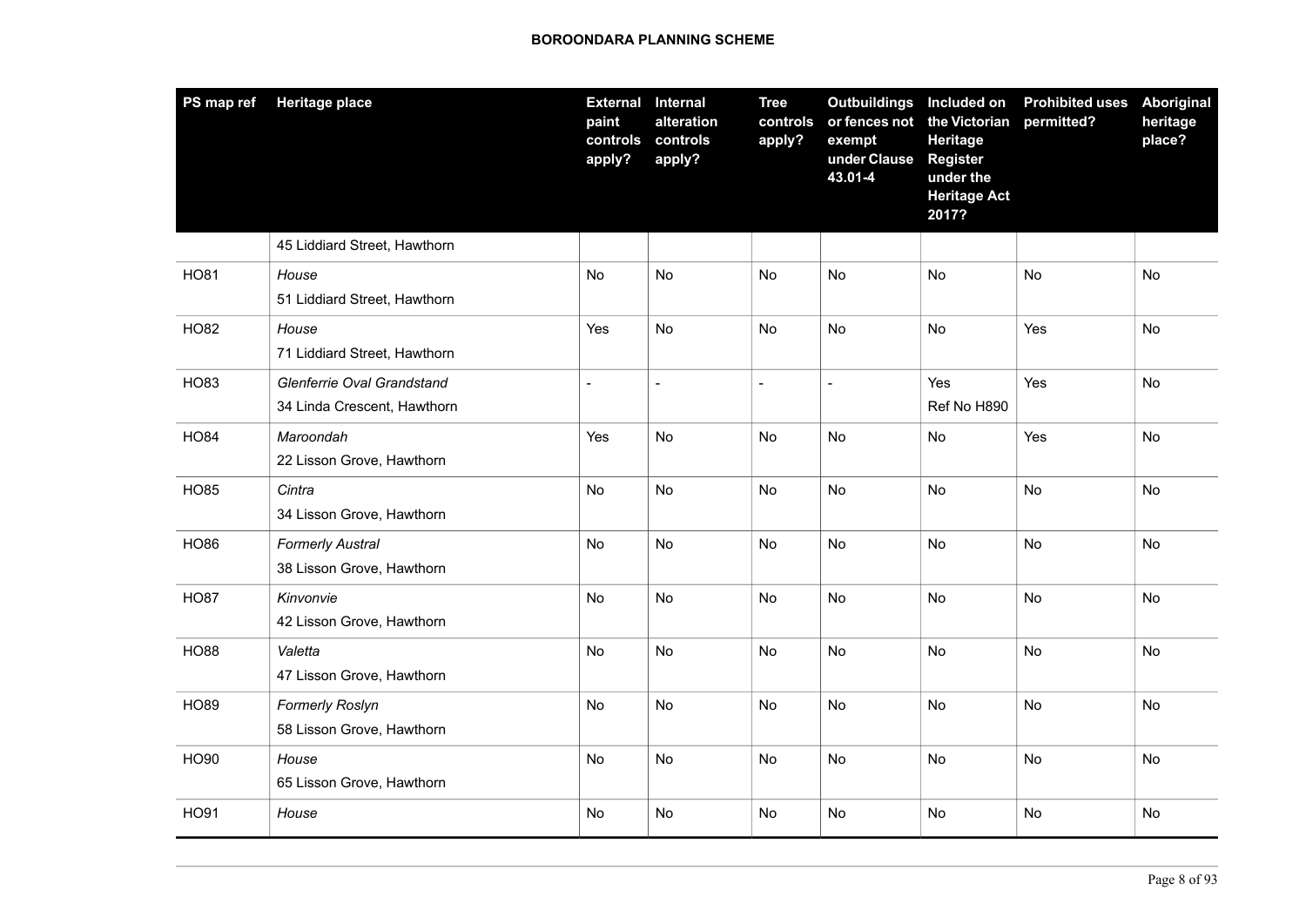| PS map ref | Heritage place | External paint controls apply? | Internal alteration controls apply? | Tree controls apply? | Outbuildings or fences not exempt under Clause 43.01-4 | Included on the Victorian Heritage Register under the Heritage Act 2017? | Prohibited uses permitted? | Aboriginal heritage place? |
|---|---|---|---|---|---|---|---|---|
| | 45 Liddiard Street, Hawthorn | | | | | | | |
| HO81 | *House*<br>51 Liddiard Street, Hawthorn | No | No | No | No | No | No | No |
| HO82 | *House*<br>71 Liddiard Street, Hawthorn | Yes | No | No | No | No | Yes | No |
| HO83 | *Glenferrie Oval Grandstand*<br>34 Linda Crescent, Hawthorn | - | - | - | - | Yes<br>Ref No H890 | Yes | No |
| HO84 | *Maroondah*<br>22 Lisson Grove, Hawthorn | Yes | No | No | No | No | Yes | No |
| HO85 | *Cintra*<br>34 Lisson Grove, Hawthorn | No | No | No | No | No | No | No |
| HO86 | *Formerly Austral*<br>38 Lisson Grove, Hawthorn | No | No | No | No | No | No | No |
| HO87 | *Kinvonvie*<br>42 Lisson Grove, Hawthorn | No | No | No | No | No | No | No |
| HO88 | *Valetta*<br>47 Lisson Grove, Hawthorn | No | No | No | No | No | No | No |
| HO89 | *Formerly Roslyn*<br>58 Lisson Grove, Hawthorn | No | No | No | No | No | No | No |
| HO90 | *House*<br>65 Lisson Grove, Hawthorn | No | No | No | No | No | No | No |
| HO91 | *House* | No | No | No | No | No | No | No |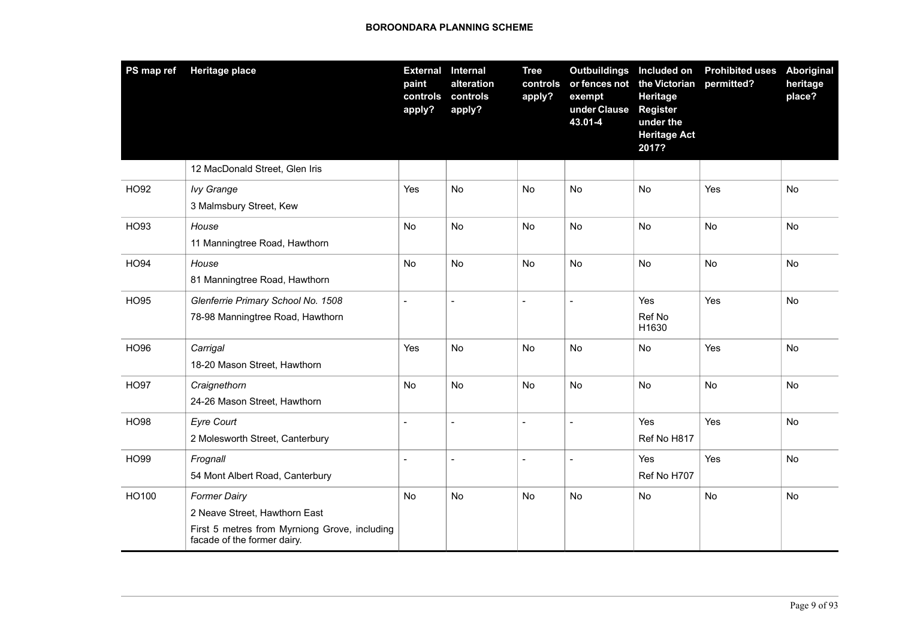**BOROONDARA PLANNING SCHEME**

| PS map ref | Heritage place | External paint controls apply? | Internal alteration controls apply? | Tree controls apply? | Outbuildings or fences not exempt under Clause 43.01-4 | Included on the Victorian Heritage Register under the Heritage Act 2017? | Prohibited uses permitted? | Aboriginal heritage place? |
|---|---|---|---|---|---|---|---|---|
| | 12 MacDonald Street, Glen Iris | | | | | | | |
| HO92 | *Ivy Grange*<br>3 Malmsbury Street, Kew | Yes | No | No | No | No | Yes | No |
| HO93 | *House*<br>11 Manningtree Road, Hawthorn | No | No | No | No | No | No | No |
| HO94 | *House*<br>81 Manningtree Road, Hawthorn | No | No | No | No | No | No | No |
| HO95 | *Glenferrie Primary School No. 1508*<br>78-98 Manningtree Road, Hawthorn | - | - | - | - | Yes<br>Ref No H1630 | Yes | No |
| HO96 | *Carrigal*<br>18-20 Mason Street, Hawthorn | Yes | No | No | No | No | Yes | No |
| HO97 | *Craignethorn*<br>24-26 Mason Street, Hawthorn | No | No | No | No | No | No | No |
| HO98 | *Eyre Court*<br>2 Molesworth Street, Canterbury | - | - | - | - | Yes<br>Ref No H817 | Yes | No |
| HO99 | *Frognall*<br>54 Mont Albert Road, Canterbury | - | - | - | - | Yes<br>Ref No H707 | Yes | No |
| HO100 | *Former Dairy*<br>2 Neave Street, Hawthorn East<br>First 5 metres from Myrniong Grove, including facade of the former dairy. | No | No | No | No | No | No | No |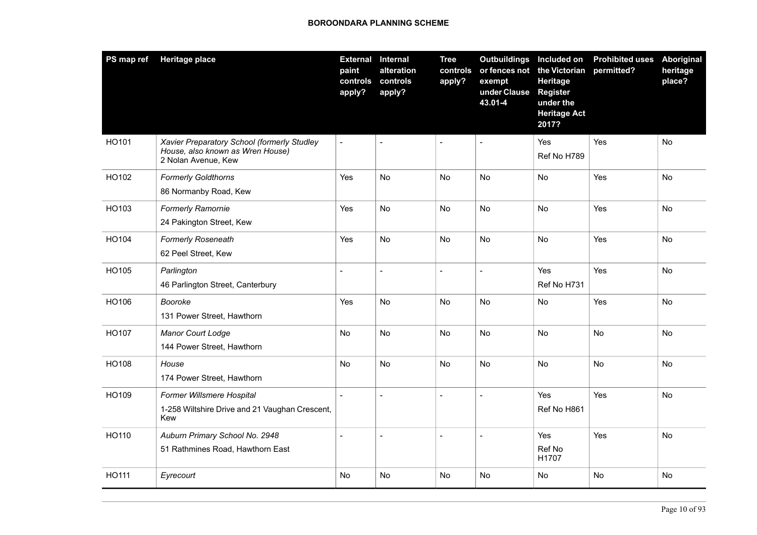| PS map ref | Heritage place | External paint controls apply? | Internal alteration controls apply? | Tree controls apply? | Outbuildings or fences not exempt under Clause 43.01-4 | Included on the Victorian Heritage Register under the Heritage Act 2017? | Prohibited uses permitted? | Aboriginal heritage place? |
|---|---|---|---|---|---|---|---|---|
| HO101 | *Xavier Preparatory School (formerly Studley House, also known as Wren House)* 2 Nolan Avenue, Kew | - | - | - | - | Yes Ref No H789 | Yes | No |
| HO102 | *Formerly Goldthorns* 86 Normanby Road, Kew | Yes | No | No | No | No | Yes | No |
| HO103 | *Formerly Ramornie* 24 Pakington Street, Kew | Yes | No | No | No | No | Yes | No |
| HO104 | *Formerly Roseneath* 62 Peel Street, Kew | Yes | No | No | No | No | Yes | No |
| HO105 | *Parlington* 46 Parlington Street, Canterbury | - | - | - | - | Yes Ref No H731 | Yes | No |
| HO106 | *Booroke* 131 Power Street, Hawthorn | Yes | No | No | No | No | Yes | No |
| HO107 | *Manor Court Lodge* 144 Power Street, Hawthorn | No | No | No | No | No | No | No |
| HO108 | *House* 174 Power Street, Hawthorn | No | No | No | No | No | No | No |
| HO109 | *Former Willsmere Hospital* 1-258 Wiltshire Drive and 21 Vaughan Crescent, Kew | - | - | - | - | Yes Ref No H861 | Yes | No |
| HO110 | *Auburn Primary School No. 2948* 51 Rathmines Road, Hawthorn East | - | - | - | - | Yes Ref No H1707 | Yes | No |
| HO111 | *Eyrecourt* | No | No | No | No | No | No | No |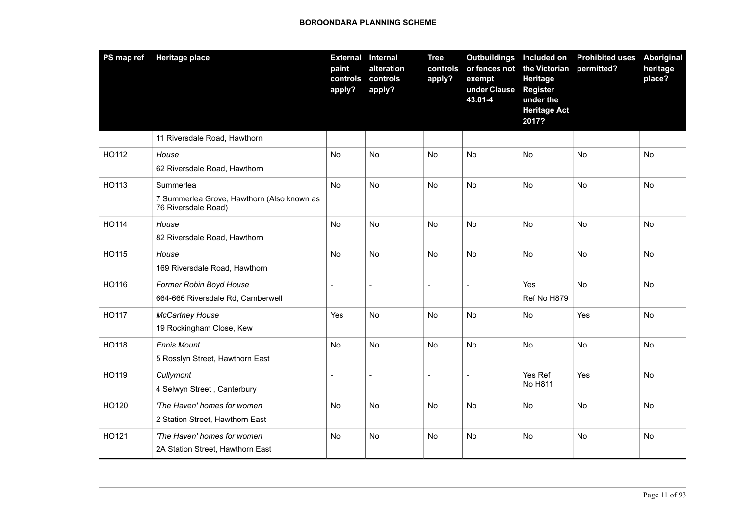| PS map ref | Heritage place | External paint controls apply? | Internal alteration controls apply? | Tree controls apply? | Outbuildings or fences not exempt under Clause 43.01-4 | Included on the Victorian Heritage Register under the Heritage Act 2017? | Prohibited uses permitted? | Aboriginal heritage place? |
|---|---|---|---|---|---|---|---|---|
| | 11 Riversdale Road, Hawthorn | | | | | | | |
| HO112 | *House*<br>62 Riversdale Road, Hawthorn | No | No | No | No | No | No | No |
| HO113 | Summerlea<br>7 Summerlea Grove, Hawthorn (Also known as 76 Riversdale Road) | No | No | No | No | No | No | No |
| HO114 | *House*<br>82 Riversdale Road, Hawthorn | No | No | No | No | No | No | No |
| HO115 | *House*<br>169 Riversdale Road, Hawthorn | No | No | No | No | No | No | No |
| HO116 | *Former Robin Boyd House*<br>664-666 Riversdale Rd, Camberwell | - | - | - | - | Yes<br>Ref No H879 | No | No |
| HO117 | *McCartney House*<br>19 Rockingham Close, Kew | Yes | No | No | No | No | Yes | No |
| HO118 | *Ennis Mount*<br>5 Rosslyn Street, Hawthorn East | No | No | No | No | No | No | No |
| HO119 | *Cullymont*<br>4 Selwyn Street , Canterbury | - | - | - | - | Yes Ref No H811 | Yes | No |
| HO120 | *'The Haven' homes for women*<br>2 Station Street, Hawthorn East | No | No | No | No | No | No | No |
| HO121 | *'The Haven' homes for women*<br>2A Station Street, Hawthorn East | No | No | No | No | No | No | No |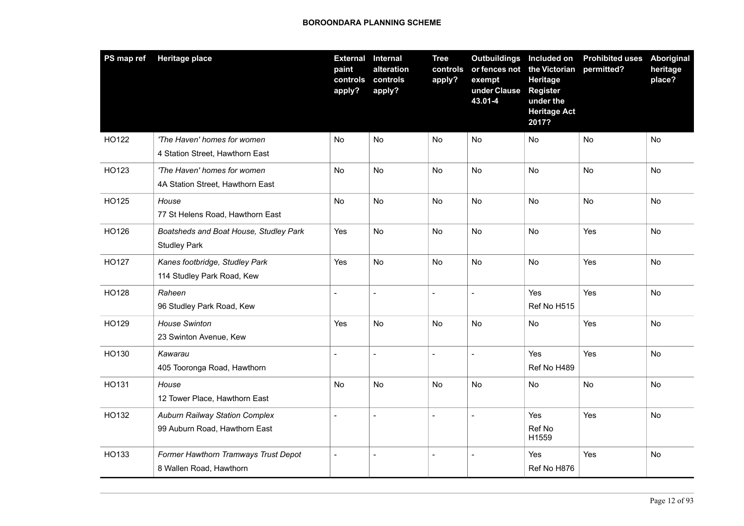| PS map ref | Heritage place | External paint controls apply? | Internal alteration controls apply? | Tree controls apply? | Outbuildings or fences not exempt under Clause 43.01-4 | Included on the Victorian Heritage Register under the Heritage Act 2017? | Prohibited uses permitted? | Aboriginal heritage place? |
|---|---|---|---|---|---|---|---|---|
| HO122 | *'The Haven' homes for women*<br>4 Station Street, Hawthorn East | No | No | No | No | No | No | No |
| HO123 | *'The Haven' homes for women*<br>4A Station Street, Hawthorn East | No | No | No | No | No | No | No |
| HO125 | *House*<br>77 St Helens Road, Hawthorn East | No | No | No | No | No | No | No |
| HO126 | *Boatsheds and Boat House, Studley Park*<br>Studley Park | Yes | No | No | No | No | Yes | No |
| HO127 | *Kanes footbridge, Studley Park*<br>114 Studley Park Road, Kew | Yes | No | No | No | No | Yes | No |
| HO128 | *Raheen*<br>96 Studley Park Road, Kew | - | - | - | - | Yes<br>Ref No H515 | Yes | No |
| HO129 | *House Swinton*<br>23 Swinton Avenue, Kew | Yes | No | No | No | No | Yes | No |
| HO130 | *Kawarau*<br>405 Tooronga Road, Hawthorn | - | - | - | - | Yes<br>Ref No H489 | Yes | No |
| HO131 | *House*<br>12 Tower Place, Hawthorn East | No | No | No | No | No | No | No |
| HO132 | *Auburn Railway Station Complex*<br>99 Auburn Road, Hawthorn East | - | - | - | - | Yes<br>Ref No H1559 | Yes | No |
| HO133 | *Former Hawthorn Tramways Trust Depot*<br>8 Wallen Road, Hawthorn | - | - | - | - | Yes<br>Ref No H876 | Yes | No |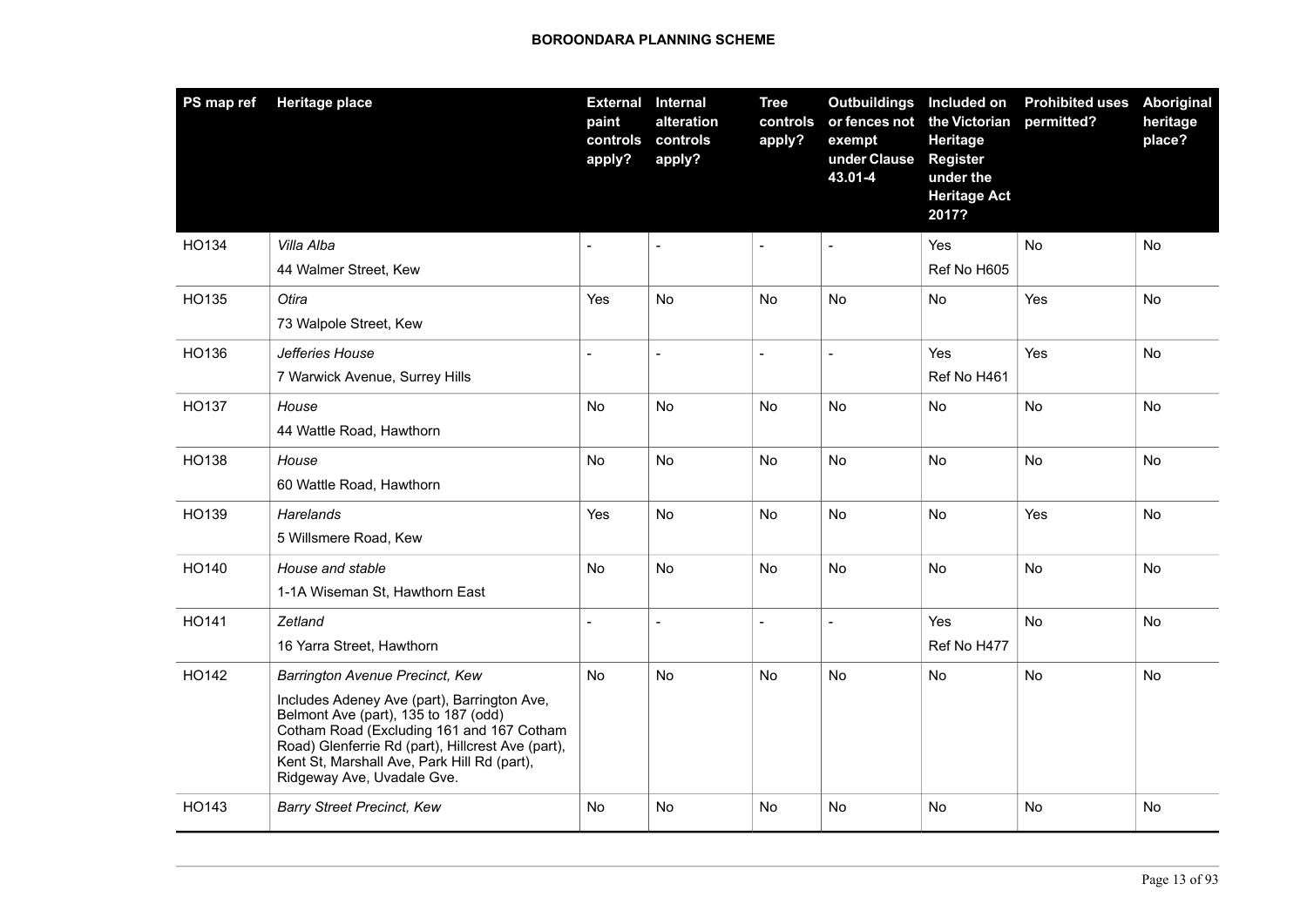| PS map ref | Heritage place | External paint controls apply? | Internal alteration controls apply? | Tree controls apply? | Outbuildings or fences not exempt under Clause 43.01-4 | Included on the Victorian Heritage Register under the Heritage Act 2017? | Prohibited uses permitted? | Aboriginal heritage place? |
|---|---|---|---|---|---|---|---|---|
| HO134 | *Villa Alba*<br>44 Walmer Street, Kew | - | - | - | - | Yes<br>Ref No H605 | No | No |
| HO135 | *Otira*<br>73 Walpole Street, Kew | Yes | No | No | No | No | Yes | No |
| HO136 | *Jefferies House*<br>7 Warwick Avenue, Surrey Hills | - | - | - | - | Yes<br>Ref No H461 | Yes | No |
| HO137 | *House*<br>44 Wattle Road, Hawthorn | No | No | No | No | No | No | No |
| HO138 | *House*<br>60 Wattle Road, Hawthorn | No | No | No | No | No | No | No |
| HO139 | *Harelands*<br>5 Willsmere Road, Kew | Yes | No | No | No | No | Yes | No |
| HO140 | *House and stable*<br>1-1A Wiseman St, Hawthorn East | No | No | No | No | No | No | No |
| HO141 | *Zetland*<br>16 Yarra Street, Hawthorn | - | - | - | - | Yes<br>Ref No H477 | No | No |
| HO142 | *Barrington Avenue Precinct, Kew*<br>Includes Adeney Ave (part), Barrington Ave, Belmont Ave (part), 135 to 187 (odd) Cotham Road (Excluding 161 and 167 Cotham Road) Glenferrie Rd (part), Hillcrest Ave (part), Kent St, Marshall Ave, Park Hill Rd (part), Ridgeway Ave, Uvadale Gve. | No | No | No | No | No | No | No |
| HO143 | *Barry Street Precinct, Kew* | No | No | No | No | No | No | No |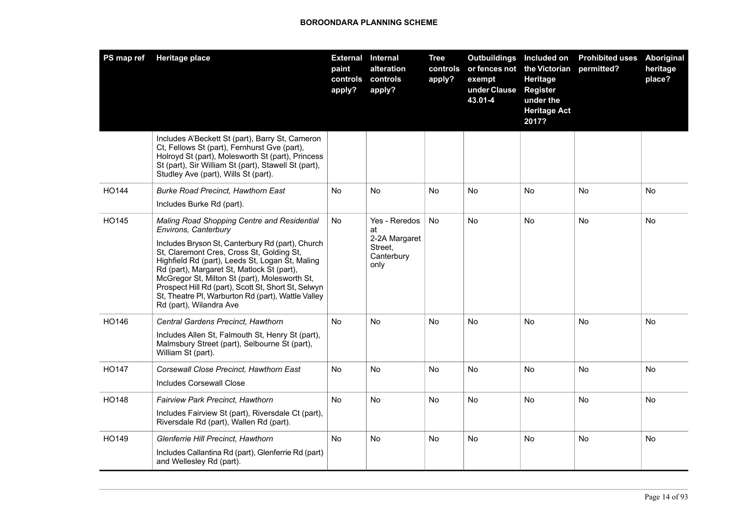| PS map ref | Heritage place | External paint controls apply? | Internal alteration controls apply? | Tree controls apply? | Outbuildings or fences not exempt under Clause 43.01-4 | Included on the Victorian Heritage Register under the Heritage Act 2017? | Prohibited uses permitted? | Aboriginal heritage place? |
|---|---|---|---|---|---|---|---|---|
| | Includes A'Beckett St (part), Barry St, Cameron Ct, Fellows St (part), Fernhurst Gve (part), Holroyd St (part), Molesworth St (part), Princess St (part), Sir William St (part), Stawell St (part), Studley Ave (part), Wills St (part). | | | | | | | |
| HO144 | *Burke Road Precinct, Hawthorn East*<br>Includes Burke Rd (part). | No | No | No | No | No | No | No |
| HO145 | *Maling Road Shopping Centre and Residential Environs, Canterbury*<br>Includes Bryson St, Canterbury Rd (part), Church St, Claremont Cres, Cross St, Golding St, Highfield Rd (part), Leeds St, Logan St, Maling Rd (part), Margaret St, Matlock St (part), McGregor St, Milton St (part), Molesworth St, Prospect Hill Rd (part), Scott St, Short St, Selwyn St, Theatre Pl, Warburton Rd (part), Wattle Valley Rd (part), Wilandra Ave | No | Yes - Reredos at 2-2A Margaret Street, Canterbury only | No | No | No | No | No |
| HO146 | *Central Gardens Precinct, Hawthorn*<br>Includes Allen St, Falmouth St, Henry St (part), Malmsbury Street (part), Selbourne St (part), William St (part). | No | No | No | No | No | No | No |
| HO147 | *Corsewall Close Precinct, Hawthorn East*<br>Includes Corsewall Close | No | No | No | No | No | No | No |
| HO148 | *Fairview Park Precinct, Hawthorn*<br>Includes Fairview St (part), Riversdale Ct (part), Riversdale Rd (part), Wallen Rd (part). | No | No | No | No | No | No | No |
| HO149 | *Glenferrie Hill Precinct, Hawthorn*<br>Includes Callantina Rd (part), Glenferrie Rd (part) and Wellesley Rd (part). | No | No | No | No | No | No | No |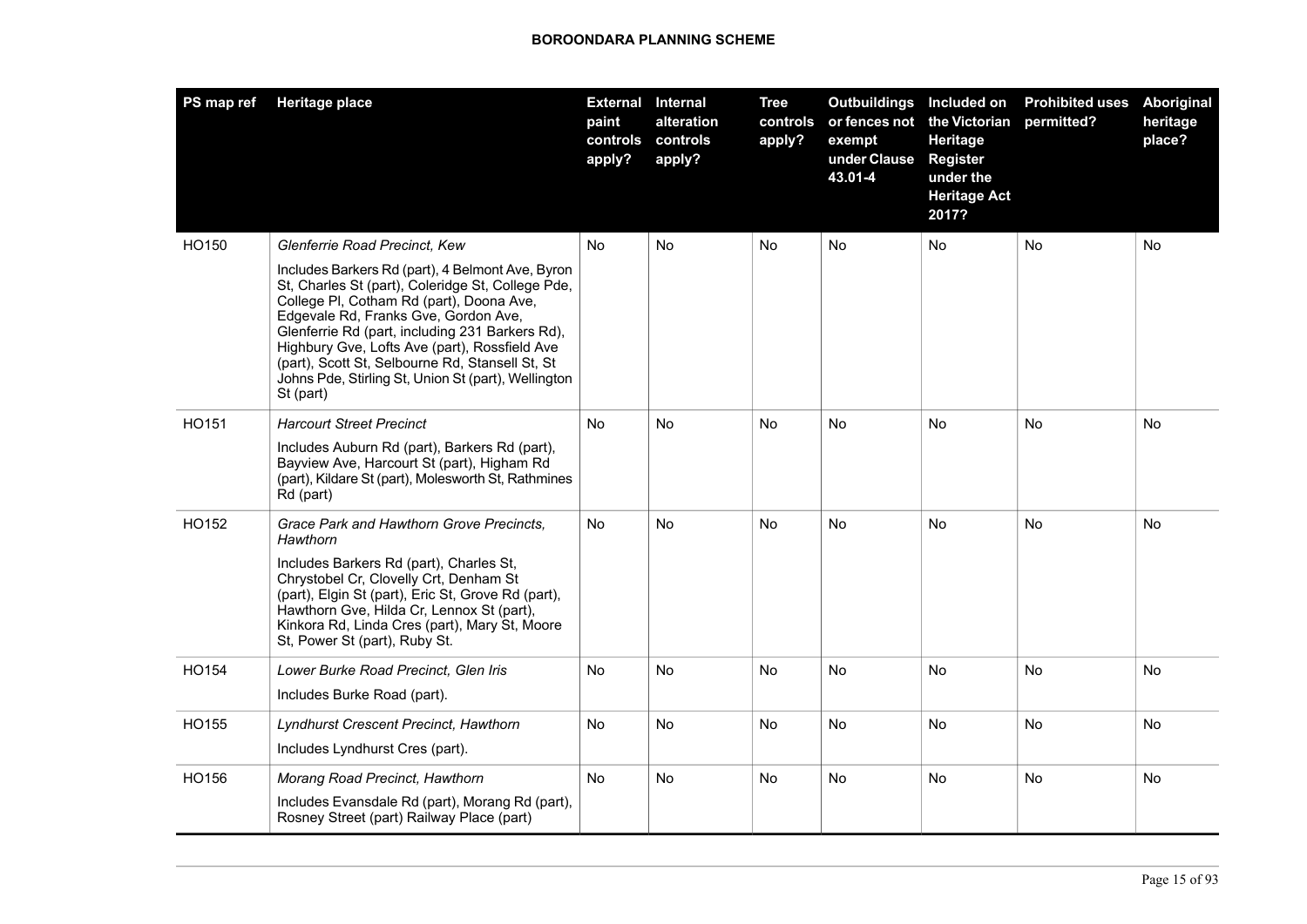| PS map ref | Heritage place | External paint controls apply? | Internal alteration controls apply? | Tree controls apply? | Outbuildings or fences not exempt under Clause 43.01-4 | Included on the Victorian Heritage Register under the Heritage Act 2017? | Prohibited uses permitted? | Aboriginal heritage place? |
|---|---|---|---|---|---|---|---|---|
| HO150 | *Glenferrie Road Precinct, Kew*<br><br>Includes Barkers Rd (part), 4 Belmont Ave, Byron St, Charles St (part), Coleridge St, College Pde, College Pl, Cotham Rd (part), Doona Ave, Edgevale Rd, Franks Gve, Gordon Ave, Glenferrie Rd (part, including 231 Barkers Rd), Highbury Gve, Lofts Ave (part), Rossfield Ave (part), Scott St, Selbourne Rd, Stansell St, St Johns Pde, Stirling St, Union St (part), Wellington St (part) | No | No | No | No | No | No | No |
| HO151 | *Harcourt Street Precinct*<br><br>Includes Auburn Rd (part), Barkers Rd (part), Bayview Ave, Harcourt St (part), Higham Rd (part), Kildare St (part), Molesworth St, Rathmines Rd (part) | No | No | No | No | No | No | No |
| HO152 | *Grace Park and Hawthorn Grove Precincts, Hawthorn*<br><br>Includes Barkers Rd (part), Charles St, Chrystobel Cr, Clovelly Crt, Denham St (part), Elgin St (part), Eric St, Grove Rd (part), Hawthorn Gve, Hilda Cr, Lennox St (part), Kinkora Rd, Linda Cres (part), Mary St, Moore St, Power St (part), Ruby St. | No | No | No | No | No | No | No |
| HO154 | *Lower Burke Road Precinct, Glen Iris*<br><br>Includes Burke Road (part). | No | No | No | No | No | No | No |
| HO155 | *Lyndhurst Crescent Precinct, Hawthorn*<br><br>Includes Lyndhurst Cres (part). | No | No | No | No | No | No | No |
| HO156 | *Morang Road Precinct, Hawthorn*<br><br>Includes Evansdale Rd (part), Morang Rd (part), Rosney Street (part) Railway Place (part) | No | No | No | No | No | No | No |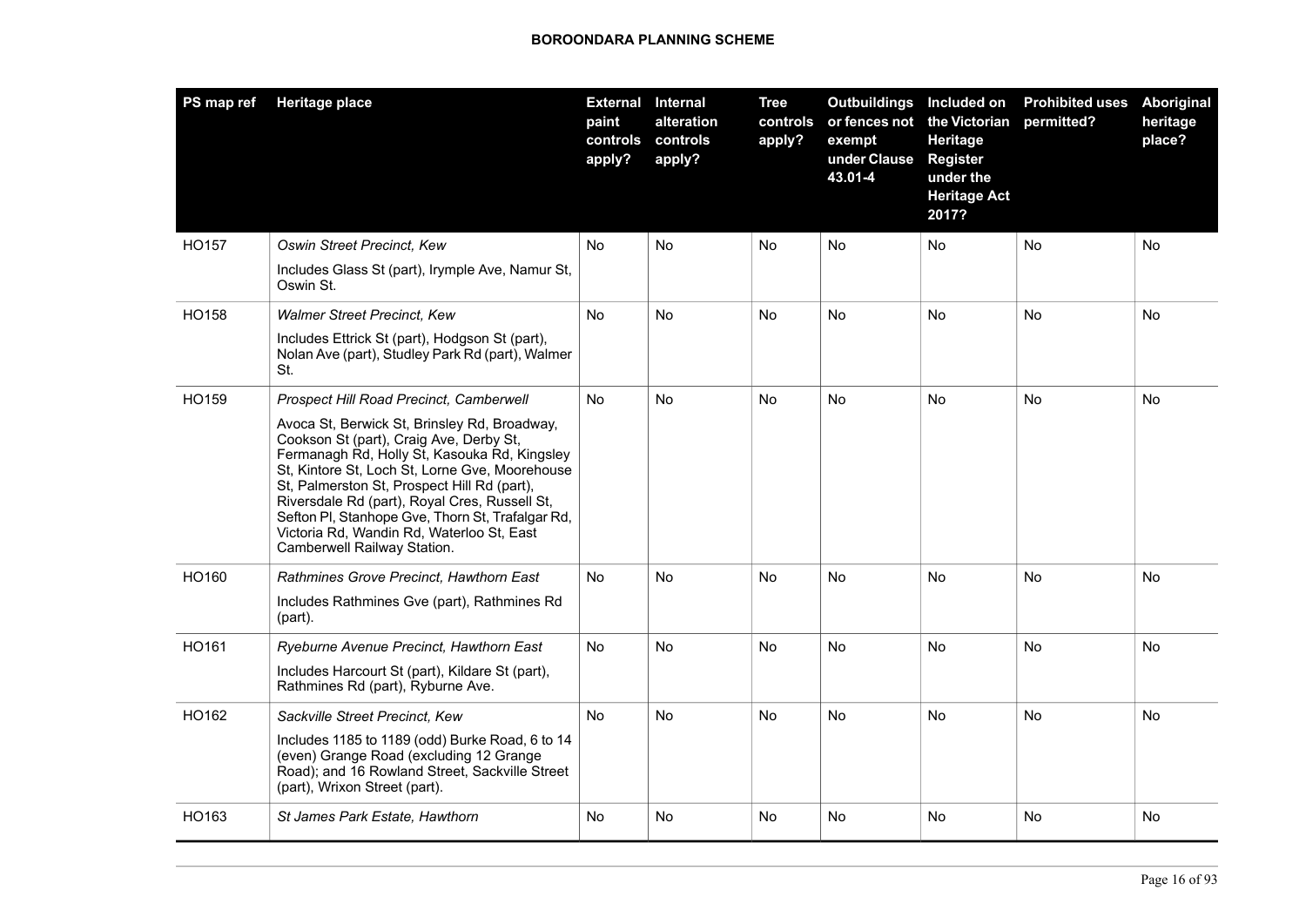| PS map ref | Heritage place | External paint controls apply? | Internal alteration controls apply? | Tree controls apply? | Outbuildings or fences not exempt under Clause 43.01-4 | Included on the Victorian Heritage Register under the Heritage Act 2017? | Prohibited uses permitted? | Aboriginal heritage place? |
|---|---|---|---|---|---|---|---|---|
| HO157 | *Oswin Street Precinct, Kew*<br>Includes Glass St (part), Irymple Ave, Namur St, Oswin St. | No | No | No | No | No | No | No |
| HO158 | *Walmer Street Precinct, Kew*<br>Includes Ettrick St (part), Hodgson St (part), Nolan Ave (part), Studley Park Rd (part), Walmer St. | No | No | No | No | No | No | No |
| HO159 | *Prospect Hill Road Precinct, Camberwell*<br>Avoca St, Berwick St, Brinsley Rd, Broadway, Cookson St (part), Craig Ave, Derby St, Fermanagh Rd, Holly St, Kasouka Rd, Kingsley St, Kintore St, Loch St, Lorne Gve, Moorehouse St, Palmerston St, Prospect Hill Rd (part), Riversdale Rd (part), Royal Cres, Russell St, Sefton Pl, Stanhope Gve, Thorn St, Trafalgar Rd, Victoria Rd, Wandin Rd, Waterloo St, East Camberwell Railway Station. | No | No | No | No | No | No | No |
| HO160 | *Rathmines Grove Precinct, Hawthorn East*<br>Includes Rathmines Gve (part), Rathmines Rd (part). | No | No | No | No | No | No | No |
| HO161 | *Ryeburne Avenue Precinct, Hawthorn East*<br>Includes Harcourt St (part), Kildare St (part), Rathmines Rd (part), Ryburne Ave. | No | No | No | No | No | No | No |
| HO162 | *Sackville Street Precinct, Kew*<br>Includes 1185 to 1189 (odd) Burke Road, 6 to 14 (even) Grange Road (excluding 12 Grange Road); and 16 Rowland Street, Sackville Street (part), Wrixon Street (part). | No | No | No | No | No | No | No |
| HO163 | *St James Park Estate, Hawthorn* | No | No | No | No | No | No | No |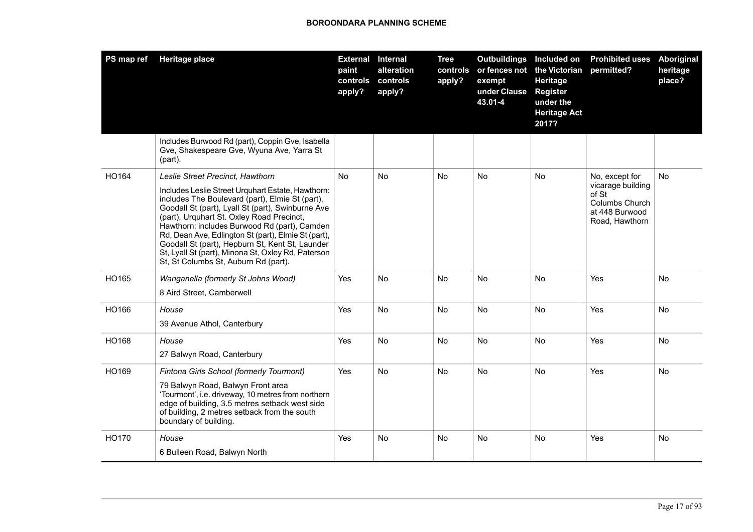| PS map ref | Heritage place | External paint controls apply? | Internal alteration controls apply? | Tree controls apply? | Outbuildings or fences not exempt under Clause 43.01-4 | Included on the Victorian Heritage Register under the Heritage Act 2017? | Prohibited uses permitted? | Aboriginal heritage place? |
|---|---|---|---|---|---|---|---|---|
| | Includes Burwood Rd (part), Coppin Gve, Isabella Gve, Shakespeare Gve, Wyuna Ave, Yarra St (part). | | | | | | | |
| HO164 | *Leslie Street Precinct, Hawthorn*<br>Includes Leslie Street Urquhart Estate, Hawthorn: includes The Boulevard (part), Elmie St (part), Goodall St (part), Lyall St (part), Swinburne Ave (part), Urquhart St. Oxley Road Precinct, Hawthorn: includes Burwood Rd (part), Camden Rd, Dean Ave, Edlington St (part), Elmie St (part), Goodall St (part), Hepburn St, Kent St, Launder St, Lyall St (part), Minona St, Oxley Rd, Paterson St, St Columbs St, Auburn Rd (part). | No | No | No | No | No | No, except for vicarage building of St Columbs Church at 448 Burwood Road, Hawthorn | No |
| HO165 | *Wanganella (formerly St Johns Wood)*<br>8 Aird Street, Camberwell | Yes | No | No | No | No | Yes | No |
| HO166 | *House*<br>39 Avenue Athol, Canterbury | Yes | No | No | No | No | Yes | No |
| HO168 | *House*<br>27 Balwyn Road, Canterbury | Yes | No | No | No | No | Yes | No |
| HO169 | *Fintona Girls School (formerly Tourmont)*<br>79 Balwyn Road, Balwyn Front area 'Tourmont', i.e. driveway, 10 metres from northern edge of building, 3.5 metres setback west side of building, 2 metres setback from the south boundary of building. | Yes | No | No | No | No | Yes | No |
| HO170 | *House*<br>6 Bulleen Road, Balwyn North | Yes | No | No | No | No | Yes | No |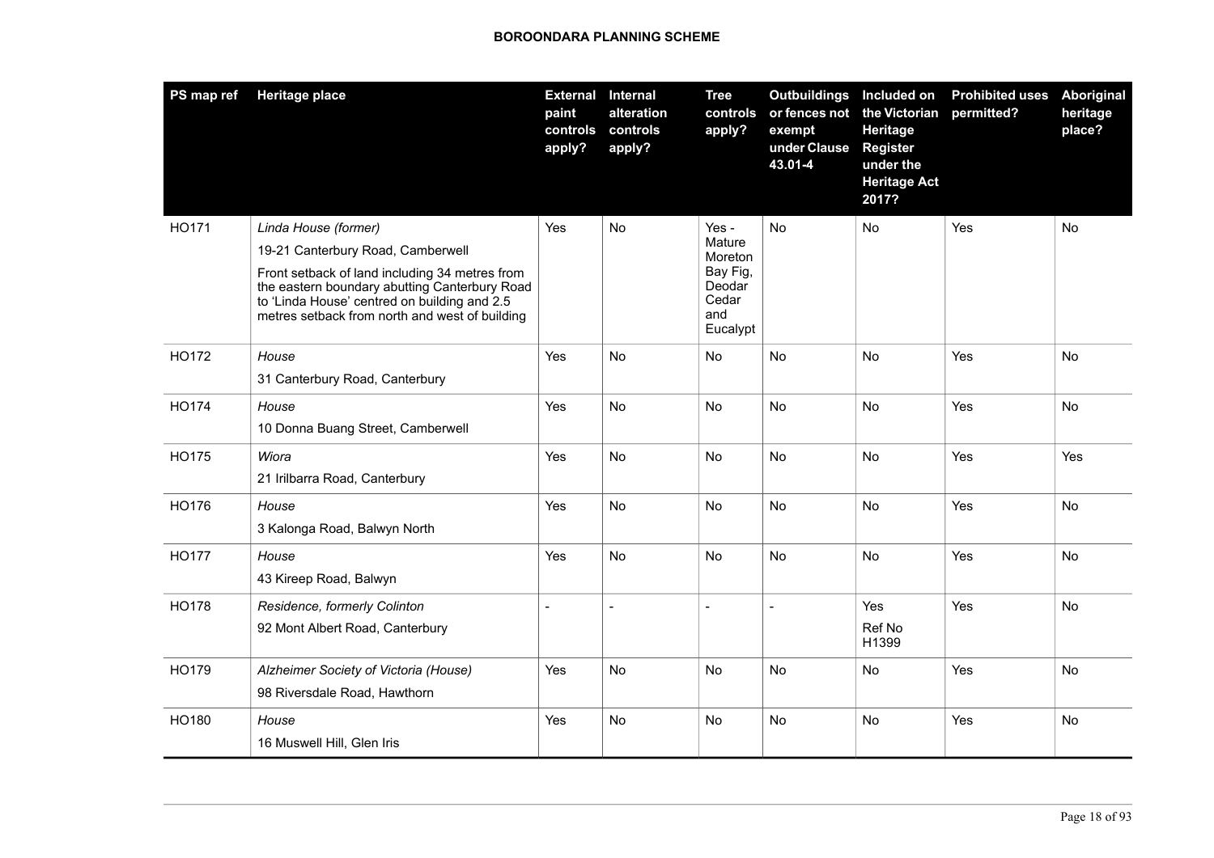| PS map ref | Heritage place | External paint controls apply? | Internal alteration controls apply? | Tree controls apply? | Outbuildings or fences not exempt under Clause 43.01-4 | Included on the Victorian Heritage Register under the Heritage Act 2017? | Prohibited uses permitted? | Aboriginal heritage place? |
|---|---|---|---|---|---|---|---|---|
| HO171 | *Linda House (former)*<br>19-21 Canterbury Road, Camberwell<br>Front setback of land including 34 metres from the eastern boundary abutting Canterbury Road to 'Linda House' centred on building and 2.5 metres setback from north and west of building | Yes | No | Yes - Mature Moreton Bay Fig, Deodar Cedar and Eucalypt | No | No | Yes | No |
| HO172 | *House*<br>31 Canterbury Road, Canterbury | Yes | No | No | No | No | Yes | No |
| HO174 | *House*<br>10 Donna Buang Street, Camberwell | Yes | No | No | No | No | Yes | No |
| HO175 | *Wiora*<br>21 Irilbarra Road, Canterbury | Yes | No | No | No | No | Yes | Yes |
| HO176 | *House*<br>3 Kalonga Road, Balwyn North | Yes | No | No | No | No | Yes | No |
| HO177 | *House*<br>43 Kireep Road, Balwyn | Yes | No | No | No | No | Yes | No |
| HO178 | *Residence, formerly Colinton*<br>92 Mont Albert Road, Canterbury | - | - | - | - | Yes<br>Ref No H1399 | Yes | No |
| HO179 | *Alzheimer Society of Victoria (House)*<br>98 Riversdale Road, Hawthorn | Yes | No | No | No | No | Yes | No |
| HO180 | *House*<br>16 Muswell Hill, Glen Iris | Yes | No | No | No | No | Yes | No |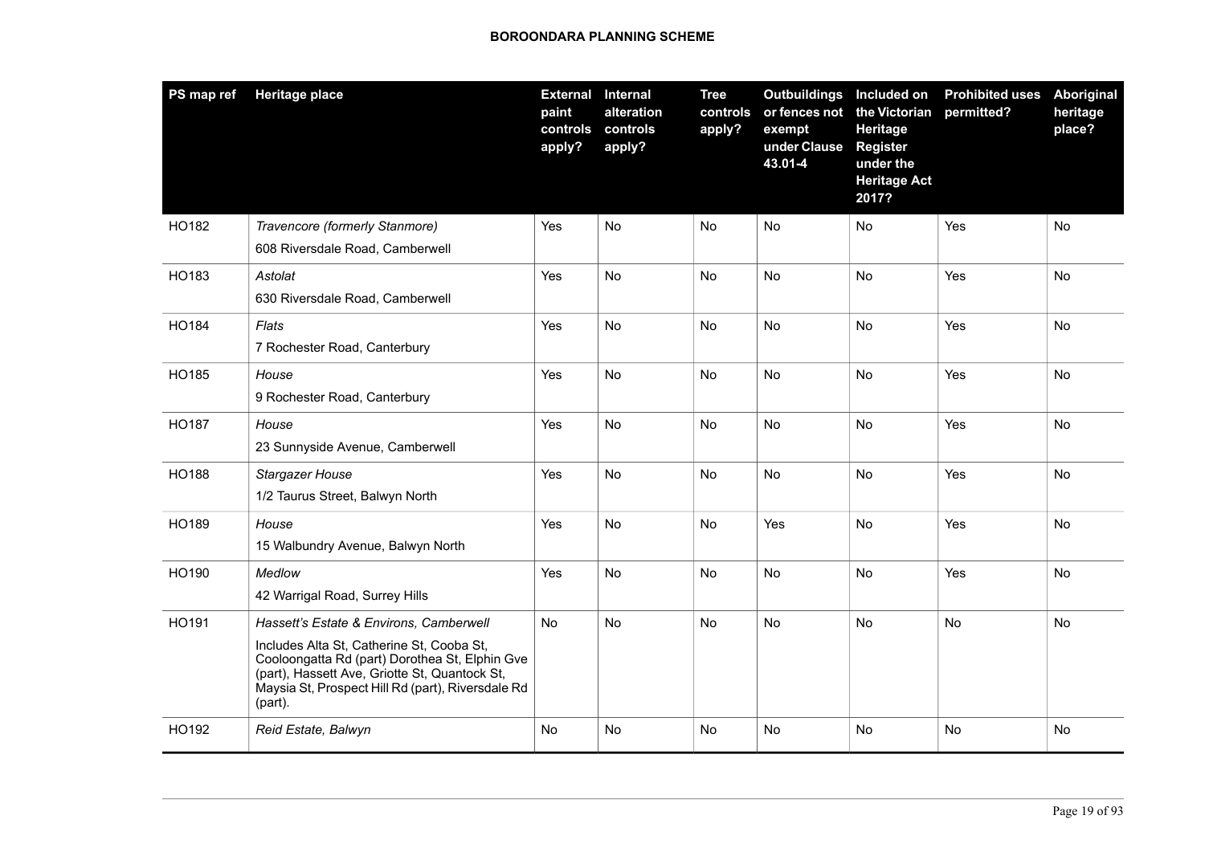| PS map ref | Heritage place | External paint controls apply? | Internal alteration controls apply? | Tree controls apply? | Outbuildings or fences not exempt under Clause 43.01-4 | Included on the Victorian Heritage Register under the Heritage Act 2017? | Prohibited uses permitted? | Aboriginal heritage place? |
|---|---|---|---|---|---|---|---|---|
| HO182 | *Travencore (formerly Stanmore)*<br>608 Riversdale Road, Camberwell | Yes | No | No | No | No | Yes | No |
| HO183 | *Astolat*<br>630 Riversdale Road, Camberwell | Yes | No | No | No | No | Yes | No |
| HO184 | *Flats*<br>7 Rochester Road, Canterbury | Yes | No | No | No | No | Yes | No |
| HO185 | *House*<br>9 Rochester Road, Canterbury | Yes | No | No | No | No | Yes | No |
| HO187 | *House*<br>23 Sunnyside Avenue, Camberwell | Yes | No | No | No | No | Yes | No |
| HO188 | *Stargazer House*<br>1/2 Taurus Street, Balwyn North | Yes | No | No | No | No | Yes | No |
| HO189 | *House*<br>15 Walbundry Avenue, Balwyn North | Yes | No | No | Yes | No | Yes | No |
| HO190 | *Medlow*<br>42 Warrigal Road, Surrey Hills | Yes | No | No | No | No | Yes | No |
| HO191 | *Hassett's Estate & Environs, Camberwell*<br>Includes Alta St, Catherine St, Cooba St, Cooloongatta Rd (part) Dorothea St, Elphin Gve (part), Hassett Ave, Griotte St, Quantock St, Maysia St, Prospect Hill Rd (part), Riversdale Rd (part). | No | No | No | No | No | No | No |
| HO192 | *Reid Estate, Balwyn* | No | No | No | No | No | No | No |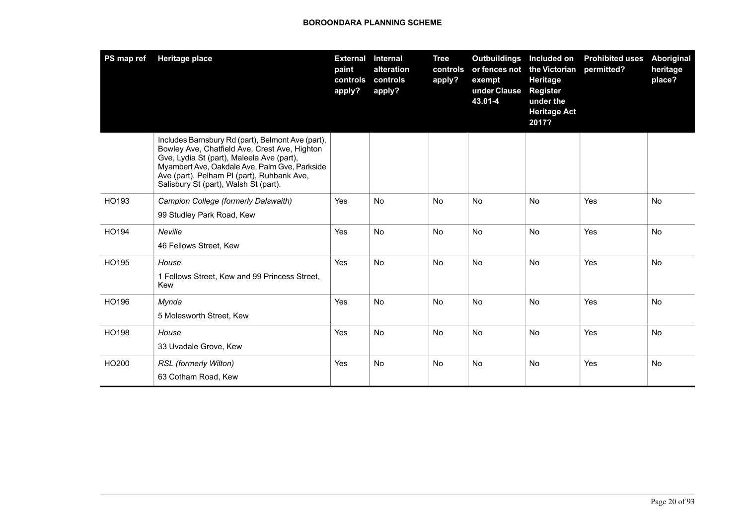| PS map ref | Heritage place | External paint controls apply? | Internal alteration controls apply? | Tree controls apply? | Outbuildings or fences not exempt under Clause 43.01-4 | Included on the Victorian Heritage Register under the Heritage Act 2017? | Prohibited uses permitted? | Aboriginal heritage place? |
|---|---|---|---|---|---|---|---|---|
| | Includes Barnsbury Rd (part), Belmont Ave (part), Bowley Ave, Chatfield Ave, Crest Ave, Highton Gve, Lydia St (part), Maleela Ave (part), Myambert Ave, Oakdale Ave, Palm Gve, Parkside Ave (part), Pelham Pl (part), Ruhbank Ave, Salisbury St (part), Walsh St (part). | | | | | | | |
| HO193 | *Campion College (formerly Dalswaith)*<br>99 Studley Park Road, Kew | Yes | No | No | No | No | Yes | No |
| HO194 | *Neville*<br>46 Fellows Street, Kew | Yes | No | No | No | No | Yes | No |
| HO195 | *House*<br>1 Fellows Street, Kew and 99 Princess Street, Kew | Yes | No | No | No | No | Yes | No |
| HO196 | *Mynda*<br>5 Molesworth Street, Kew | Yes | No | No | No | No | Yes | No |
| HO198 | *House*<br>33 Uvadale Grove, Kew | Yes | No | No | No | No | Yes | No |
| HO200 | *RSL (formerly Wilton)*<br>63 Cotham Road, Kew | Yes | No | No | No | No | Yes | No |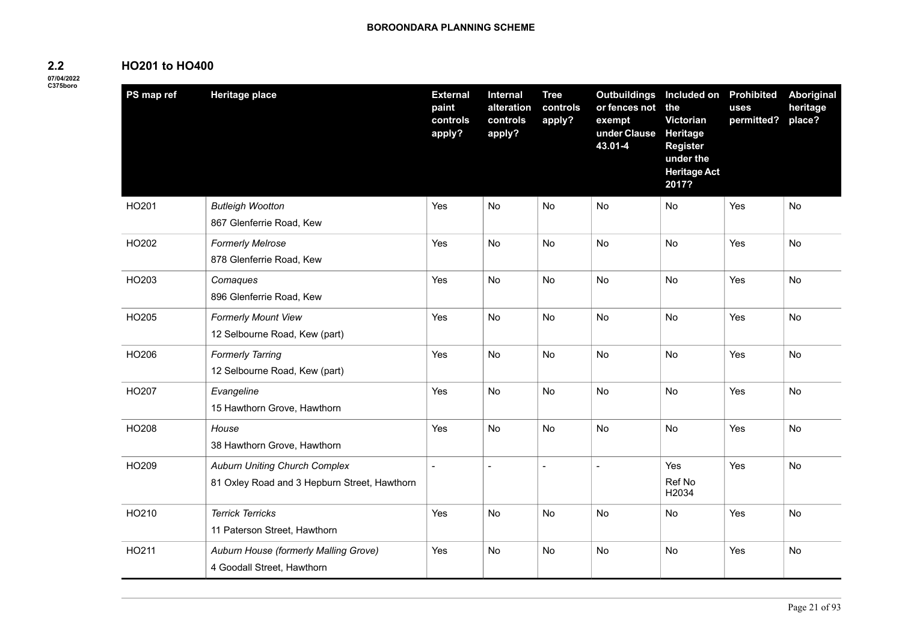## 2.2 HO201 to HO400

07/04/2022
C375boro

| PS map ref | Heritage place | External paint controls apply? | Internal alteration controls apply? | Tree controls apply? | Outbuildings or fences not exempt under Clause 43.01-4 | Included on the Victorian Heritage Register under the Heritage Act 2017? | Prohibited uses permitted? | Aboriginal heritage place? |
|---|---|---|---|---|---|---|---|---|
| HO201 | *Butleigh Wootton*<br>867 Glenferrie Road, Kew | Yes | No | No | No | No | Yes | No |
| HO202 | *Formerly Melrose*<br>878 Glenferrie Road, Kew | Yes | No | No | No | No | Yes | No |
| HO203 | *Comaques*<br>896 Glenferrie Road, Kew | Yes | No | No | No | No | Yes | No |
| HO205 | *Formerly Mount View*<br>12 Selbourne Road, Kew (part) | Yes | No | No | No | No | Yes | No |
| HO206 | *Formerly Tarring*<br>12 Selbourne Road, Kew (part) | Yes | No | No | No | No | Yes | No |
| HO207 | *Evangeline*<br>15 Hawthorn Grove, Hawthorn | Yes | No | No | No | No | Yes | No |
| HO208 | *House*<br>38 Hawthorn Grove, Hawthorn | Yes | No | No | No | No | Yes | No |
| HO209 | *Auburn Uniting Church Complex*<br>81 Oxley Road and 3 Hepburn Street, Hawthorn | - | - | - | - | Yes<br>Ref No H2034 | Yes | No |
| HO210 | *Terrick Terricks*<br>11 Paterson Street, Hawthorn | Yes | No | No | No | No | Yes | No |
| HO211 | *Auburn House (formerly Malling Grove)*<br>4 Goodall Street, Hawthorn | Yes | No | No | No | No | Yes | No |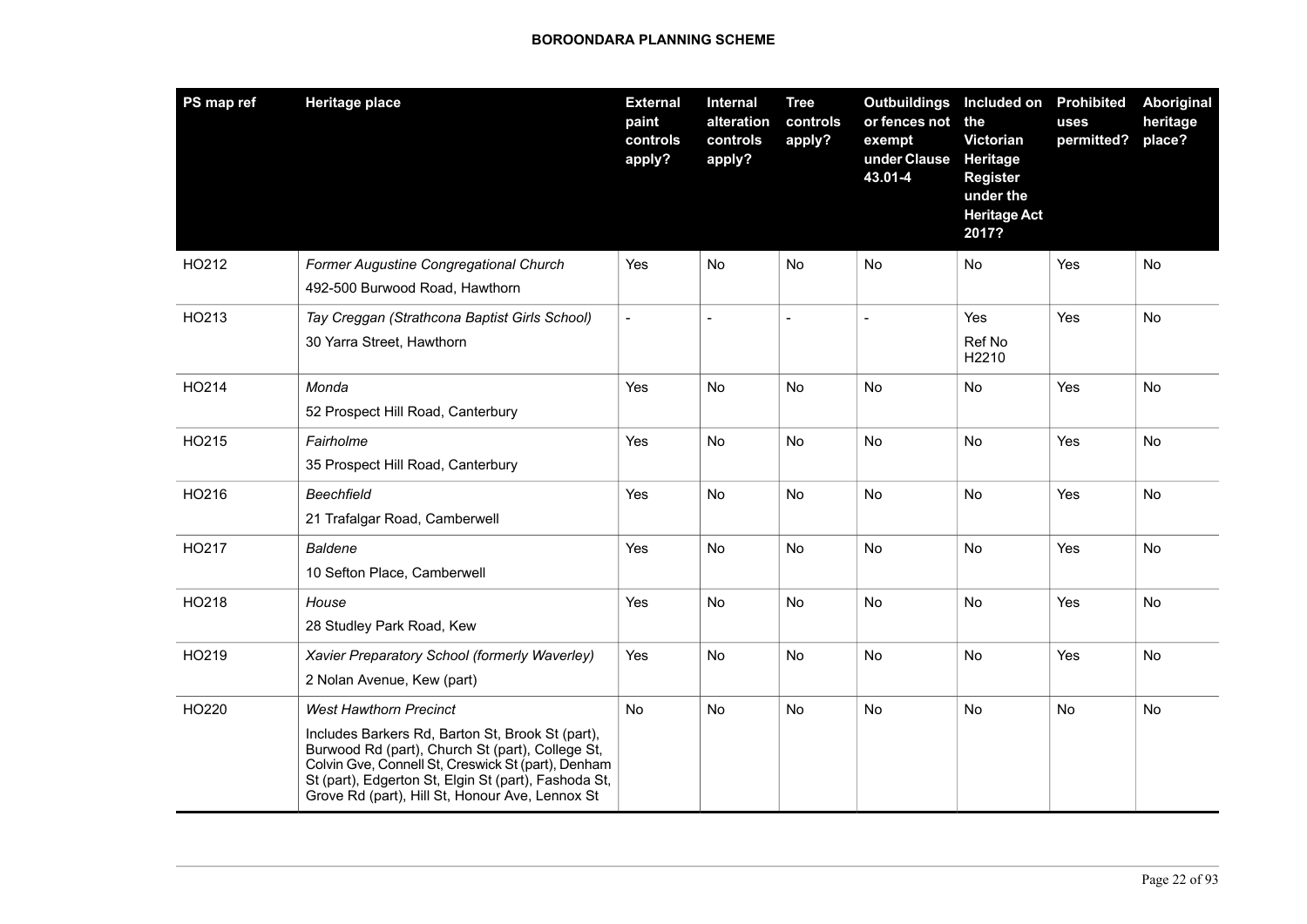| PS map ref | Heritage place | External paint controls apply? | Internal alteration controls apply? | Tree controls apply? | Outbuildings or fences not exempt under Clause 43.01-4 | Included on the Victorian Heritage Register under the Heritage Act 2017? | Prohibited uses permitted? | Aboriginal heritage place? |
|---|---|---|---|---|---|---|---|---|
| HO212 | *Former Augustine Congregational Church*<br>492-500 Burwood Road, Hawthorn | Yes | No | No | No | No | Yes | No |
| HO213 | *Tay Creggan (Strathcona Baptist Girls School)*<br>30 Yarra Street, Hawthorn | - | - | - | - | Yes<br>Ref No H2210 | Yes | No |
| HO214 | *Monda*<br>52 Prospect Hill Road, Canterbury | Yes | No | No | No | No | Yes | No |
| HO215 | *Fairholme*<br>35 Prospect Hill Road, Canterbury | Yes | No | No | No | No | Yes | No |
| HO216 | *Beechfield*<br>21 Trafalgar Road, Camberwell | Yes | No | No | No | No | Yes | No |
| HO217 | *Baldene*<br>10 Sefton Place, Camberwell | Yes | No | No | No | No | Yes | No |
| HO218 | *House*<br>28 Studley Park Road, Kew | Yes | No | No | No | No | Yes | No |
| HO219 | *Xavier Preparatory School (formerly Waverley)*<br>2 Nolan Avenue, Kew (part) | Yes | No | No | No | No | Yes | No |
| HO220 | *West Hawthorn Precinct*<br>Includes Barkers Rd, Barton St, Brook St (part), Burwood Rd (part), Church St (part), College St, Colvin Gve, Connell St, Creswick St (part), Denham St (part), Edgerton St, Elgin St (part), Fashoda St, Grove Rd (part), Hill St, Honour Ave, Lennox St | No | No | No | No | No | No | No |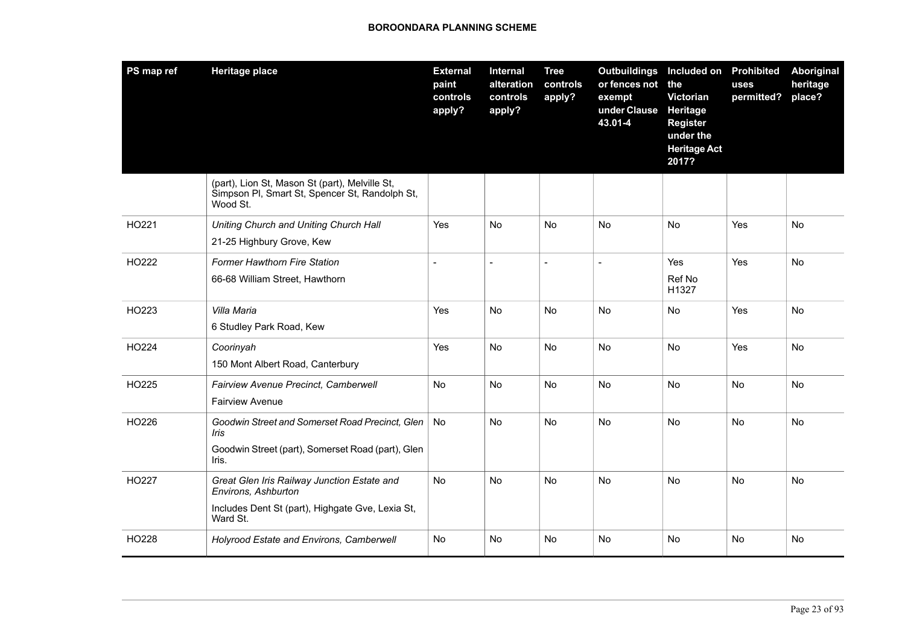| PS map ref | Heritage place | External paint controls apply? | Internal alteration controls apply? | Tree controls apply? | Outbuildings or fences not exempt under Clause 43.01-4 | Included on the Victorian Heritage Register under the Heritage Act 2017? | Prohibited uses permitted? | Aboriginal heritage place? |
|---|---|---|---|---|---|---|---|---|
| | (part), Lion St, Mason St (part), Melville St, Simpson Pl, Smart St, Spencer St, Randolph St, Wood St. | | | | | | | |
| HO221 | *Uniting Church and Uniting Church Hall*<br>21-25 Highbury Grove, Kew | Yes | No | No | No | No | Yes | No |
| HO222 | *Former Hawthorn Fire Station*<br>66-68 William Street, Hawthorn | - | - | - | - | Yes<br>Ref No H1327 | Yes | No |
| HO223 | *Villa Maria*<br>6 Studley Park Road, Kew | Yes | No | No | No | No | Yes | No |
| HO224 | *Coorinyah*<br>150 Mont Albert Road, Canterbury | Yes | No | No | No | No | Yes | No |
| HO225 | *Fairview Avenue Precinct, Camberwell*<br>Fairview Avenue | No | No | No | No | No | No | No |
| HO226 | *Goodwin Street and Somerset Road Precinct, Glen Iris*<br>Goodwin Street (part), Somerset Road (part), Glen Iris. | No | No | No | No | No | No | No |
| HO227 | *Great Glen Iris Railway Junction Estate and Environs, Ashburton*<br>Includes Dent St (part), Highgate Gve, Lexia St, Ward St. | No | No | No | No | No | No | No |
| HO228 | *Holyrood Estate and Environs, Camberwell* | No | No | No | No | No | No | No |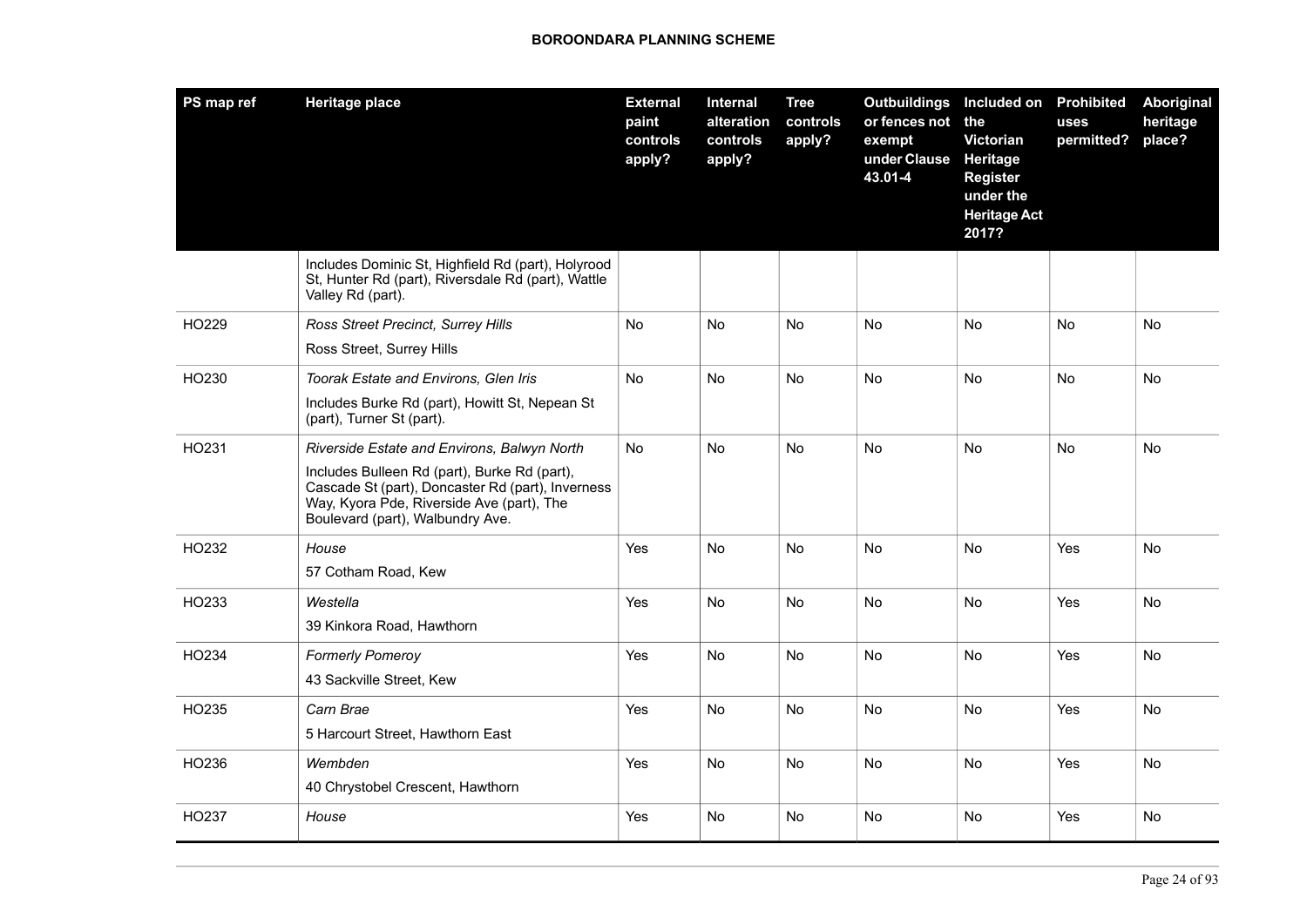| PS map ref | Heritage place | External paint controls apply? | Internal alteration controls apply? | Tree controls apply? | Outbuildings or fences not exempt under Clause 43.01-4 | Included on the Victorian Heritage Register under the Heritage Act 2017? | Prohibited uses permitted? | Aboriginal heritage place? |
|---|---|---|---|---|---|---|---|---|
| | Includes Dominic St, Highfield Rd (part), Holyrood St, Hunter Rd (part), Riversdale Rd (part), Wattle Valley Rd (part). | | | | | | | |
| HO229 | *Ross Street Precinct, Surrey Hills*<br>Ross Street, Surrey Hills | No | No | No | No | No | No | No |
| HO230 | *Toorak Estate and Environs, Glen Iris*<br>Includes Burke Rd (part), Howitt St, Nepean St (part), Turner St (part). | No | No | No | No | No | No | No |
| HO231 | *Riverside Estate and Environs, Balwyn North*<br>Includes Bulleen Rd (part), Burke Rd (part), Cascade St (part), Doncaster Rd (part), Inverness Way, Kyora Pde, Riverside Ave (part), The Boulevard (part), Walbundry Ave. | No | No | No | No | No | No | No |
| HO232 | *House*<br>57 Cotham Road, Kew | Yes | No | No | No | No | Yes | No |
| HO233 | *Westella*<br>39 Kinkora Road, Hawthorn | Yes | No | No | No | No | Yes | No |
| HO234 | *Formerly Pomeroy*<br>43 Sackville Street, Kew | Yes | No | No | No | No | Yes | No |
| HO235 | *Carn Brae*<br>5 Harcourt Street, Hawthorn East | Yes | No | No | No | No | Yes | No |
| HO236 | *Wembden*<br>40 Chrystobel Crescent, Hawthorn | Yes | No | No | No | No | Yes | No |
| HO237 | *House* | Yes | No | No | No | No | Yes | No |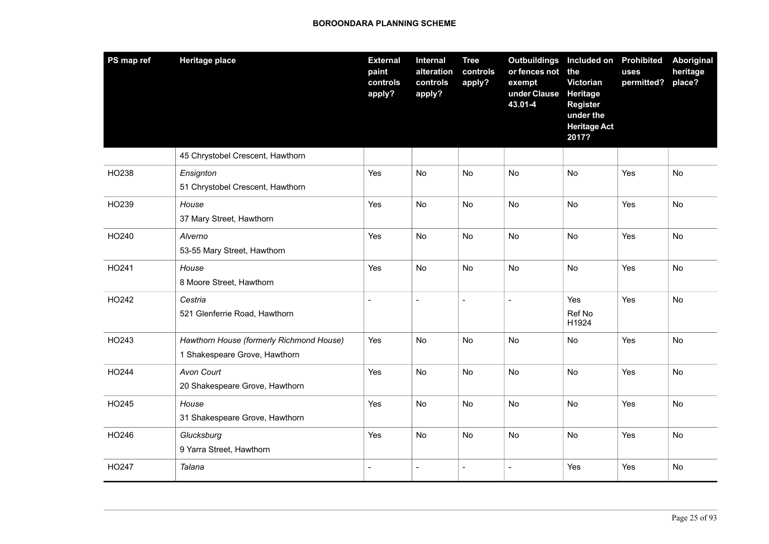| PS map ref | Heritage place | External paint controls apply? | Internal alteration controls apply? | Tree controls apply? | Outbuildings or fences not exempt under Clause 43.01-4 | Included on the Victorian Heritage Register under the Heritage Act 2017? | Prohibited uses permitted? | Aboriginal heritage place? |
|---|---|---|---|---|---|---|---|---|
| | 45 Chrystobel Crescent, Hawthorn | | | | | | | |
| HO238 | *Ensignton*<br>51 Chrystobel Crescent, Hawthorn | Yes | No | No | No | No | Yes | No |
| HO239 | *House*<br>37 Mary Street, Hawthorn | Yes | No | No | No | No | Yes | No |
| HO240 | *Alverno*<br>53-55 Mary Street, Hawthorn | Yes | No | No | No | No | Yes | No |
| HO241 | *House*<br>8 Moore Street, Hawthorn | Yes | No | No | No | No | Yes | No |
| HO242 | *Cestria*<br>521 Glenferrie Road, Hawthorn | - | - | - | - | Yes<br>Ref No H1924 | Yes | No |
| HO243 | *Hawthorn House (formerly Richmond House)*<br>1 Shakespeare Grove, Hawthorn | Yes | No | No | No | No | Yes | No |
| HO244 | *Avon Court*<br>20 Shakespeare Grove, Hawthorn | Yes | No | No | No | No | Yes | No |
| HO245 | *House*<br>31 Shakespeare Grove, Hawthorn | Yes | No | No | No | No | Yes | No |
| HO246 | *Glucksburg*<br>9 Yarra Street, Hawthorn | Yes | No | No | No | No | Yes | No |
| HO247 | *Talana* | - | - | - | - | Yes | Yes | No |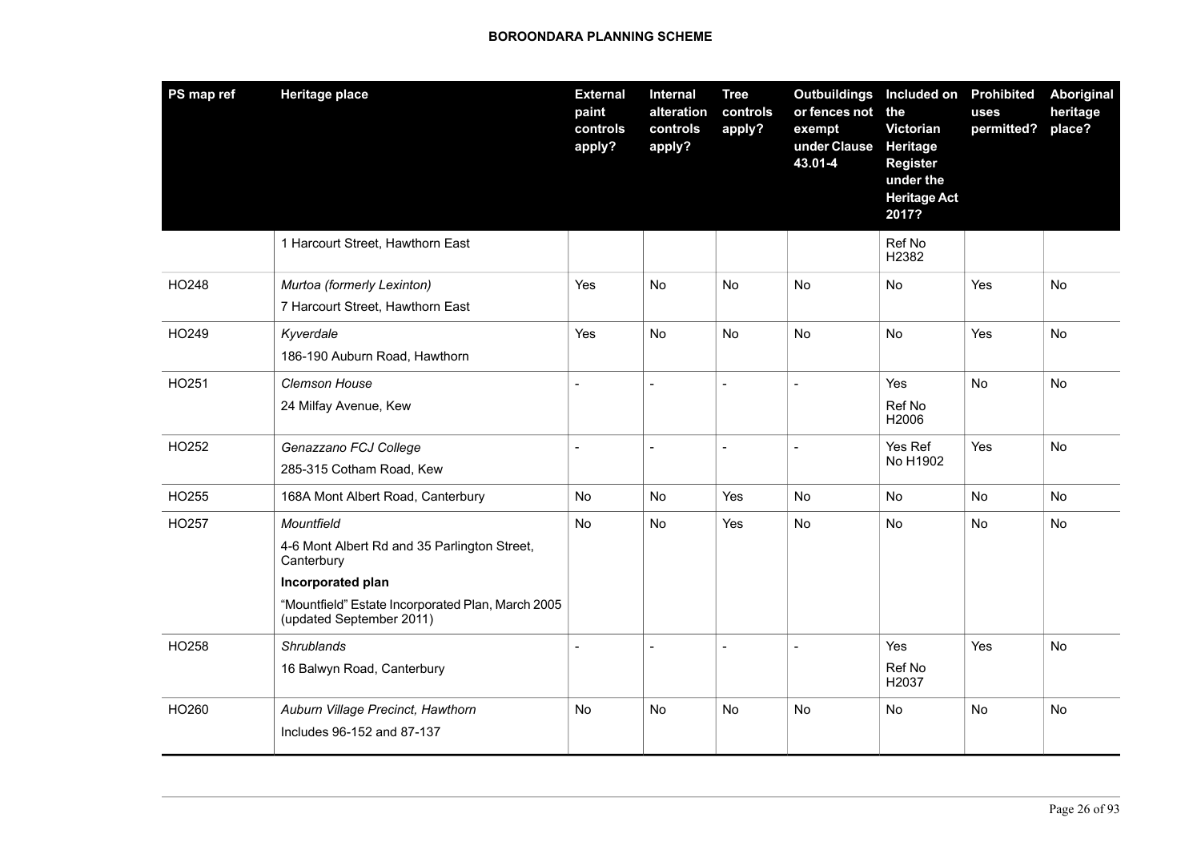| PS map ref | Heritage place | External paint controls apply? | Internal alteration controls apply? | Tree controls apply? | Outbuildings or fences not exempt under Clause 43.01-4 | Included on the Victorian Heritage Register under the Heritage Act 2017? | Prohibited uses permitted? | Aboriginal heritage place? |
|---|---|---|---|---|---|---|---|---|
| | 1 Harcourt Street, Hawthorn East | | | | | Ref No H2382 | | |
| HO248 | *Murtoa (formerly Lexinton)*<br>7 Harcourt Street, Hawthorn East | Yes | No | No | No | No | Yes | No |
| HO249 | *Kyverdale*<br>186-190 Auburn Road, Hawthorn | Yes | No | No | No | No | Yes | No |
| HO251 | *Clemson House*<br>24 Milfay Avenue, Kew | - | - | - | - | Yes<br>Ref No H2006 | No | No |
| HO252 | *Genazzano FCJ College*<br>285-315 Cotham Road, Kew | - | - | - | - | Yes Ref No H1902 | Yes | No |
| HO255 | 168A Mont Albert Road, Canterbury | No | No | Yes | No | No | No | No |
| HO257 | *Mountfield*<br>4-6 Mont Albert Rd and 35 Parlington Street, Canterbury<br>**Incorporated plan**<br>"Mountfield" Estate Incorporated Plan, March 2005 (updated September 2011) | No | No | Yes | No | No | No | No |
| HO258 | *Shrublands*<br>16 Balwyn Road, Canterbury | - | - | - | - | Yes<br>Ref No H2037 | Yes | No |
| HO260 | *Auburn Village Precinct, Hawthorn*<br>Includes 96-152 and 87-137 | No | No | No | No | No | No | No |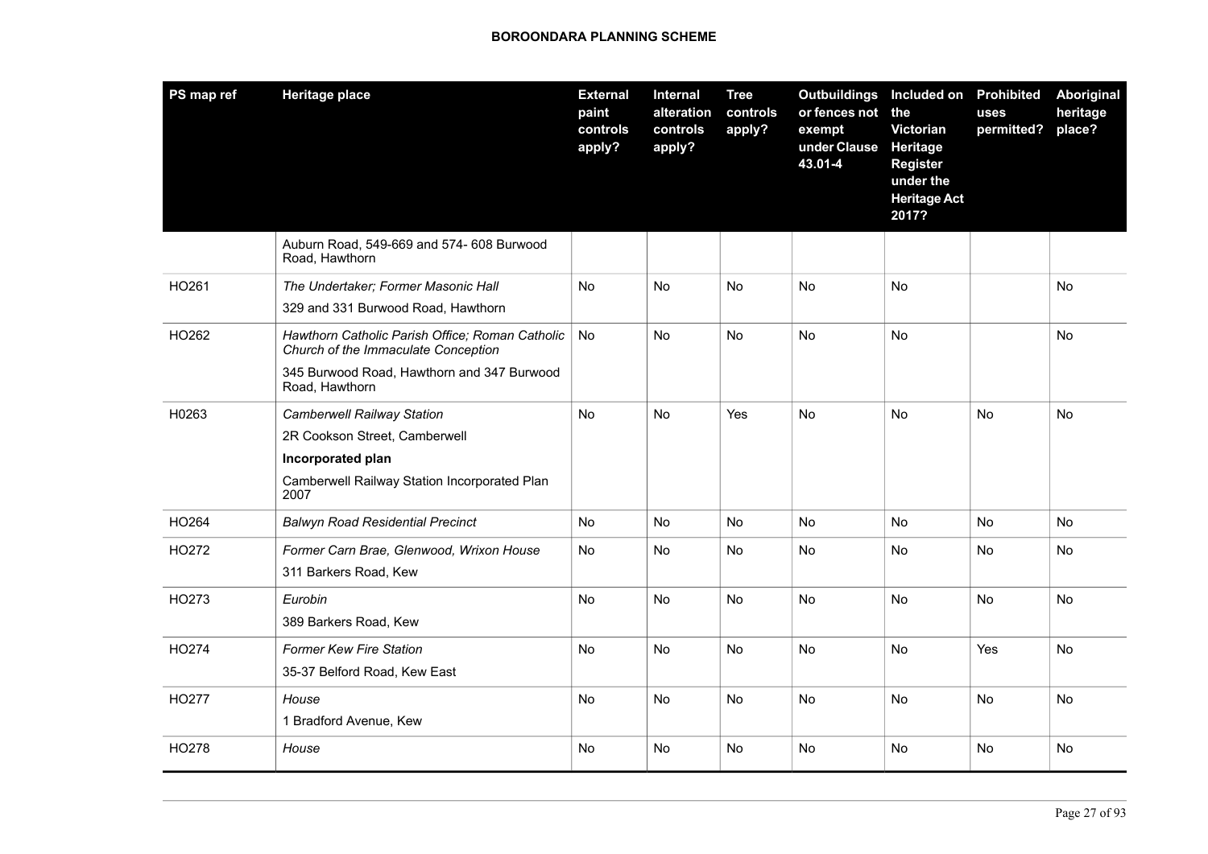| PS map ref | Heritage place | External paint controls apply? | Internal alteration controls apply? | Tree controls apply? | Outbuildings or fences not exempt under Clause 43.01-4 | Included on the Victorian Heritage Register under the Heritage Act 2017? | Prohibited uses permitted? | Aboriginal heritage place? |
|---|---|---|---|---|---|---|---|---|
| | Auburn Road, 549-669 and 574- 608 Burwood Road, Hawthorn | | | | | | | |
| HO261 | *The Undertaker; Former Masonic Hall*<br>329 and 331 Burwood Road, Hawthorn | No | No | No | No | No | | No |
| HO262 | *Hawthorn Catholic Parish Office; Roman Catholic Church of the Immaculate Conception*<br>345 Burwood Road, Hawthorn and 347 Burwood Road, Hawthorn | No | No | No | No | No | | No |
| H0263 | *Camberwell Railway Station*<br>2R Cookson Street, Camberwell<br>**Incorporated plan**<br>Camberwell Railway Station Incorporated Plan 2007 | No | No | Yes | No | No | No | No |
| HO264 | *Balwyn Road Residential Precinct* | No | No | No | No | No | No | No |
| HO272 | *Former Carn Brae, Glenwood, Wrixon House*<br>311 Barkers Road, Kew | No | No | No | No | No | No | No |
| HO273 | *Eurobin*<br>389 Barkers Road, Kew | No | No | No | No | No | No | No |
| HO274 | *Former Kew Fire Station*<br>35-37 Belford Road, Kew East | No | No | No | No | No | Yes | No |
| HO277 | *House*<br>1 Bradford Avenue, Kew | No | No | No | No | No | No | No |
| HO278 | *House* | No | No | No | No | No | No | No |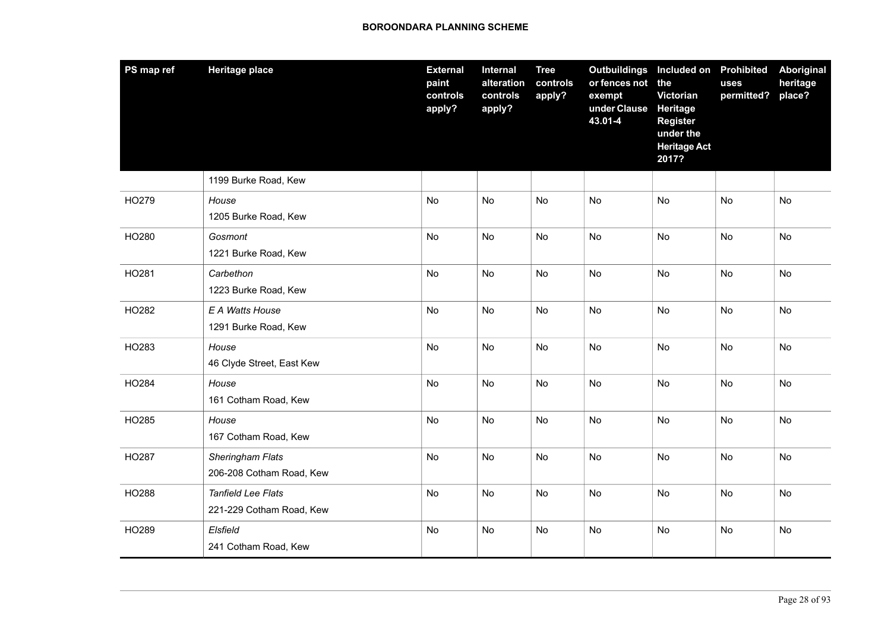| PS map ref | Heritage place | External paint controls apply? | Internal alteration controls apply? | Tree controls apply? | Outbuildings or fences not exempt under Clause 43.01-4 | Included on the Victorian Heritage Register under the Heritage Act 2017? | Prohibited uses permitted? | Aboriginal heritage place? |
|---|---|---|---|---|---|---|---|---|
| | 1199 Burke Road, Kew | | | | | | | |
| HO279 | *House*<br>1205 Burke Road, Kew | No | No | No | No | No | No | No |
| HO280 | *Gosmont*<br>1221 Burke Road, Kew | No | No | No | No | No | No | No |
| HO281 | *Carbethon*<br>1223 Burke Road, Kew | No | No | No | No | No | No | No |
| HO282 | *E A Watts House*<br>1291 Burke Road, Kew | No | No | No | No | No | No | No |
| HO283 | *House*<br>46 Clyde Street, East Kew | No | No | No | No | No | No | No |
| HO284 | *House*<br>161 Cotham Road, Kew | No | No | No | No | No | No | No |
| HO285 | *House*<br>167 Cotham Road, Kew | No | No | No | No | No | No | No |
| HO287 | *Sheringham Flats*<br>206-208 Cotham Road, Kew | No | No | No | No | No | No | No |
| HO288 | *Tanfield Lee Flats*<br>221-229 Cotham Road, Kew | No | No | No | No | No | No | No |
| HO289 | *Elsfield*<br>241 Cotham Road, Kew | No | No | No | No | No | No | No |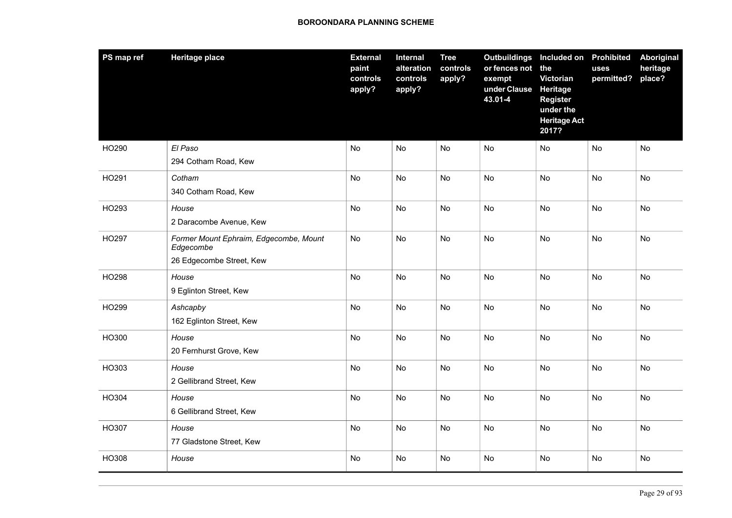| PS map ref | Heritage place | External paint controls apply? | Internal alteration controls apply? | Tree controls apply? | Outbuildings or fences not exempt under Clause 43.01-4 | Included on the Victorian Heritage Register under the Heritage Act 2017? | Prohibited uses permitted? | Aboriginal heritage place? |
|---|---|---|---|---|---|---|---|---|
| HO290 | *El Paso*<br>294 Cotham Road, Kew | No | No | No | No | No | No | No |
| HO291 | *Cotham*<br>340 Cotham Road, Kew | No | No | No | No | No | No | No |
| HO293 | *House*<br>2 Daracombe Avenue, Kew | No | No | No | No | No | No | No |
| HO297 | *Former Mount Ephraim, Edgecombe, Mount Edgecombe*<br>26 Edgecombe Street, Kew | No | No | No | No | No | No | No |
| HO298 | *House*<br>9 Eglinton Street, Kew | No | No | No | No | No | No | No |
| HO299 | *Ashcapby*<br>162 Eglinton Street, Kew | No | No | No | No | No | No | No |
| HO300 | *House*<br>20 Fernhurst Grove, Kew | No | No | No | No | No | No | No |
| HO303 | *House*<br>2 Gellibrand Street, Kew | No | No | No | No | No | No | No |
| HO304 | *House*<br>6 Gellibrand Street, Kew | No | No | No | No | No | No | No |
| HO307 | *House*<br>77 Gladstone Street, Kew | No | No | No | No | No | No | No |
| HO308 | *House* | No | No | No | No | No | No | No |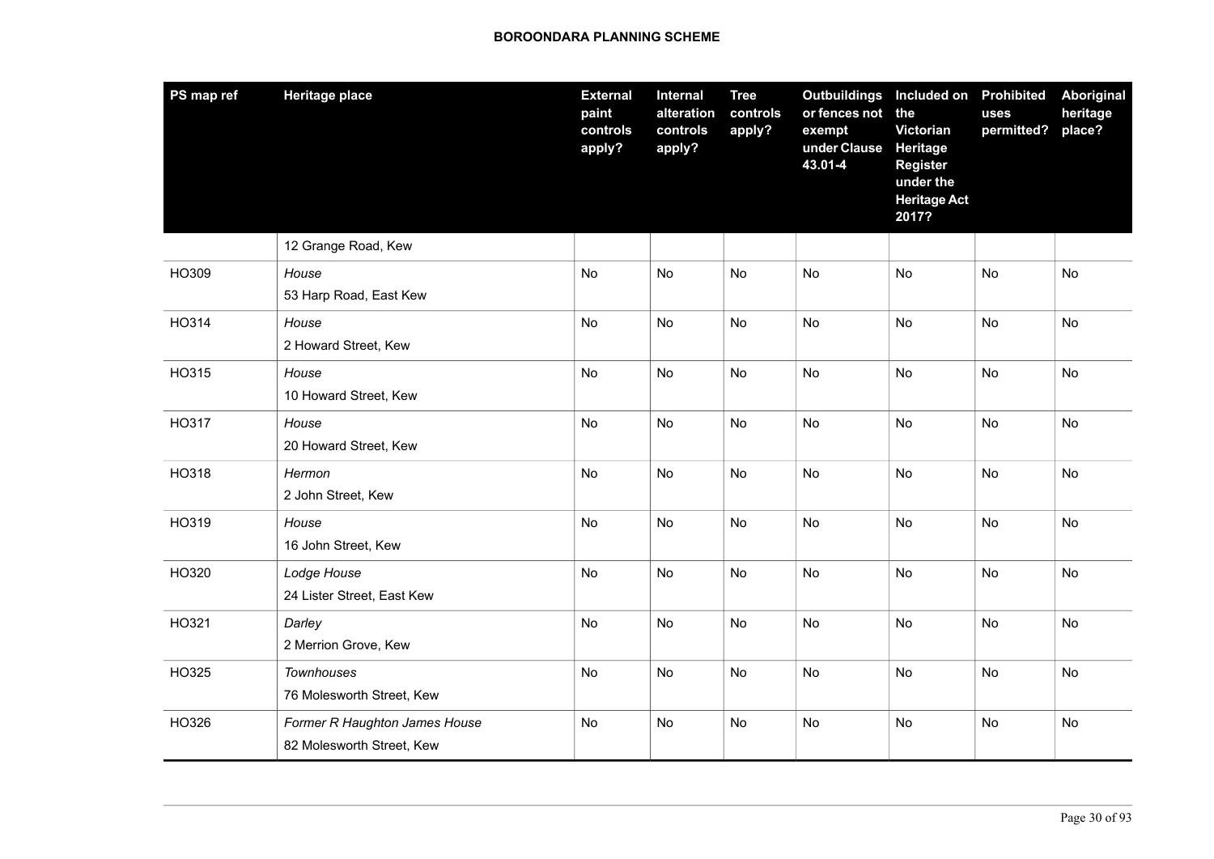| PS map ref | Heritage place | External paint controls apply? | Internal alteration controls apply? | Tree controls apply? | Outbuildings or fences not exempt under Clause 43.01-4 | Included on the Victorian Heritage Register under the Heritage Act 2017? | Prohibited uses permitted? | Aboriginal heritage place? |
|---|---|---|---|---|---|---|---|---|
| | 12 Grange Road, Kew | | | | | | | |
| HO309 | *House*<br>53 Harp Road, East Kew | No | No | No | No | No | No | No |
| HO314 | *House*<br>2 Howard Street, Kew | No | No | No | No | No | No | No |
| HO315 | *House*<br>10 Howard Street, Kew | No | No | No | No | No | No | No |
| HO317 | *House*<br>20 Howard Street, Kew | No | No | No | No | No | No | No |
| HO318 | *Hermon*<br>2 John Street, Kew | No | No | No | No | No | No | No |
| HO319 | *House*<br>16 John Street, Kew | No | No | No | No | No | No | No |
| HO320 | *Lodge House*<br>24 Lister Street, East Kew | No | No | No | No | No | No | No |
| HO321 | *Darley*<br>2 Merrion Grove, Kew | No | No | No | No | No | No | No |
| HO325 | *Townhouses*<br>76 Molesworth Street, Kew | No | No | No | No | No | No | No |
| HO326 | *Former R Haughton James House*<br>82 Molesworth Street, Kew | No | No | No | No | No | No | No |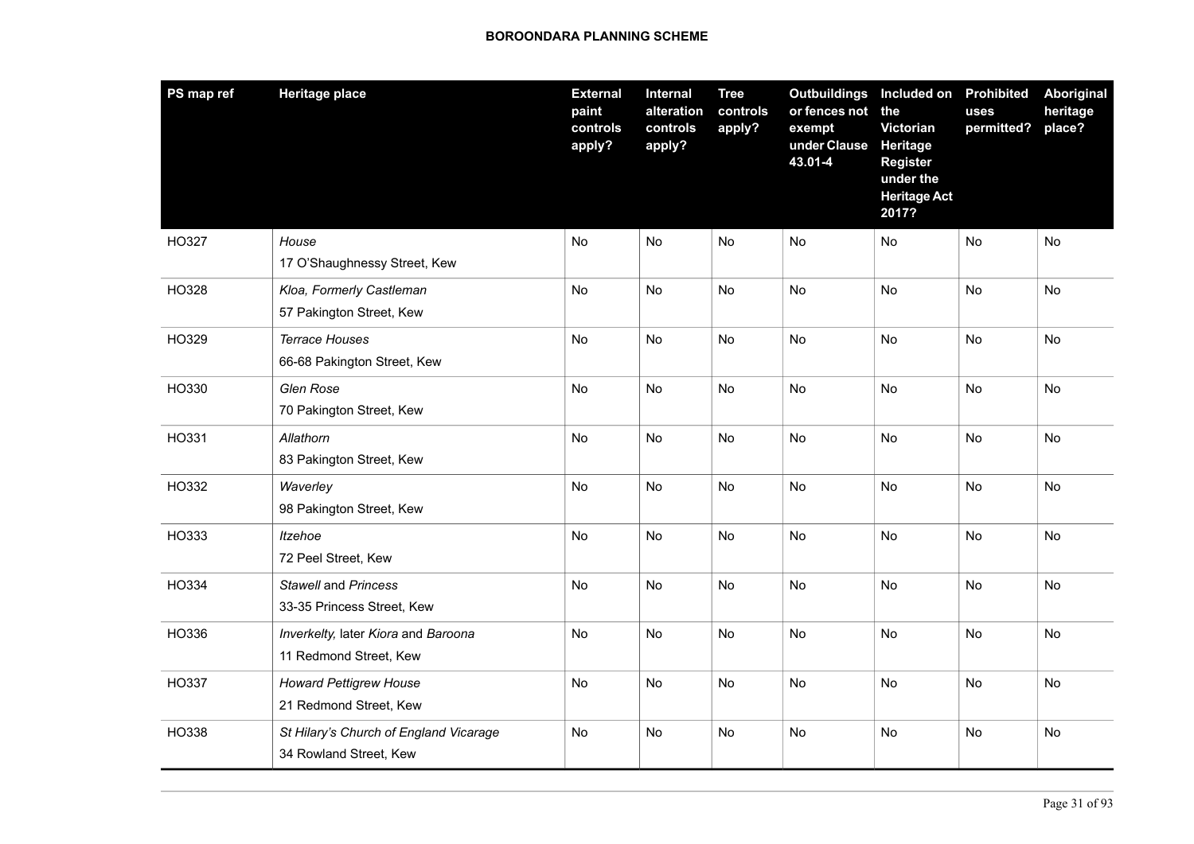| PS map ref | Heritage place | External paint controls apply? | Internal alteration controls apply? | Tree controls apply? | Outbuildings or fences not exempt under Clause 43.01-4 | Included on the Victorian Heritage Register under the Heritage Act 2017? | Prohibited uses permitted? | Aboriginal heritage place? |
|---|---|---|---|---|---|---|---|---|
| HO327 | *House*<br>17 O'Shaughnessy Street, Kew | No | No | No | No | No | No | No |
| HO328 | *Kloa, Formerly Castleman*<br>57 Pakington Street, Kew | No | No | No | No | No | No | No |
| HO329 | *Terrace Houses*<br>66-68 Pakington Street, Kew | No | No | No | No | No | No | No |
| HO330 | *Glen Rose*<br>70 Pakington Street, Kew | No | No | No | No | No | No | No |
| HO331 | *Allathorn*<br>83 Pakington Street, Kew | No | No | No | No | No | No | No |
| HO332 | *Waverley*<br>98 Pakington Street, Kew | No | No | No | No | No | No | No |
| HO333 | *Itzehoe*<br>72 Peel Street, Kew | No | No | No | No | No | No | No |
| HO334 | *Stawell* and *Princess*<br>33-35 Princess Street, Kew | No | No | No | No | No | No | No |
| HO336 | *Inverkelty,* later *Kiora* and *Baroona*<br>11 Redmond Street, Kew | No | No | No | No | No | No | No |
| HO337 | *Howard Pettigrew House*<br>21 Redmond Street, Kew | No | No | No | No | No | No | No |
| HO338 | *St Hilary's Church of England Vicarage*<br>34 Rowland Street, Kew | No | No | No | No | No | No | No |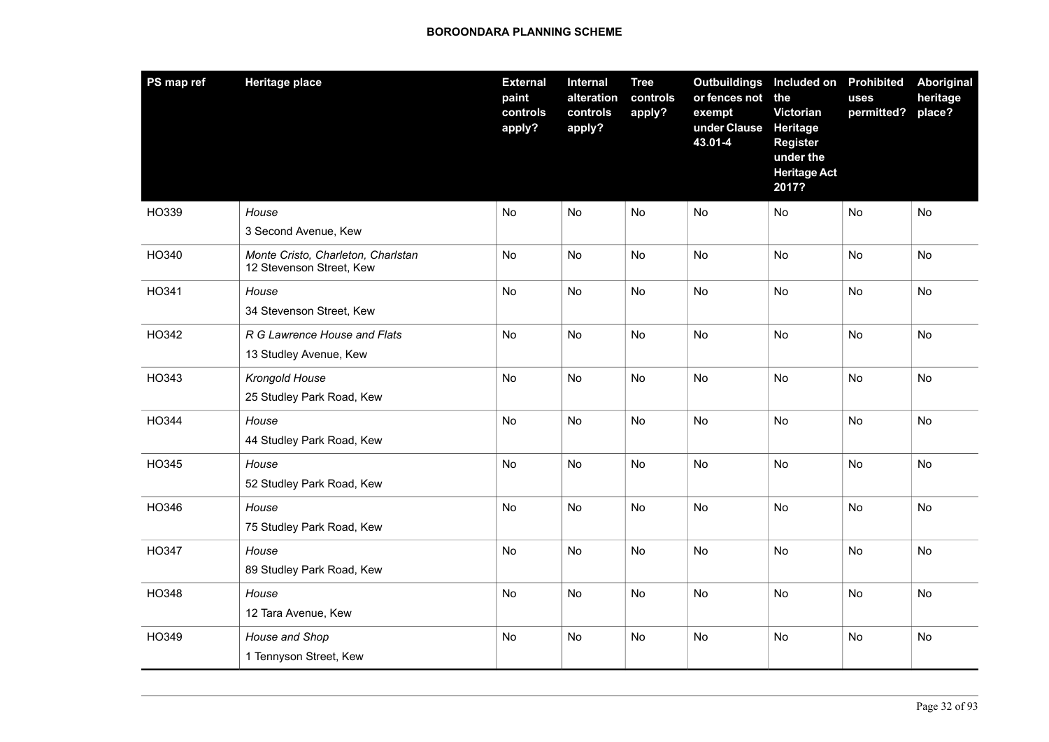| PS map ref | Heritage place | External paint controls apply? | Internal alteration controls apply? | Tree controls apply? | Outbuildings or fences not exempt under Clause 43.01-4 | Included on the Victorian Heritage Register under the Heritage Act 2017? | Prohibited uses permitted? | Aboriginal heritage place? |
|---|---|---|---|---|---|---|---|---|
| HO339 | *House*<br>3 Second Avenue, Kew | No | No | No | No | No | No | No |
| HO340 | *Monte Cristo, Charleton, Charlstan*<br>12 Stevenson Street, Kew | No | No | No | No | No | No | No |
| HO341 | *House*<br>34 Stevenson Street, Kew | No | No | No | No | No | No | No |
| HO342 | *R G Lawrence House and Flats*<br>13 Studley Avenue, Kew | No | No | No | No | No | No | No |
| HO343 | *Krongold House*<br>25 Studley Park Road, Kew | No | No | No | No | No | No | No |
| HO344 | *House*<br>44 Studley Park Road, Kew | No | No | No | No | No | No | No |
| HO345 | *House*<br>52 Studley Park Road, Kew | No | No | No | No | No | No | No |
| HO346 | *House*<br>75 Studley Park Road, Kew | No | No | No | No | No | No | No |
| HO347 | *House*<br>89 Studley Park Road, Kew | No | No | No | No | No | No | No |
| HO348 | *House*<br>12 Tara Avenue, Kew | No | No | No | No | No | No | No |
| HO349 | *House and Shop*<br>1 Tennyson Street, Kew | No | No | No | No | No | No | No |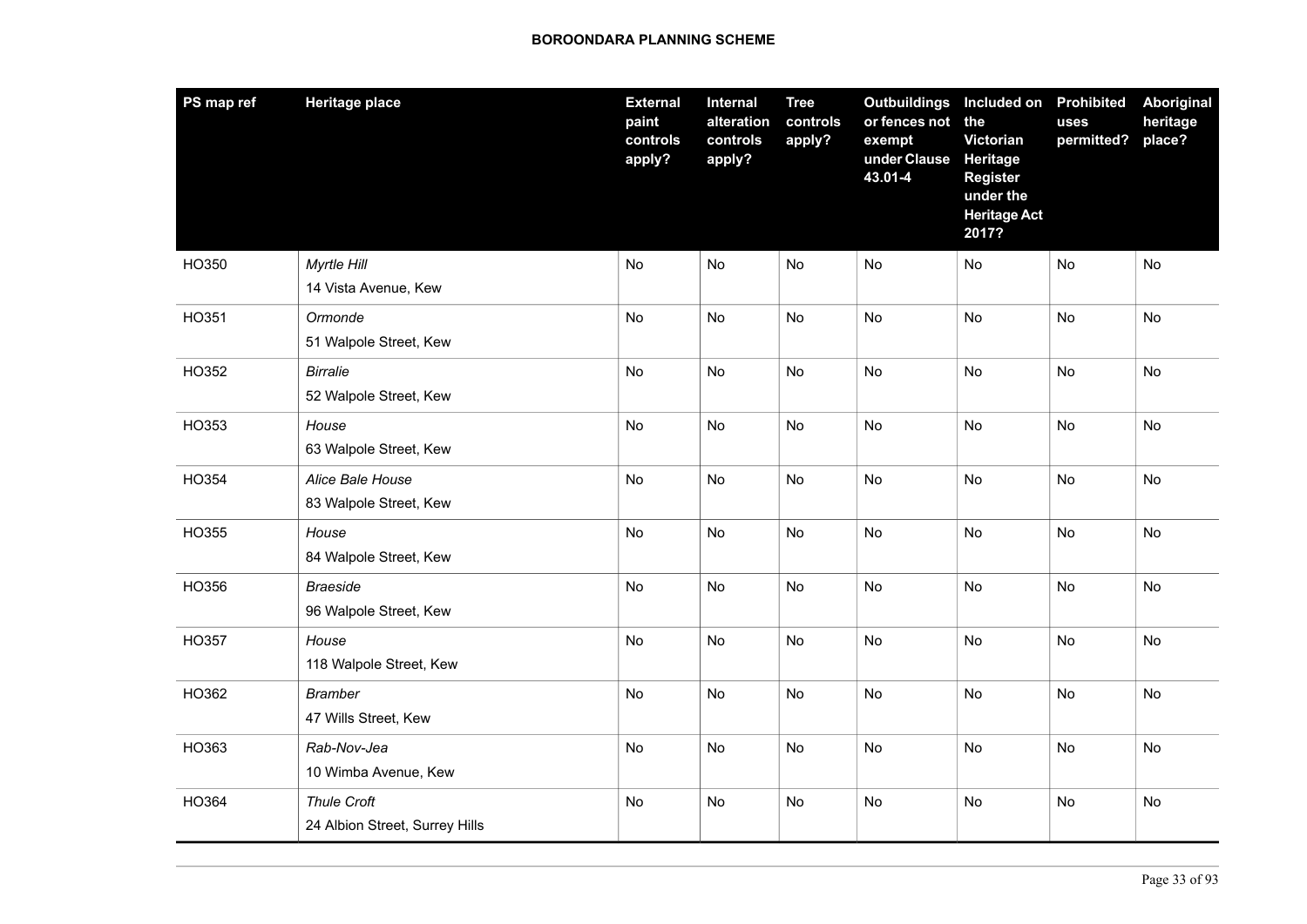| PS map ref | Heritage place | External paint controls apply? | Internal alteration controls apply? | Tree controls apply? | Outbuildings or fences not exempt under Clause 43.01-4 | Included on the Victorian Heritage Register under the Heritage Act 2017? | Prohibited uses permitted? | Aboriginal heritage place? |
|---|---|---|---|---|---|---|---|---|
| HO350 | *Myrtle Hill*<br>14 Vista Avenue, Kew | No | No | No | No | No | No | No |
| HO351 | *Ormonde*<br>51 Walpole Street, Kew | No | No | No | No | No | No | No |
| HO352 | *Birralie*<br>52 Walpole Street, Kew | No | No | No | No | No | No | No |
| HO353 | *House*<br>63 Walpole Street, Kew | No | No | No | No | No | No | No |
| HO354 | *Alice Bale House*<br>83 Walpole Street, Kew | No | No | No | No | No | No | No |
| HO355 | *House*<br>84 Walpole Street, Kew | No | No | No | No | No | No | No |
| HO356 | *Braeside*<br>96 Walpole Street, Kew | No | No | No | No | No | No | No |
| HO357 | *House*<br>118 Walpole Street, Kew | No | No | No | No | No | No | No |
| HO362 | *Bramber*<br>47 Wills Street, Kew | No | No | No | No | No | No | No |
| HO363 | *Rab-Nov-Jea*<br>10 Wimba Avenue, Kew | No | No | No | No | No | No | No |
| HO364 | *Thule Croft*<br>24 Albion Street, Surrey Hills | No | No | No | No | No | No | No |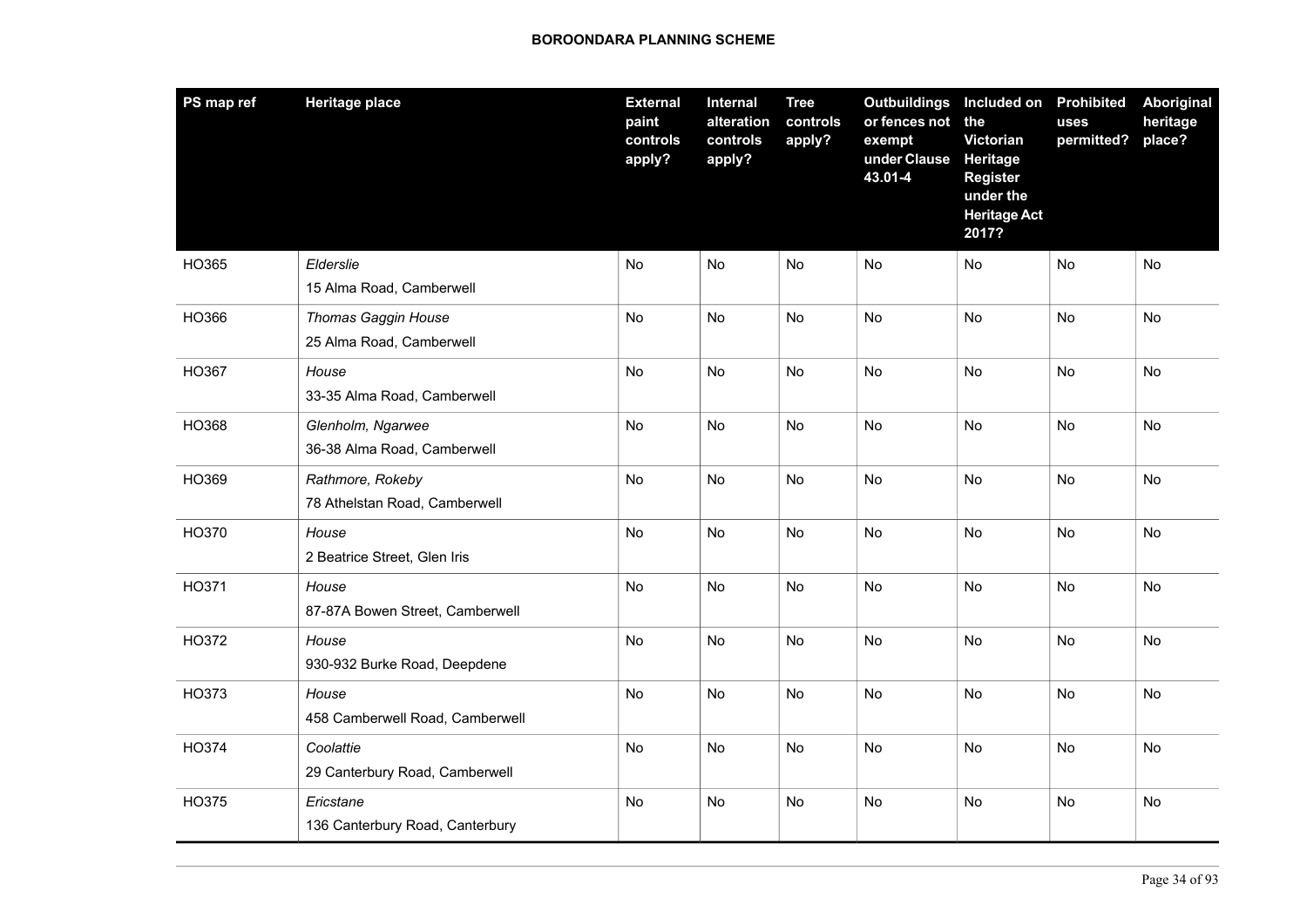| PS map ref | Heritage place | External paint controls apply? | Internal alteration controls apply? | Tree controls apply? | Outbuildings or fences not exempt under Clause 43.01-4 | Included on the Victorian Heritage Register under the Heritage Act 2017? | Prohibited uses permitted? | Aboriginal heritage place? |
|---|---|---|---|---|---|---|---|---|
| HO365 | *Elderslie*<br>15 Alma Road, Camberwell | No | No | No | No | No | No | No |
| HO366 | *Thomas Gaggin House*<br>25 Alma Road, Camberwell | No | No | No | No | No | No | No |
| HO367 | *House*<br>33-35 Alma Road, Camberwell | No | No | No | No | No | No | No |
| HO368 | *Glenholm, Ngarwee*<br>36-38 Alma Road, Camberwell | No | No | No | No | No | No | No |
| HO369 | *Rathmore, Rokeby*<br>78 Athelstan Road, Camberwell | No | No | No | No | No | No | No |
| HO370 | *House*<br>2 Beatrice Street, Glen Iris | No | No | No | No | No | No | No |
| HO371 | *House*<br>87-87A Bowen Street, Camberwell | No | No | No | No | No | No | No |
| HO372 | *House*<br>930-932 Burke Road, Deepdene | No | No | No | No | No | No | No |
| HO373 | *House*<br>458 Camberwell Road, Camberwell | No | No | No | No | No | No | No |
| HO374 | *Coolattie*<br>29 Canterbury Road, Camberwell | No | No | No | No | No | No | No |
| HO375 | *Ericstane*<br>136 Canterbury Road, Canterbury | No | No | No | No | No | No | No |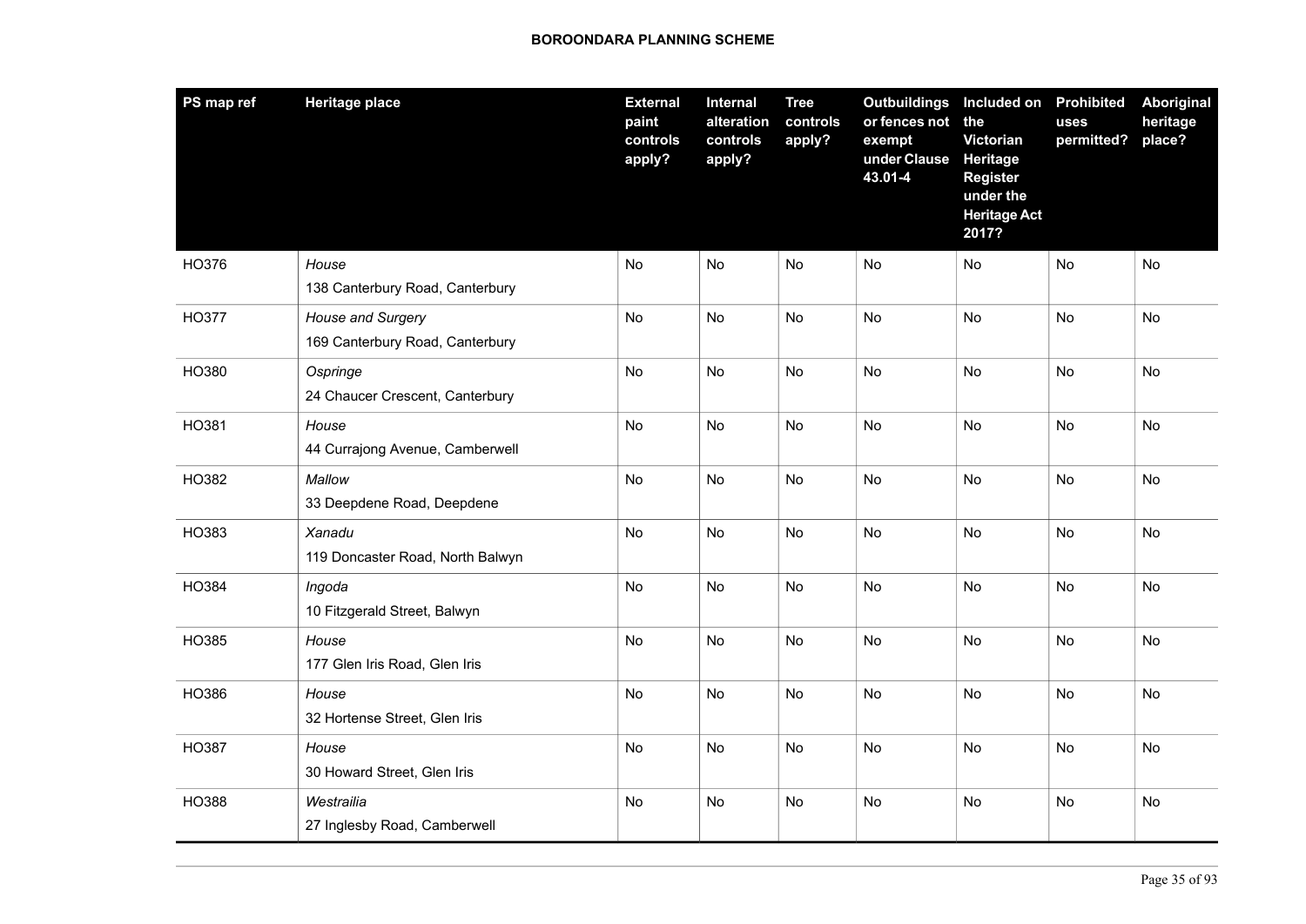| PS map ref | Heritage place | External paint controls apply? | Internal alteration controls apply? | Tree controls apply? | Outbuildings or fences not exempt under Clause 43.01-4 | Included on the Victorian Heritage Register under the Heritage Act 2017? | Prohibited uses permitted? | Aboriginal heritage place? |
|---|---|---|---|---|---|---|---|---|
| HO376 | *House*<br>138 Canterbury Road, Canterbury | No | No | No | No | No | No | No |
| HO377 | *House and Surgery*<br>169 Canterbury Road, Canterbury | No | No | No | No | No | No | No |
| HO380 | *Ospringe*<br>24 Chaucer Crescent, Canterbury | No | No | No | No | No | No | No |
| HO381 | *House*<br>44 Currajong Avenue, Camberwell | No | No | No | No | No | No | No |
| HO382 | *Mallow*<br>33 Deepdene Road, Deepdene | No | No | No | No | No | No | No |
| HO383 | *Xanadu*<br>119 Doncaster Road, North Balwyn | No | No | No | No | No | No | No |
| HO384 | *Ingoda*<br>10 Fitzgerald Street, Balwyn | No | No | No | No | No | No | No |
| HO385 | *House*<br>177 Glen Iris Road, Glen Iris | No | No | No | No | No | No | No |
| HO386 | *House*<br>32 Hortense Street, Glen Iris | No | No | No | No | No | No | No |
| HO387 | *House*<br>30 Howard Street, Glen Iris | No | No | No | No | No | No | No |
| HO388 | *Westrailia*<br>27 Inglesby Road, Camberwell | No | No | No | No | No | No | No |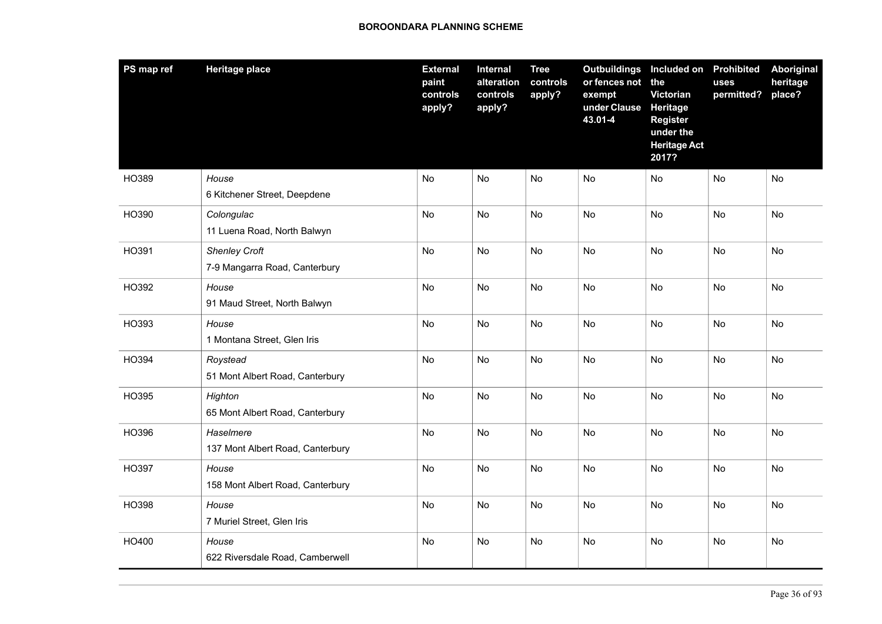| PS map ref | Heritage place | External paint controls apply? | Internal alteration controls apply? | Tree controls apply? | Outbuildings or fences not exempt under Clause 43.01-4 | Included on the Victorian Heritage Register under the Heritage Act 2017? | Prohibited uses permitted? | Aboriginal heritage place? |
|---|---|---|---|---|---|---|---|---|
| HO389 | *House*<br>6 Kitchener Street, Deepdene | No | No | No | No | No | No | No |
| HO390 | *Colongulac*<br>11 Luena Road, North Balwyn | No | No | No | No | No | No | No |
| HO391 | *Shenley Croft*<br>7-9 Mangarra Road, Canterbury | No | No | No | No | No | No | No |
| HO392 | *House*<br>91 Maud Street, North Balwyn | No | No | No | No | No | No | No |
| HO393 | *House*<br>1 Montana Street, Glen Iris | No | No | No | No | No | No | No |
| HO394 | *Roystead*<br>51 Mont Albert Road, Canterbury | No | No | No | No | No | No | No |
| HO395 | *Highton*<br>65 Mont Albert Road, Canterbury | No | No | No | No | No | No | No |
| HO396 | *Haselmere*<br>137 Mont Albert Road, Canterbury | No | No | No | No | No | No | No |
| HO397 | *House*<br>158 Mont Albert Road, Canterbury | No | No | No | No | No | No | No |
| HO398 | *House*<br>7 Muriel Street, Glen Iris | No | No | No | No | No | No | No |
| HO400 | *House*<br>622 Riversdale Road, Camberwell | No | No | No | No | No | No | No |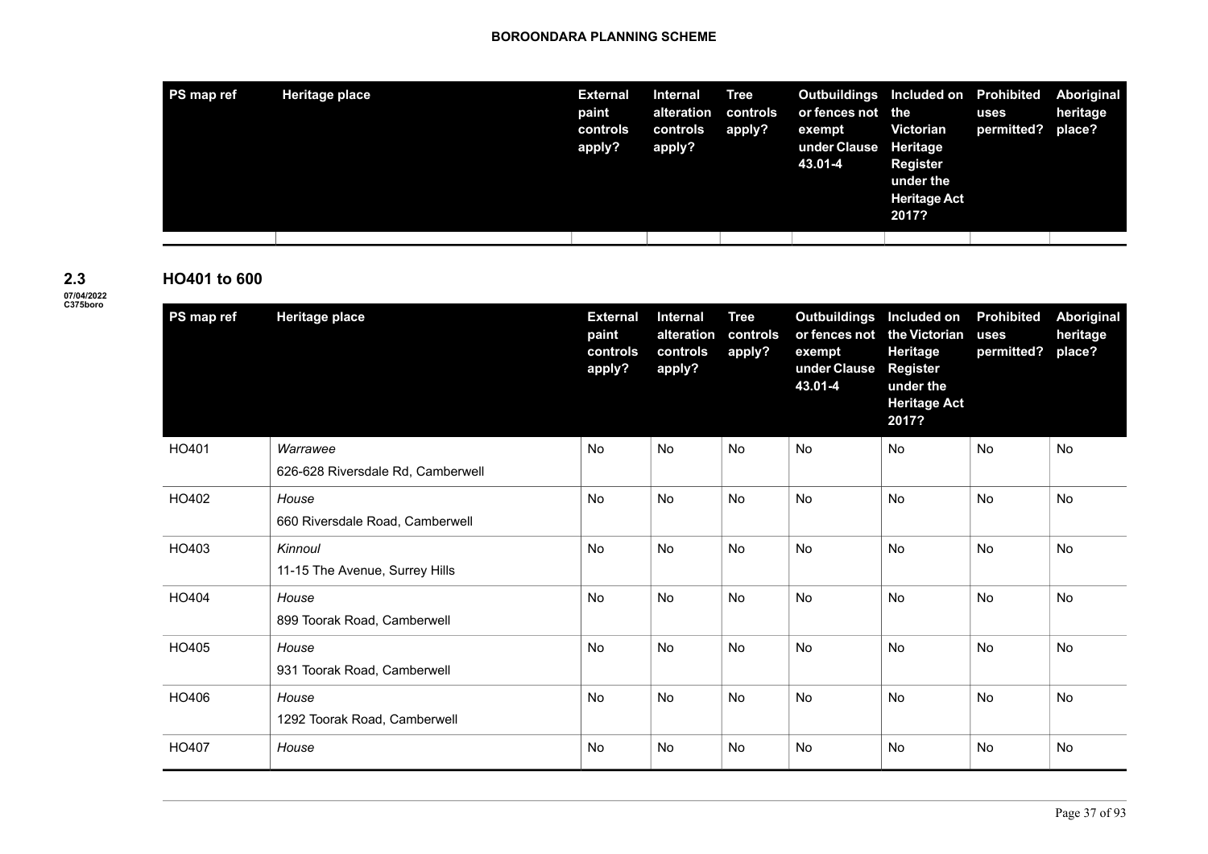| PS map ref | Heritage place | External paint controls apply? | Internal alteration controls apply? | Tree controls apply? | Outbuildings or fences not exempt under Clause 43.01-4 | Included on the Victorian Heritage Register under the Heritage Act 2017? | Prohibited uses permitted? | Aboriginal heritage place? |
|---|---|---|---|---|---|---|---|---|
| | | | | | | | | |

## 2.3 HO401 to 600

07/04/2022
C375boro

| PS map ref | Heritage place | External paint controls apply? | Internal alteration controls apply? | Tree controls apply? | Outbuildings or fences not exempt under Clause 43.01-4 | Included on the Victorian Heritage Register under the Heritage Act 2017? | Prohibited uses permitted? | Aboriginal heritage place? |
|---|---|---|---|---|---|---|---|---|
| HO401 | *Warrawee*<br>626-628 Riversdale Rd, Camberwell | No | No | No | No | No | No | No |
| HO402 | *House*<br>660 Riversdale Road, Camberwell | No | No | No | No | No | No | No |
| HO403 | *Kinnoul*<br>11-15 The Avenue, Surrey Hills | No | No | No | No | No | No | No |
| HO404 | *House*<br>899 Toorak Road, Camberwell | No | No | No | No | No | No | No |
| HO405 | *House*<br>931 Toorak Road, Camberwell | No | No | No | No | No | No | No |
| HO406 | *House*<br>1292 Toorak Road, Camberwell | No | No | No | No | No | No | No |
| HO407 | *House* | No | No | No | No | No | No | No |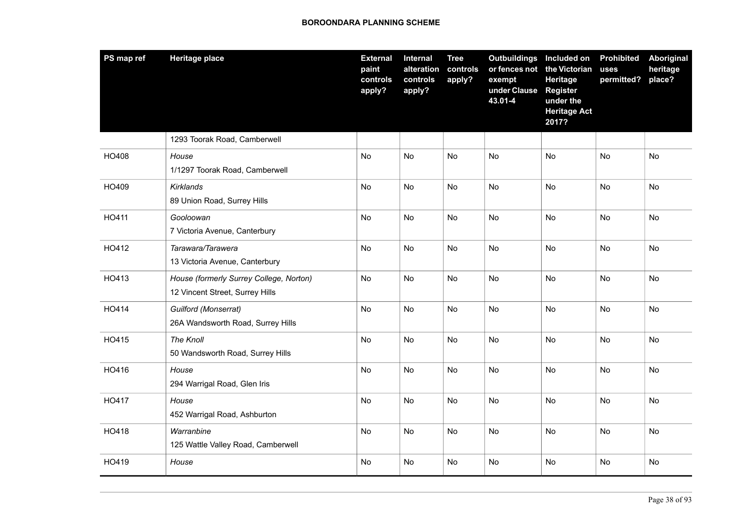| PS map ref | Heritage place | External paint controls apply? | Internal alteration controls apply? | Tree controls apply? | Outbuildings or fences not exempt under Clause 43.01-4 | Included on the Victorian Heritage Register under the Heritage Act 2017? | Prohibited uses permitted? | Aboriginal heritage place? |
|---|---|---|---|---|---|---|---|---|
| | 1293 Toorak Road, Camberwell | | | | | | | |
| HO408 | *House*<br>1/1297 Toorak Road, Camberwell | No | No | No | No | No | No | No |
| HO409 | *Kirklands*<br>89 Union Road, Surrey Hills | No | No | No | No | No | No | No |
| HO411 | *Gooloowan*<br>7 Victoria Avenue, Canterbury | No | No | No | No | No | No | No |
| HO412 | *Tarawara/Tarawera*<br>13 Victoria Avenue, Canterbury | No | No | No | No | No | No | No |
| HO413 | *House (formerly Surrey College, Norton)*<br>12 Vincent Street, Surrey Hills | No | No | No | No | No | No | No |
| HO414 | *Guilford (Monserrat)*<br>26A Wandsworth Road, Surrey Hills | No | No | No | No | No | No | No |
| HO415 | *The Knoll*<br>50 Wandsworth Road, Surrey Hills | No | No | No | No | No | No | No |
| HO416 | *House*<br>294 Warrigal Road, Glen Iris | No | No | No | No | No | No | No |
| HO417 | *House*<br>452 Warrigal Road, Ashburton | No | No | No | No | No | No | No |
| HO418 | *Warranbine*<br>125 Wattle Valley Road, Camberwell | No | No | No | No | No | No | No |
| HO419 | *House* | No | No | No | No | No | No | No |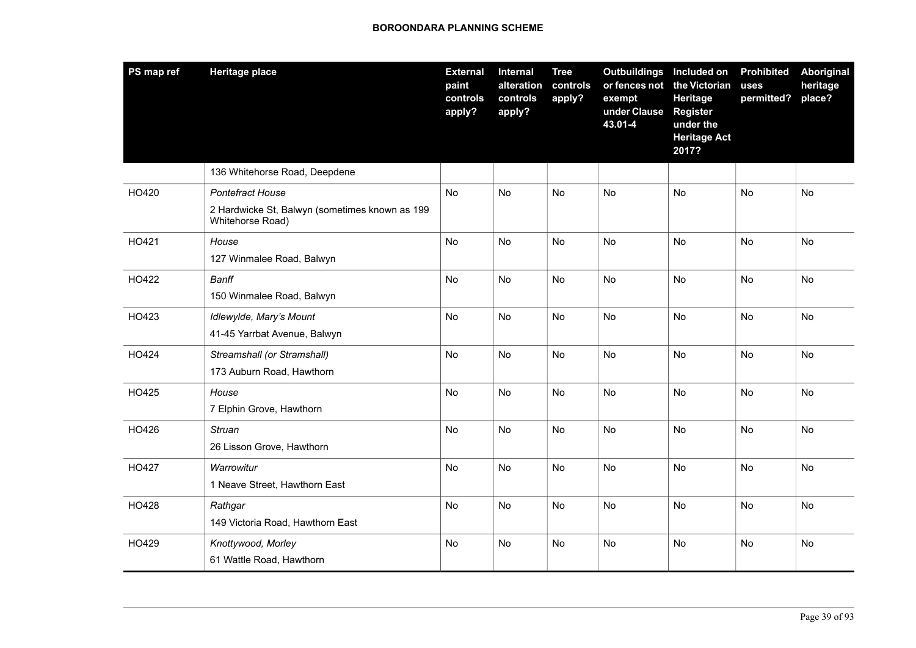| PS map ref | Heritage place | External paint controls apply? | Internal alteration controls apply? | Tree controls apply? | Outbuildings or fences not exempt under Clause 43.01-4 | Included on the Victorian Heritage Register under the Heritage Act 2017? | Prohibited uses permitted? | Aboriginal heritage place? |
|---|---|---|---|---|---|---|---|---|
| | 136 Whitehorse Road, Deepdene | | | | | | | |
| HO420 | *Pontefract House*<br>2 Hardwicke St, Balwyn (sometimes known as 199 Whitehorse Road) | No | No | No | No | No | No | No |
| HO421 | *House*<br>127 Winmalee Road, Balwyn | No | No | No | No | No | No | No |
| HO422 | *Banff*<br>150 Winmalee Road, Balwyn | No | No | No | No | No | No | No |
| HO423 | *Idlewylde, Mary's Mount*<br>41-45 Yarrbat Avenue, Balwyn | No | No | No | No | No | No | No |
| HO424 | *Streamshall (or Stramshall)*<br>173 Auburn Road, Hawthorn | No | No | No | No | No | No | No |
| HO425 | *House*<br>7 Elphin Grove, Hawthorn | No | No | No | No | No | No | No |
| HO426 | *Struan*<br>26 Lisson Grove, Hawthorn | No | No | No | No | No | No | No |
| HO427 | *Warrowitur*<br>1 Neave Street, Hawthorn East | No | No | No | No | No | No | No |
| HO428 | *Rathgar*<br>149 Victoria Road, Hawthorn East | No | No | No | No | No | No | No |
| HO429 | *Knottywood, Morley*<br>61 Wattle Road, Hawthorn | No | No | No | No | No | No | No |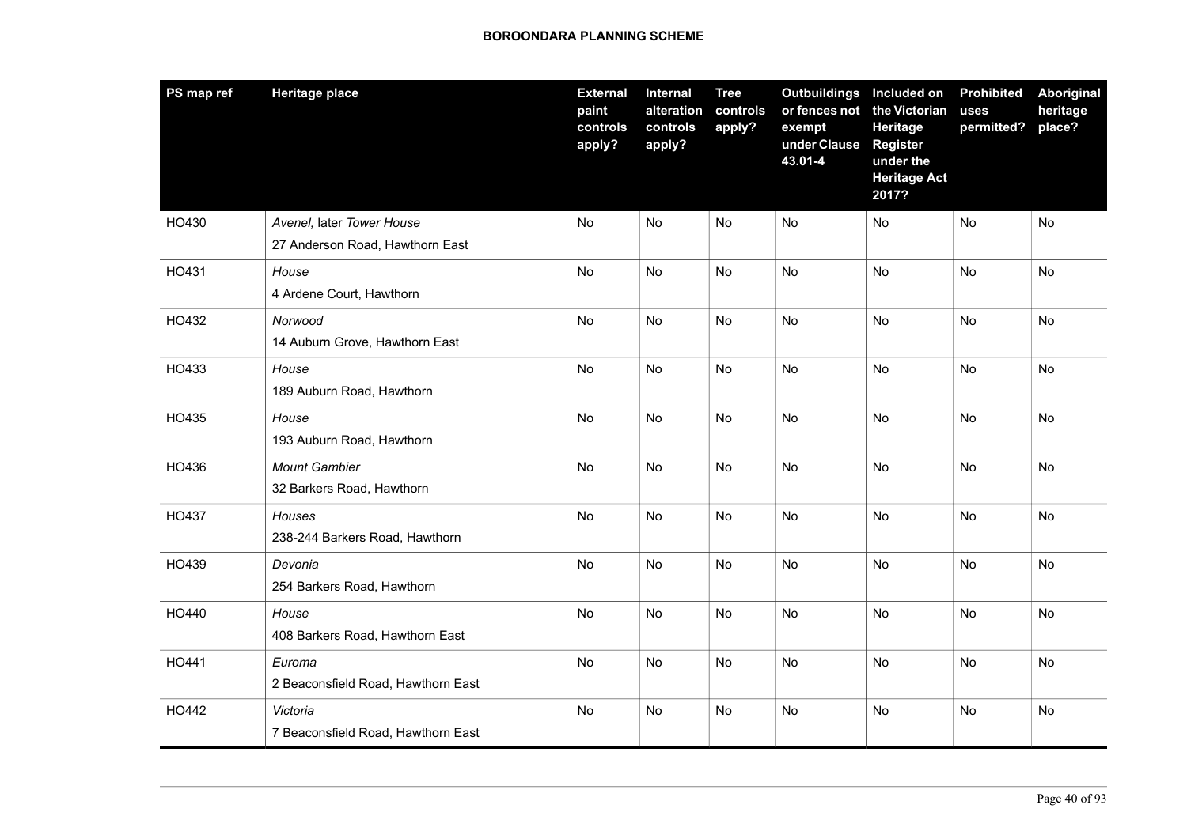| PS map ref | Heritage place | External paint controls apply? | Internal alteration controls apply? | Tree controls apply? | Outbuildings or fences not exempt under Clause 43.01-4 | Included on the Victorian Heritage Register under the Heritage Act 2017? | Prohibited uses permitted? | Aboriginal heritage place? |
|---|---|---|---|---|---|---|---|---|
| HO430 | *Avenel,* later *Tower House*<br>27 Anderson Road, Hawthorn East | No | No | No | No | No | No | No |
| HO431 | *House*<br>4 Ardene Court, Hawthorn | No | No | No | No | No | No | No |
| HO432 | *Norwood*<br>14 Auburn Grove, Hawthorn East | No | No | No | No | No | No | No |
| HO433 | *House*<br>189 Auburn Road, Hawthorn | No | No | No | No | No | No | No |
| HO435 | *House*<br>193 Auburn Road, Hawthorn | No | No | No | No | No | No | No |
| HO436 | *Mount Gambier*<br>32 Barkers Road, Hawthorn | No | No | No | No | No | No | No |
| HO437 | *Houses*<br>238-244 Barkers Road, Hawthorn | No | No | No | No | No | No | No |
| HO439 | *Devonia*<br>254 Barkers Road, Hawthorn | No | No | No | No | No | No | No |
| HO440 | *House*<br>408 Barkers Road, Hawthorn East | No | No | No | No | No | No | No |
| HO441 | *Euroma*<br>2 Beaconsfield Road, Hawthorn East | No | No | No | No | No | No | No |
| HO442 | *Victoria*<br>7 Beaconsfield Road, Hawthorn East | No | No | No | No | No | No | No |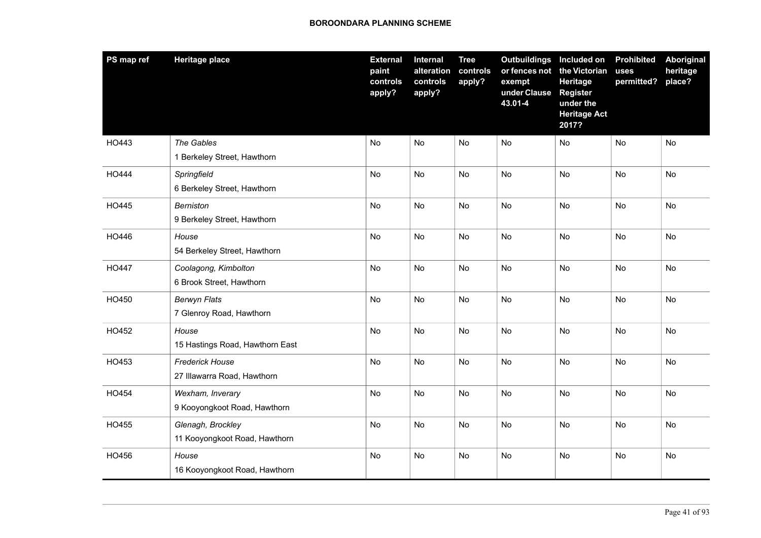| PS map ref | Heritage place | External paint controls apply? | Internal alteration controls apply? | Tree controls apply? | Outbuildings or fences not exempt under Clause 43.01-4 | Included on the Victorian Heritage Register under the Heritage Act 2017? | Prohibited uses permitted? | Aboriginal heritage place? |
|---|---|---|---|---|---|---|---|---|
| HO443 | *The Gables*<br>1 Berkeley Street, Hawthorn | No | No | No | No | No | No | No |
| HO444 | *Springfield*<br>6 Berkeley Street, Hawthorn | No | No | No | No | No | No | No |
| HO445 | *Berniston*<br>9 Berkeley Street, Hawthorn | No | No | No | No | No | No | No |
| HO446 | *House*<br>54 Berkeley Street, Hawthorn | No | No | No | No | No | No | No |
| HO447 | *Coolagong, Kimbolton*<br>6 Brook Street, Hawthorn | No | No | No | No | No | No | No |
| HO450 | *Berwyn Flats*<br>7 Glenroy Road, Hawthorn | No | No | No | No | No | No | No |
| HO452 | *House*<br>15 Hastings Road, Hawthorn East | No | No | No | No | No | No | No |
| HO453 | *Frederick House*<br>27 Illawarra Road, Hawthorn | No | No | No | No | No | No | No |
| HO454 | *Wexham, Inverary*<br>9 Kooyongkoot Road, Hawthorn | No | No | No | No | No | No | No |
| HO455 | *Glenagh, Brockley*<br>11 Kooyongkoot Road, Hawthorn | No | No | No | No | No | No | No |
| HO456 | *House*<br>16 Kooyongkoot Road, Hawthorn | No | No | No | No | No | No | No |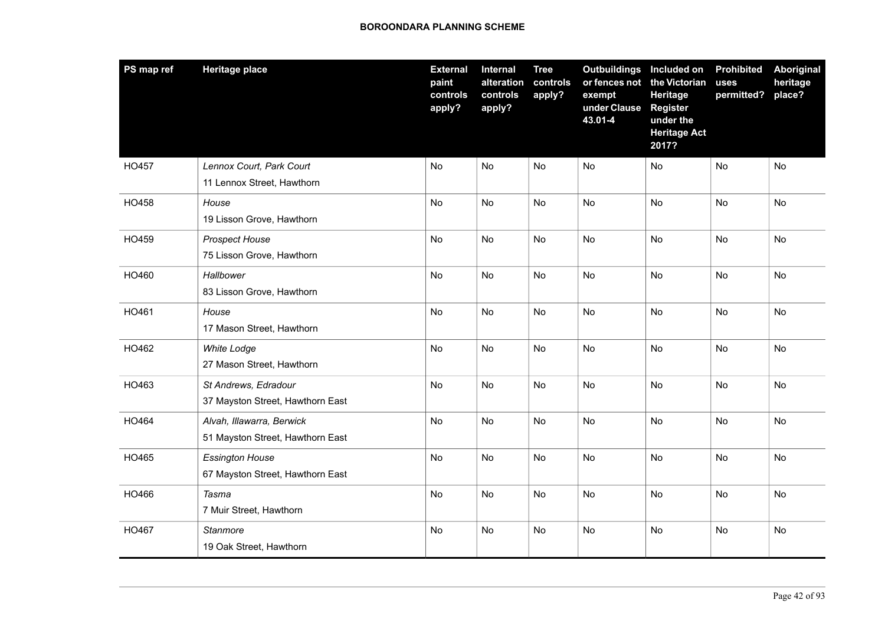| PS map ref | Heritage place | External paint controls apply? | Internal alteration controls apply? | Tree controls apply? | Outbuildings or fences not exempt under Clause 43.01-4 | Included on the Victorian Heritage Register under the Heritage Act 2017? | Prohibited uses permitted? | Aboriginal heritage place? |
|---|---|---|---|---|---|---|---|---|
| HO457 | *Lennox Court, Park Court*<br>11 Lennox Street, Hawthorn | No | No | No | No | No | No | No |
| HO458 | *House*<br>19 Lisson Grove, Hawthorn | No | No | No | No | No | No | No |
| HO459 | *Prospect House*<br>75 Lisson Grove, Hawthorn | No | No | No | No | No | No | No |
| HO460 | *Hallbower*<br>83 Lisson Grove, Hawthorn | No | No | No | No | No | No | No |
| HO461 | *House*<br>17 Mason Street, Hawthorn | No | No | No | No | No | No | No |
| HO462 | *White Lodge*<br>27 Mason Street, Hawthorn | No | No | No | No | No | No | No |
| HO463 | *St Andrews, Edradour*<br>37 Mayston Street, Hawthorn East | No | No | No | No | No | No | No |
| HO464 | *Alvah, Illawarra, Berwick*<br>51 Mayston Street, Hawthorn East | No | No | No | No | No | No | No |
| HO465 | *Essington House*<br>67 Mayston Street, Hawthorn East | No | No | No | No | No | No | No |
| HO466 | *Tasma*<br>7 Muir Street, Hawthorn | No | No | No | No | No | No | No |
| HO467 | *Stanmore*<br>19 Oak Street, Hawthorn | No | No | No | No | No | No | No |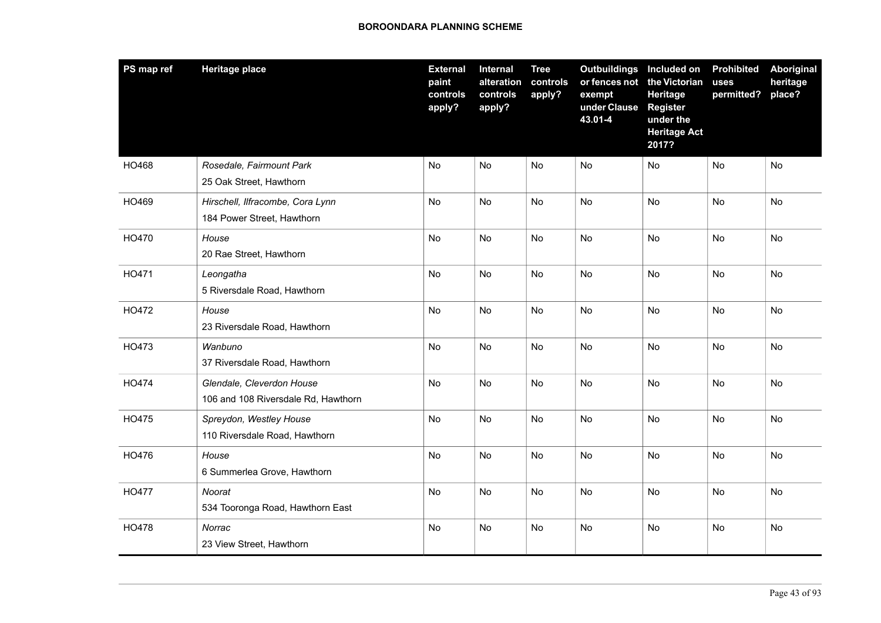| PS map ref | Heritage place | External paint controls apply? | Internal alteration controls apply? | Tree controls apply? | Outbuildings or fences not exempt under Clause 43.01-4 | Included on the Victorian Heritage Register under the Heritage Act 2017? | Prohibited uses permitted? | Aboriginal heritage place? |
|---|---|---|---|---|---|---|---|---|
| HO468 | *Rosedale, Fairmount Park*<br>25 Oak Street, Hawthorn | No | No | No | No | No | No | No |
| HO469 | *Hirschell, Ilfracombe, Cora Lynn*<br>184 Power Street, Hawthorn | No | No | No | No | No | No | No |
| HO470 | *House*<br>20 Rae Street, Hawthorn | No | No | No | No | No | No | No |
| HO471 | *Leongatha*<br>5 Riversdale Road, Hawthorn | No | No | No | No | No | No | No |
| HO472 | *House*<br>23 Riversdale Road, Hawthorn | No | No | No | No | No | No | No |
| HO473 | *Wanbuno*<br>37 Riversdale Road, Hawthorn | No | No | No | No | No | No | No |
| HO474 | *Glendale, Cleverdon House*<br>106 and 108 Riversdale Rd, Hawthorn | No | No | No | No | No | No | No |
| HO475 | *Spreydon, Westley House*<br>110 Riversdale Road, Hawthorn | No | No | No | No | No | No | No |
| HO476 | *House*<br>6 Summerlea Grove, Hawthorn | No | No | No | No | No | No | No |
| HO477 | *Noorat*<br>534 Tooronga Road, Hawthorn East | No | No | No | No | No | No | No |
| HO478 | *Norrac*<br>23 View Street, Hawthorn | No | No | No | No | No | No | No |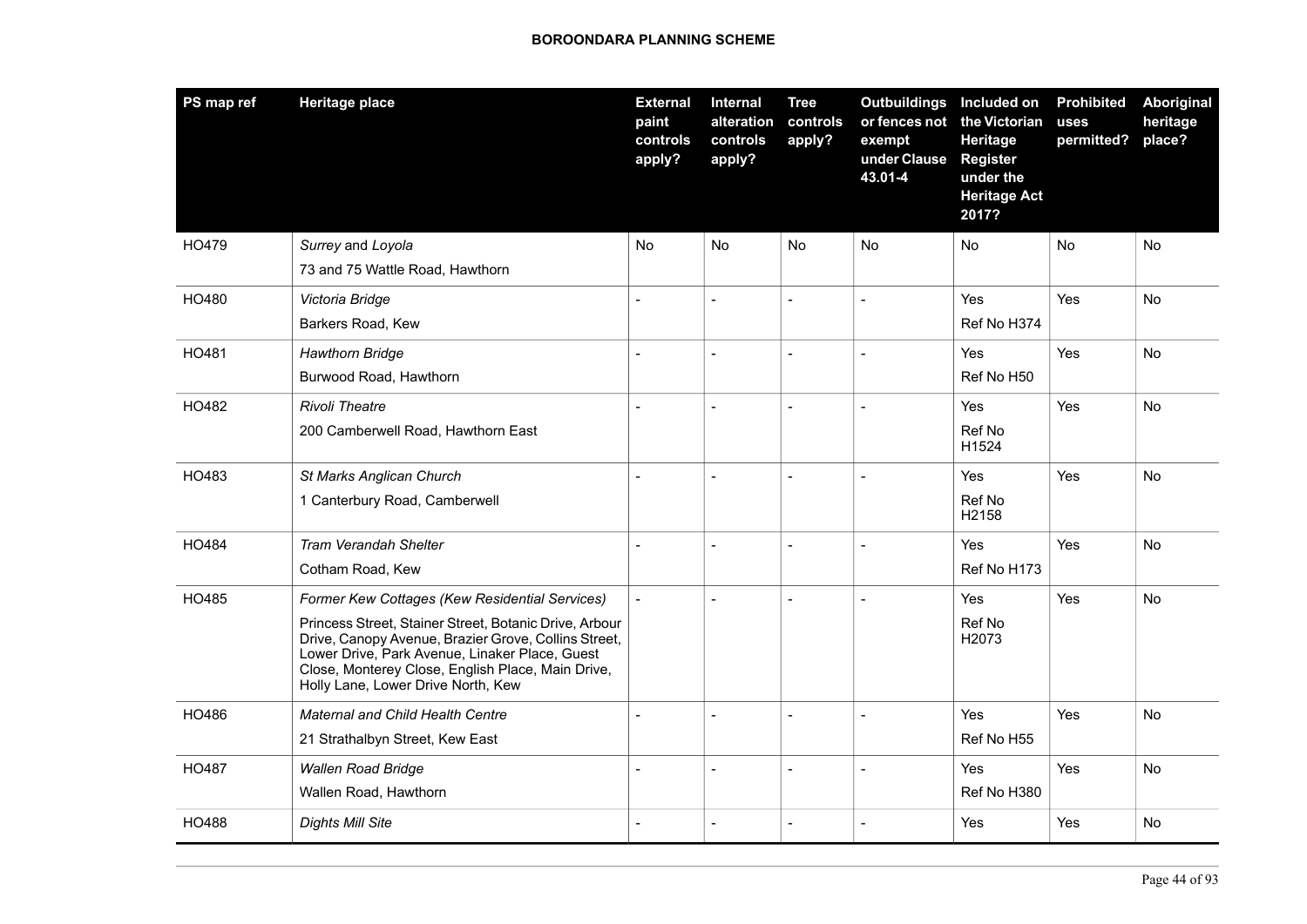| PS map ref | Heritage place | External paint controls apply? | Internal alteration controls apply? | Tree controls apply? | Outbuildings or fences not exempt under Clause 43.01-4 | Included on the Victorian Heritage Register under the Heritage Act 2017? | Prohibited uses permitted? | Aboriginal heritage place? |
|---|---|---|---|---|---|---|---|---|
| HO479 | *Surrey* and *Loyola*<br>73 and 75 Wattle Road, Hawthorn | No | No | No | No | No | No | No |
| HO480 | *Victoria Bridge*<br>Barkers Road, Kew | - | - | - | - | Yes<br>Ref No H374 | Yes | No |
| HO481 | *Hawthorn Bridge*<br>Burwood Road, Hawthorn | - | - | - | - | Yes<br>Ref No H50 | Yes | No |
| HO482 | *Rivoli Theatre*<br>200 Camberwell Road, Hawthorn East | - | - | - | - | Yes<br>Ref No H1524 | Yes | No |
| HO483 | *St Marks Anglican Church*<br>1 Canterbury Road, Camberwell | - | - | - | - | Yes<br>Ref No H2158 | Yes | No |
| HO484 | *Tram Verandah Shelter*<br>Cotham Road, Kew | - | - | - | - | Yes<br>Ref No H173 | Yes | No |
| HO485 | *Former Kew Cottages (Kew Residential Services)*<br>Princess Street, Stainer Street, Botanic Drive, Arbour Drive, Canopy Avenue, Brazier Grove, Collins Street, Lower Drive, Park Avenue, Linaker Place, Guest Close, Monterey Close, English Place, Main Drive, Holly Lane, Lower Drive North, Kew | - | - | - | - | Yes<br>Ref No H2073 | Yes | No |
| HO486 | *Maternal and Child Health Centre*<br>21 Strathalbyn Street, Kew East | - | - | - | - | Yes<br>Ref No H55 | Yes | No |
| HO487 | *Wallen Road Bridge*<br>Wallen Road, Hawthorn | - | - | - | - | Yes<br>Ref No H380 | Yes | No |
| HO488 | *Dights Mill Site* | - | - | - | - | Yes | Yes | No |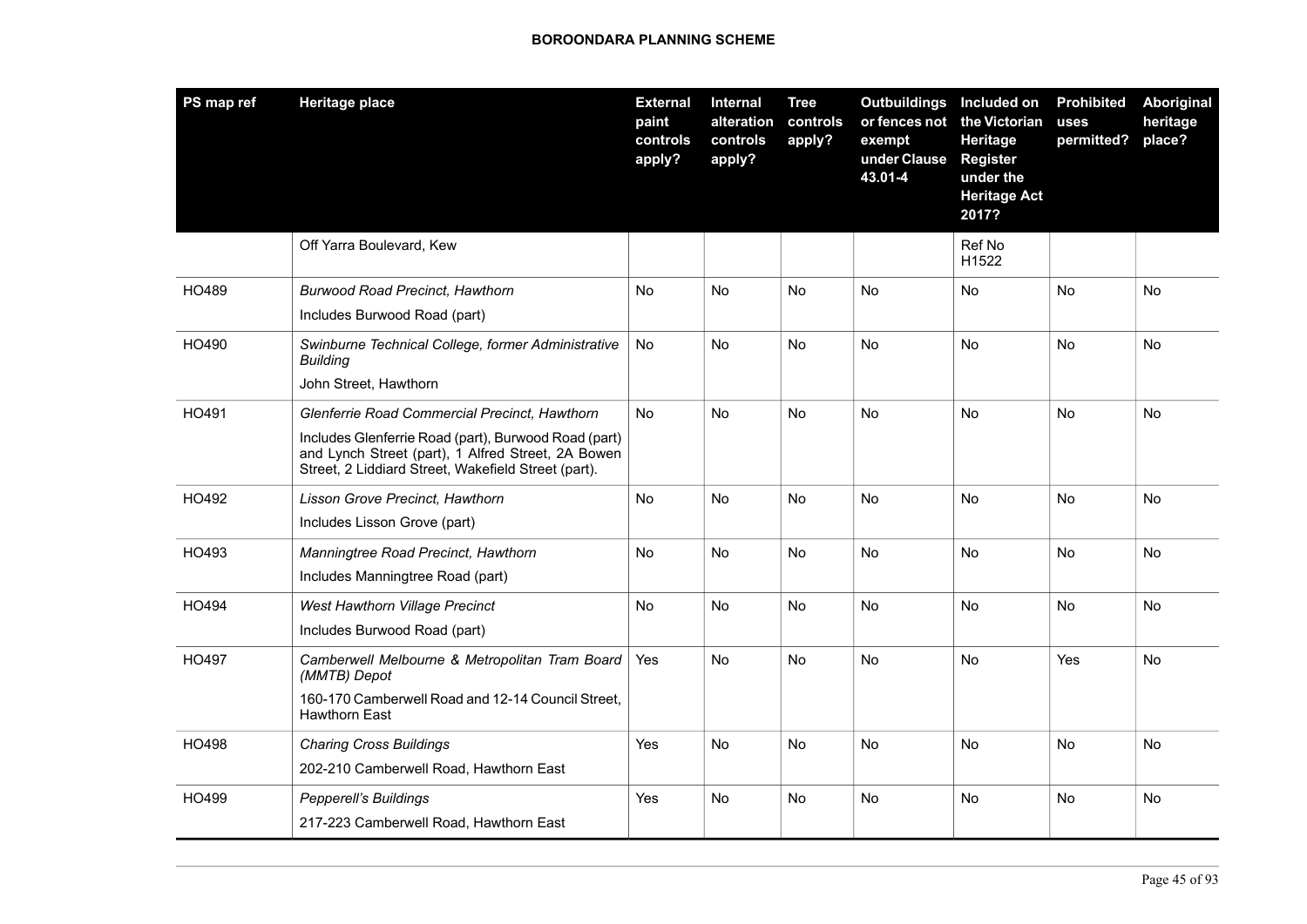| PS map ref | Heritage place | External paint controls apply? | Internal alteration controls apply? | Tree controls apply? | Outbuildings or fences not exempt under Clause 43.01-4 | Included on the Victorian Heritage Register under the Heritage Act 2017? | Prohibited uses permitted? | Aboriginal heritage place? |
|---|---|---|---|---|---|---|---|---|
| | Off Yarra Boulevard, Kew | | | | | Ref No H1522 | | |
| HO489 | *Burwood Road Precinct, Hawthorn*<br>Includes Burwood Road (part) | No | No | No | No | No | No | No |
| HO490 | *Swinburne Technical College, former Administrative Building*<br>John Street, Hawthorn | No | No | No | No | No | No | No |
| HO491 | *Glenferrie Road Commercial Precinct, Hawthorn*<br>Includes Glenferrie Road (part), Burwood Road (part) and Lynch Street (part), 1 Alfred Street, 2A Bowen Street, 2 Liddiard Street, Wakefield Street (part). | No | No | No | No | No | No | No |
| HO492 | *Lisson Grove Precinct, Hawthorn*<br>Includes Lisson Grove (part) | No | No | No | No | No | No | No |
| HO493 | *Manningtree Road Precinct, Hawthorn*<br>Includes Manningtree Road (part) | No | No | No | No | No | No | No |
| HO494 | *West Hawthorn Village Precinct*<br>Includes Burwood Road (part) | No | No | No | No | No | No | No |
| HO497 | *Camberwell Melbourne & Metropolitan Tram Board (MMTB) Depot*<br>160-170 Camberwell Road and 12-14 Council Street, Hawthorn East | Yes | No | No | No | No | Yes | No |
| HO498 | *Charing Cross Buildings*<br>202-210 Camberwell Road, Hawthorn East | Yes | No | No | No | No | No | No |
| HO499 | *Pepperell's Buildings*<br>217-223 Camberwell Road, Hawthorn East | Yes | No | No | No | No | No | No |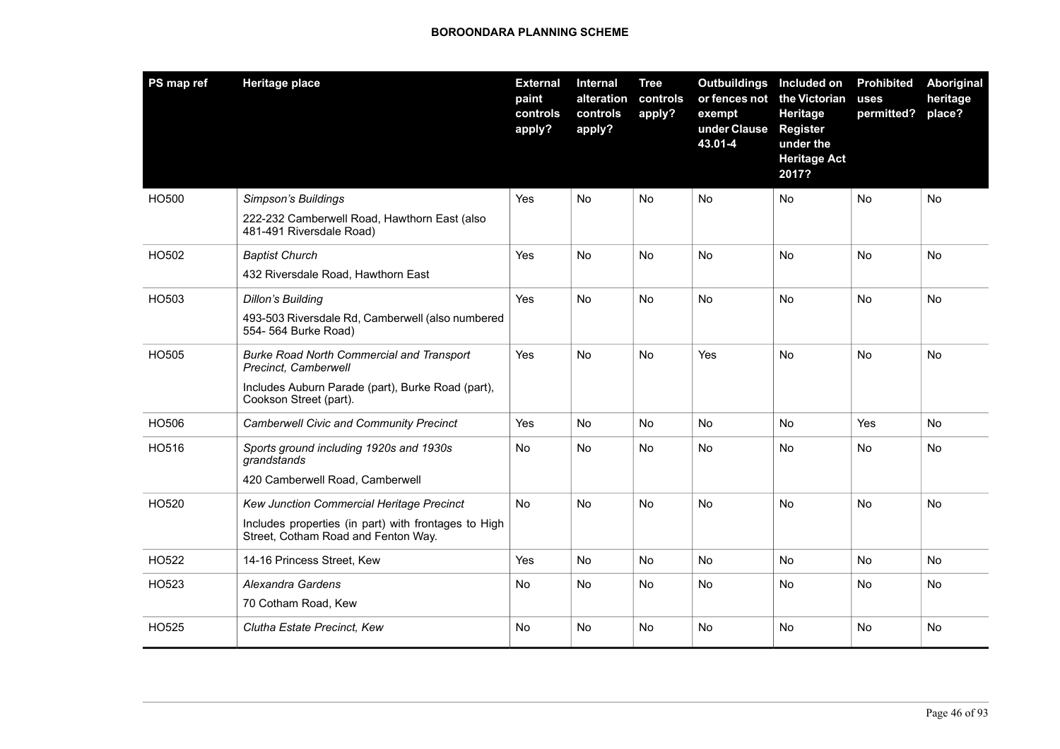| PS map ref | Heritage place | External paint controls apply? | Internal alteration controls apply? | Tree controls apply? | Outbuildings or fences not exempt under Clause 43.01-4 | Included on the Victorian Heritage Register under the Heritage Act 2017? | Prohibited uses permitted? | Aboriginal heritage place? |
|---|---|---|---|---|---|---|---|---|
| HO500 | *Simpson's Buildings*<br>222-232 Camberwell Road, Hawthorn East (also 481-491 Riversdale Road) | Yes | No | No | No | No | No | No |
| HO502 | *Baptist Church*<br>432 Riversdale Road, Hawthorn East | Yes | No | No | No | No | No | No |
| HO503 | *Dillon's Building*<br>493-503 Riversdale Rd, Camberwell (also numbered 554- 564 Burke Road) | Yes | No | No | No | No | No | No |
| HO505 | *Burke Road North Commercial and Transport Precinct, Camberwell*<br>Includes Auburn Parade (part), Burke Road (part), Cookson Street (part). | Yes | No | No | Yes | No | No | No |
| HO506 | *Camberwell Civic and Community Precinct* | Yes | No | No | No | No | Yes | No |
| HO516 | *Sports ground including 1920s and 1930s grandstands*<br>420 Camberwell Road, Camberwell | No | No | No | No | No | No | No |
| HO520 | *Kew Junction Commercial Heritage Precinct*<br>Includes properties (in part) with frontages to High Street, Cotham Road and Fenton Way. | No | No | No | No | No | No | No |
| HO522 | 14-16 Princess Street, Kew | Yes | No | No | No | No | No | No |
| HO523 | *Alexandra Gardens*<br>70 Cotham Road, Kew | No | No | No | No | No | No | No |
| HO525 | *Clutha Estate Precinct, Kew* | No | No | No | No | No | No | No |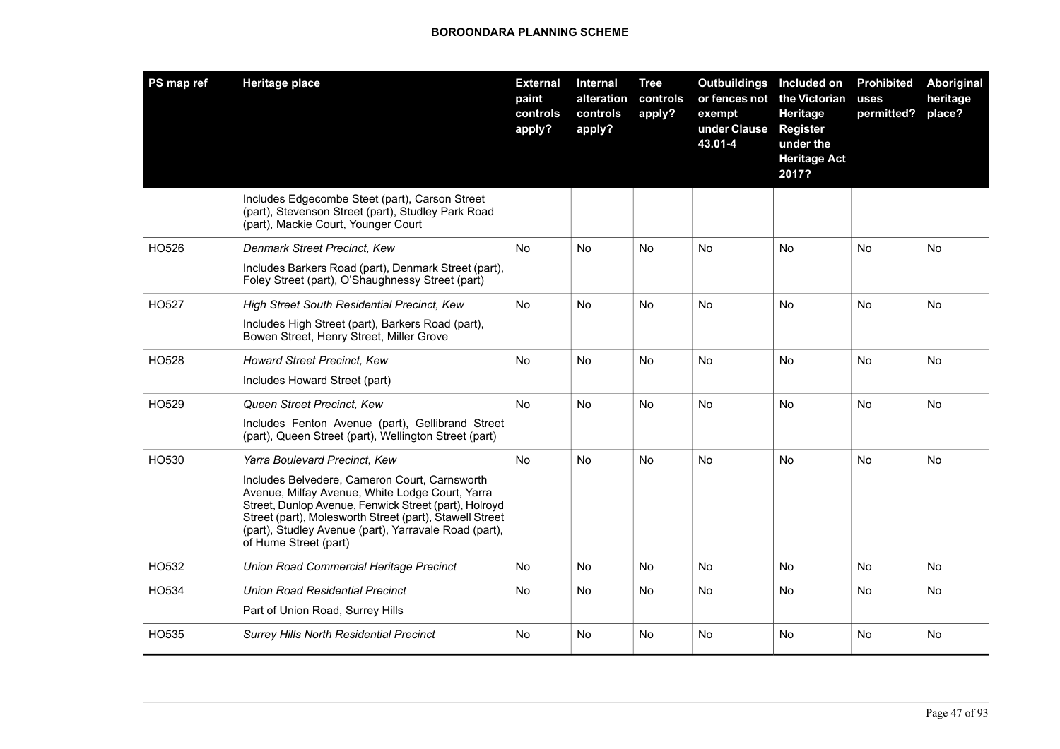| PS map ref | Heritage place | External paint controls apply? | Internal alteration controls apply? | Tree controls apply? | Outbuildings or fences not exempt under Clause 43.01-4 | Included on the Victorian Heritage Register under the Heritage Act 2017? | Prohibited uses permitted? | Aboriginal heritage place? |
|---|---|---|---|---|---|---|---|---|
| | Includes Edgecombe Steet (part), Carson Street (part), Stevenson Street (part), Studley Park Road (part), Mackie Court, Younger Court | | | | | | | |
| HO526 | *Denmark Street Precinct, Kew*<br>Includes Barkers Road (part), Denmark Street (part), Foley Street (part), O'Shaughnessy Street (part) | No | No | No | No | No | No | No |
| HO527 | *High Street South Residential Precinct, Kew*<br>Includes High Street (part), Barkers Road (part), Bowen Street, Henry Street, Miller Grove | No | No | No | No | No | No | No |
| HO528 | *Howard Street Precinct, Kew*<br>Includes Howard Street (part) | No | No | No | No | No | No | No |
| HO529 | *Queen Street Precinct, Kew*<br>Includes Fenton Avenue (part), Gellibrand Street (part), Queen Street (part), Wellington Street (part) | No | No | No | No | No | No | No |
| HO530 | *Yarra Boulevard Precinct, Kew*<br>Includes Belvedere, Cameron Court, Carnsworth Avenue, Milfay Avenue, White Lodge Court, Yarra Street, Dunlop Avenue, Fenwick Street (part), Holroyd Street (part), Molesworth Street (part), Stawell Street (part), Studley Avenue (part), Yarravale Road (part), of Hume Street (part) | No | No | No | No | No | No | No |
| HO532 | *Union Road Commercial Heritage Precinct* | No | No | No | No | No | No | No |
| HO534 | *Union Road Residential Precinct*<br>Part of Union Road, Surrey Hills | No | No | No | No | No | No | No |
| HO535 | *Surrey Hills North Residential Precinct* | No | No | No | No | No | No | No |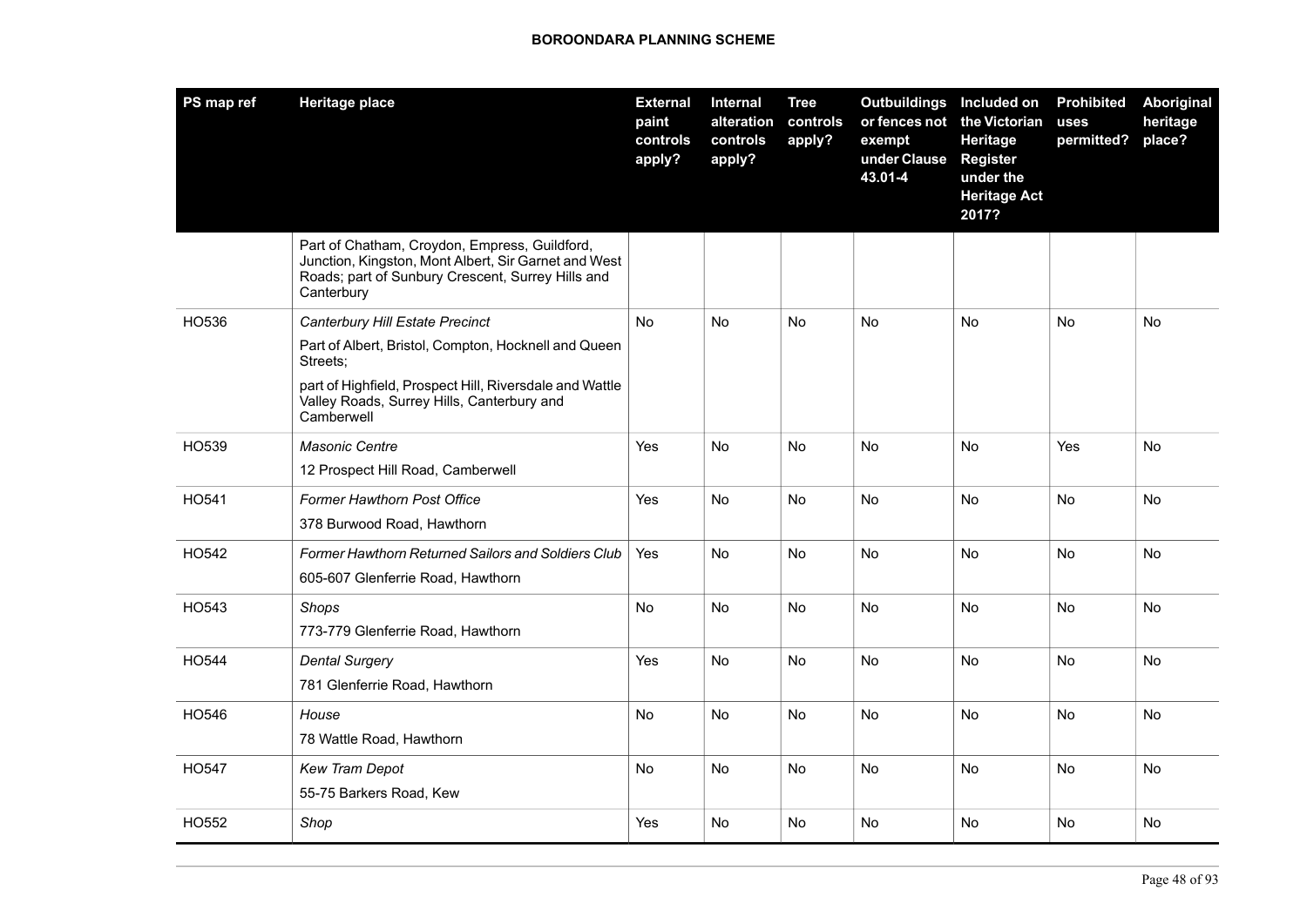**BOROONDARA PLANNING SCHEME**

| PS map ref | Heritage place | External paint controls apply? | Internal alteration controls apply? | Tree controls apply? | Outbuildings or fences not exempt under Clause 43.01-4 | Included on the Victorian Heritage Register under the Heritage Act 2017? | Prohibited uses permitted? | Aboriginal heritage place? |
|---|---|---|---|---|---|---|---|---|
| | Part of Chatham, Croydon, Empress, Guildford, Junction, Kingston, Mont Albert, Sir Garnet and West Roads; part of Sunbury Crescent, Surrey Hills and Canterbury | | | | | | | |
| HO536 | *Canterbury Hill Estate Precinct*<br>Part of Albert, Bristol, Compton, Hocknell and Queen Streets;<br>part of Highfield, Prospect Hill, Riversdale and Wattle Valley Roads, Surrey Hills, Canterbury and Camberwell | No | No | No | No | No | No | No |
| HO539 | *Masonic Centre*<br>12 Prospect Hill Road, Camberwell | Yes | No | No | No | No | Yes | No |
| HO541 | *Former Hawthorn Post Office*<br>378 Burwood Road, Hawthorn | Yes | No | No | No | No | No | No |
| HO542 | *Former Hawthorn Returned Sailors and Soldiers Club*<br>605-607 Glenferrie Road, Hawthorn | Yes | No | No | No | No | No | No |
| HO543 | *Shops*<br>773-779 Glenferrie Road, Hawthorn | No | No | No | No | No | No | No |
| HO544 | *Dental Surgery*<br>781 Glenferrie Road, Hawthorn | Yes | No | No | No | No | No | No |
| HO546 | *House*<br>78 Wattle Road, Hawthorn | No | No | No | No | No | No | No |
| HO547 | *Kew Tram Depot*<br>55-75 Barkers Road, Kew | No | No | No | No | No | No | No |
| HO552 | *Shop* | Yes | No | No | No | No | No | No |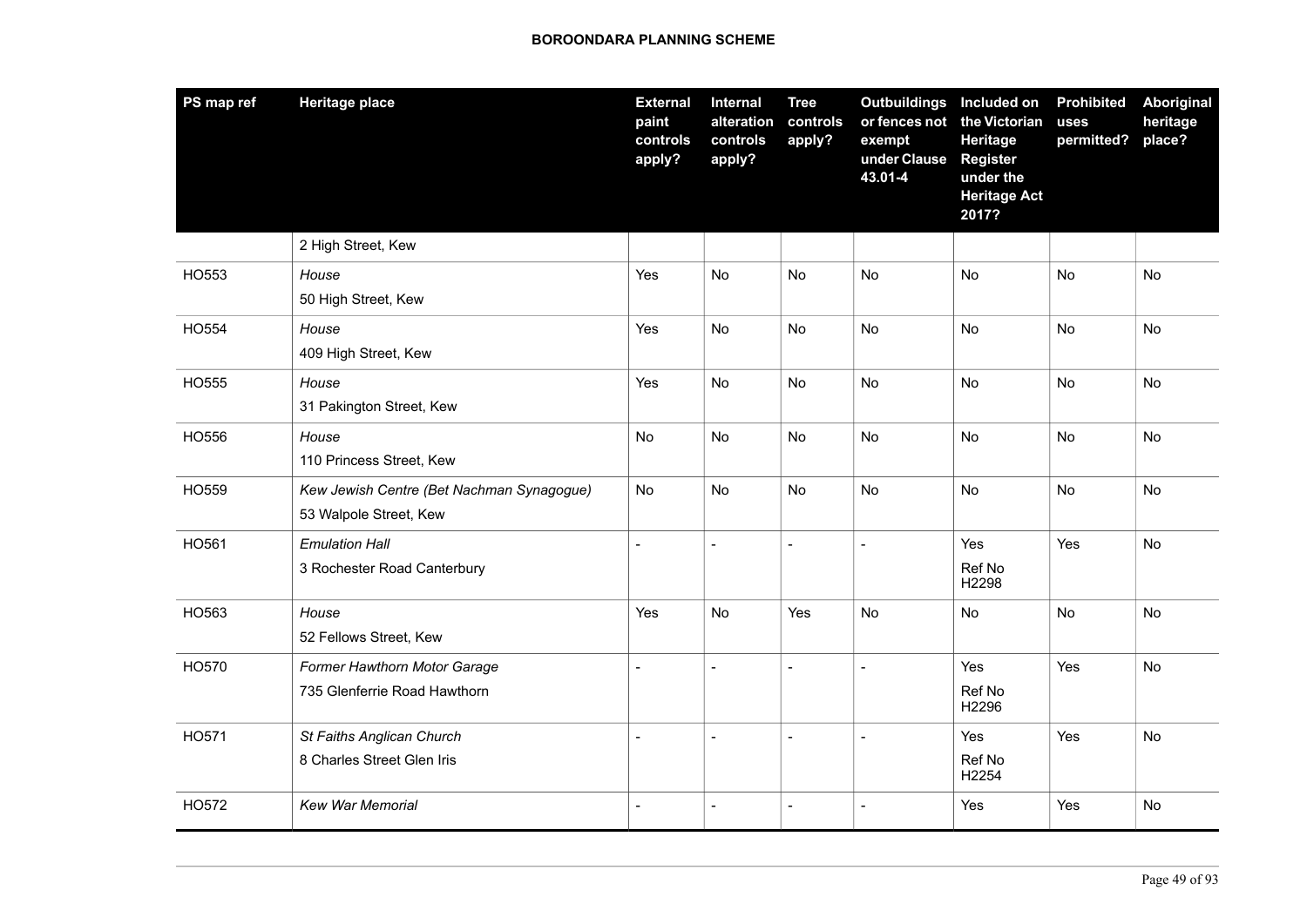| PS map ref | Heritage place | External paint controls apply? | Internal alteration controls apply? | Tree controls apply? | Outbuildings or fences not exempt under Clause 43.01-4 | Included on the Victorian Heritage Register under the Heritage Act 2017? | Prohibited uses permitted? | Aboriginal heritage place? |
|---|---|---|---|---|---|---|---|---|
| | 2 High Street, Kew | | | | | | | |
| HO553 | *House*<br>50 High Street, Kew | Yes | No | No | No | No | No | No |
| HO554 | *House*<br>409 High Street, Kew | Yes | No | No | No | No | No | No |
| HO555 | *House*<br>31 Pakington Street, Kew | Yes | No | No | No | No | No | No |
| HO556 | *House*<br>110 Princess Street, Kew | No | No | No | No | No | No | No |
| HO559 | *Kew Jewish Centre (Bet Nachman Synagogue)*<br>53 Walpole Street, Kew | No | No | No | No | No | No | No |
| HO561 | *Emulation Hall*<br>3 Rochester Road Canterbury | - | - | - | - | Yes<br>Ref No H2298 | Yes | No |
| HO563 | *House*<br>52 Fellows Street, Kew | Yes | No | Yes | No | No | No | No |
| HO570 | *Former Hawthorn Motor Garage*<br>735 Glenferrie Road Hawthorn | - | - | - | - | Yes<br>Ref No H2296 | Yes | No |
| HO571 | *St Faiths Anglican Church*<br>8 Charles Street Glen Iris | - | - | - | - | Yes<br>Ref No H2254 | Yes | No |
| HO572 | *Kew War Memorial* | - | - | - | - | Yes | Yes | No |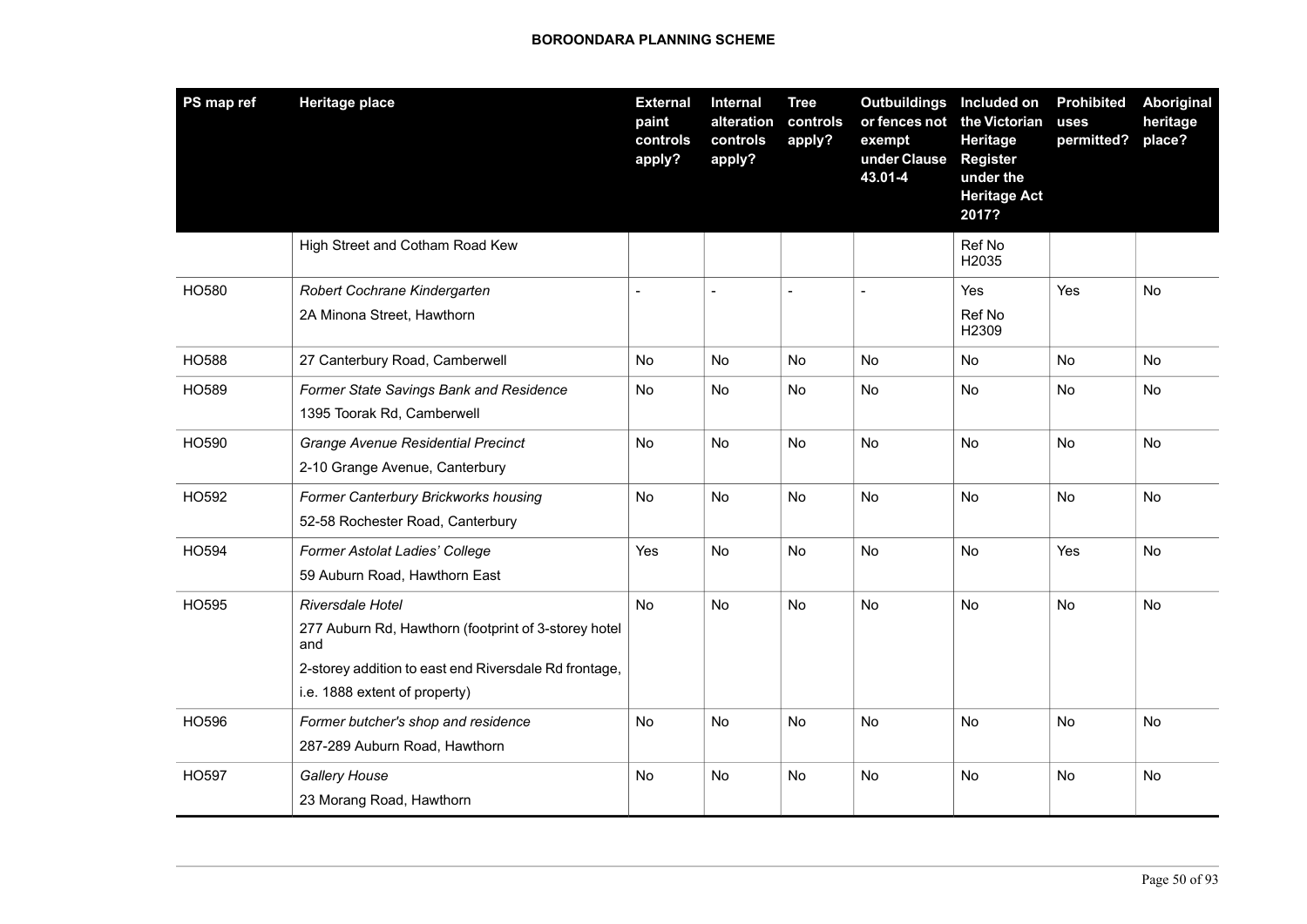| PS map ref | Heritage place | External paint controls apply? | Internal alteration controls apply? | Tree controls apply? | Outbuildings or fences not exempt under Clause 43.01-4 | Included on the Victorian Heritage Register under the Heritage Act 2017? | Prohibited uses permitted? | Aboriginal heritage place? |
|---|---|---|---|---|---|---|---|---|
| | High Street and Cotham Road Kew | | | | | Ref No H2035 | | |
| HO580 | *Robert Cochrane Kindergarten*<br>2A Minona Street, Hawthorn | - | - | - | - | Yes<br>Ref No H2309 | Yes | No |
| HO588 | 27 Canterbury Road, Camberwell | No | No | No | No | No | No | No |
| HO589 | *Former State Savings Bank and Residence*<br>1395 Toorak Rd, Camberwell | No | No | No | No | No | No | No |
| HO590 | *Grange Avenue Residential Precinct*<br>2-10 Grange Avenue, Canterbury | No | No | No | No | No | No | No |
| HO592 | *Former Canterbury Brickworks housing*<br>52-58 Rochester Road, Canterbury | No | No | No | No | No | No | No |
| HO594 | *Former Astolat Ladies' College*<br>59 Auburn Road, Hawthorn East | Yes | No | No | No | No | Yes | No |
| HO595 | *Riversdale Hotel*<br>277 Auburn Rd, Hawthorn (footprint of 3-storey hotel and<br>2-storey addition to east end Riversdale Rd frontage,<br>i.e. 1888 extent of property) | No | No | No | No | No | No | No |
| HO596 | *Former butcher's shop and residence*<br>287-289 Auburn Road, Hawthorn | No | No | No | No | No | No | No |
| HO597 | *Gallery House*<br>23 Morang Road, Hawthorn | No | No | No | No | No | No | No |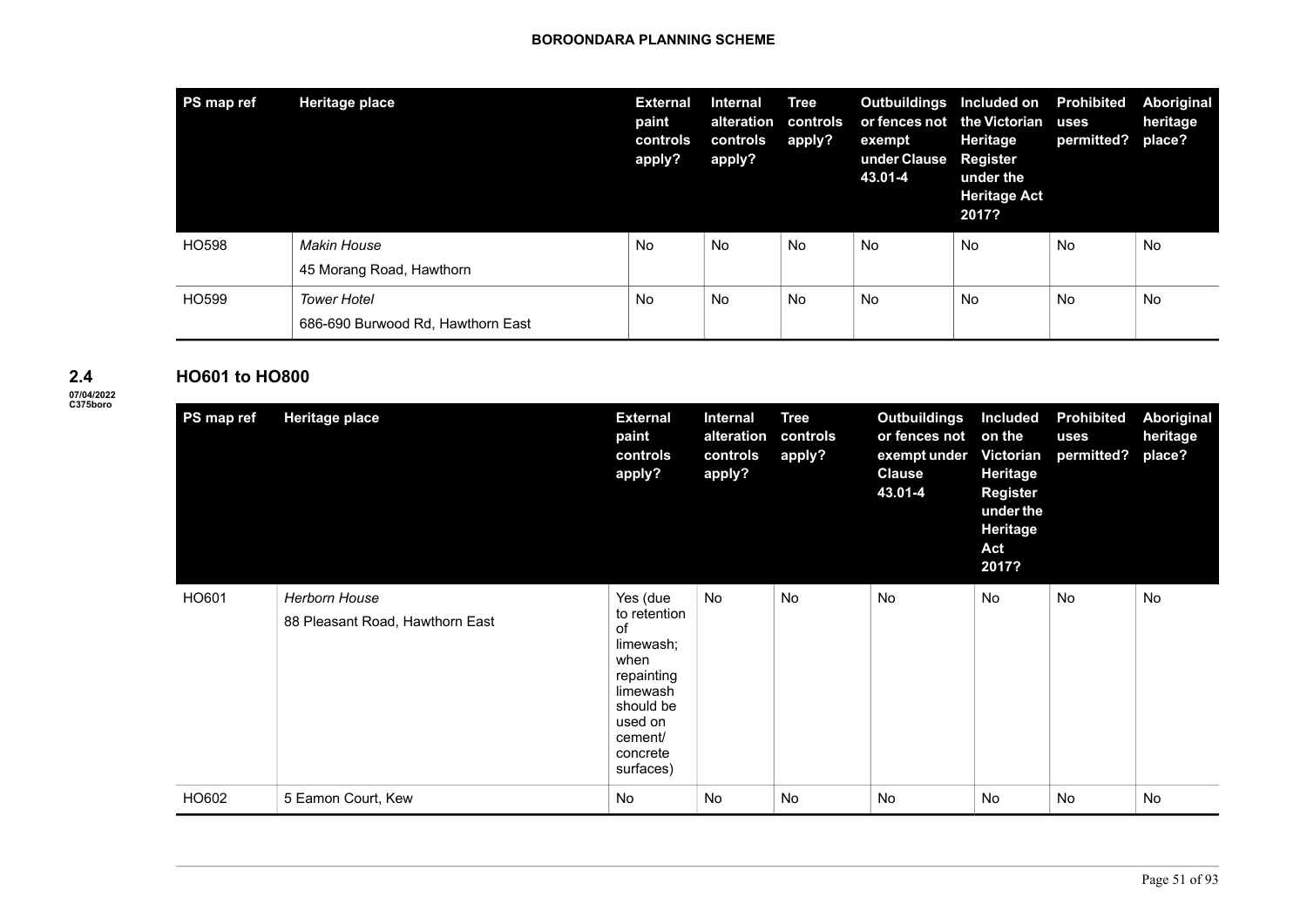| PS map ref | Heritage place | External paint controls apply? | Internal alteration controls apply? | Tree controls apply? | Outbuildings or fences not exempt under Clause 43.01-4 | Included on the Victorian Heritage Register under the Heritage Act 2017? | Prohibited uses permitted? | Aboriginal heritage place? |
|---|---|---|---|---|---|---|---|---|
| HO598 | *Makin House*<br>45 Morang Road, Hawthorn | No | No | No | No | No | No | No |
| HO599 | *Tower Hotel*<br>686-690 Burwood Rd, Hawthorn East | No | No | No | No | No | No | No |

## 2.4 HO601 to HO800

07/04/2022
C375boro

| PS map ref | Heritage place | External paint controls apply? | Internal alteration controls apply? | Tree controls apply? | Outbuildings or fences not exempt under Clause 43.01-4 | Included on the Victorian Heritage Register under the Heritage Act 2017? | Prohibited uses permitted? | Aboriginal heritage place? |
|---|---|---|---|---|---|---|---|---|
| HO601 | *Herborn House*<br>88 Pleasant Road, Hawthorn East | Yes (due to retention of limewash; when repainting limewash should be used on cement/ concrete surfaces) | No | No | No | No | No | No |
| HO602 | 5 Eamon Court, Kew | No | No | No | No | No | No | No |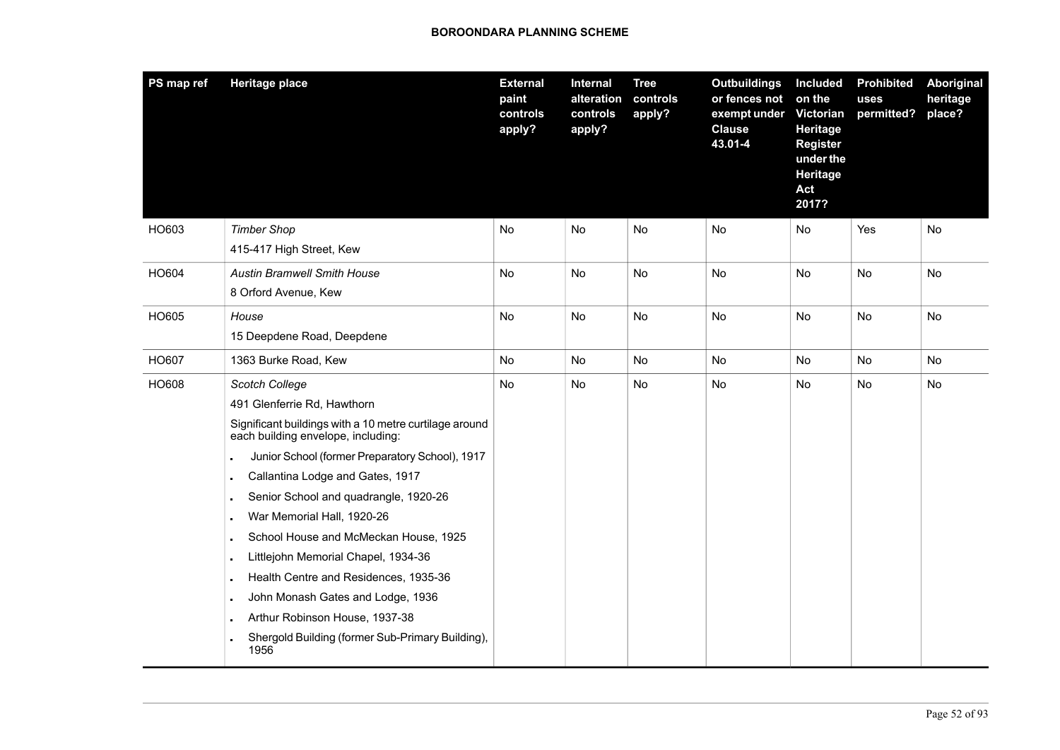| PS map ref | Heritage place | External paint controls apply? | Internal alteration controls apply? | Tree controls apply? | Outbuildings or fences not exempt under Clause 43.01-4 | Included on the Victorian Heritage Register under the Heritage Act 2017? | Prohibited uses permitted? | Aboriginal heritage place? |
|---|---|---|---|---|---|---|---|---|
| HO603 | *Timber Shop*<br>415-417 High Street, Kew | No | No | No | No | No | Yes | No |
| HO604 | *Austin Bramwell Smith House*<br>8 Orford Avenue, Kew | No | No | No | No | No | No | No |
| HO605 | *House*<br>15 Deepdene Road, Deepdene | No | No | No | No | No | No | No |
| HO607 | 1363 Burke Road, Kew | No | No | No | No | No | No | No |
| HO608 | *Scotch College*<br>491 Glenferrie Rd, Hawthorn<br>Significant buildings with a 10 metre curtilage around each building envelope, including:<br>- Junior School (former Preparatory School), 1917<br>- Callantina Lodge and Gates, 1917<br>- Senior School and quadrangle, 1920-26<br>- War Memorial Hall, 1920-26<br>- School House and McMeckan House, 1925<br>- Littlejohn Memorial Chapel, 1934-36<br>- Health Centre and Residences, 1935-36<br>- John Monash Gates and Lodge, 1936<br>- Arthur Robinson House, 1937-38<br>- Shergold Building (former Sub-Primary Building), 1956 | No | No | No | No | No | No | No |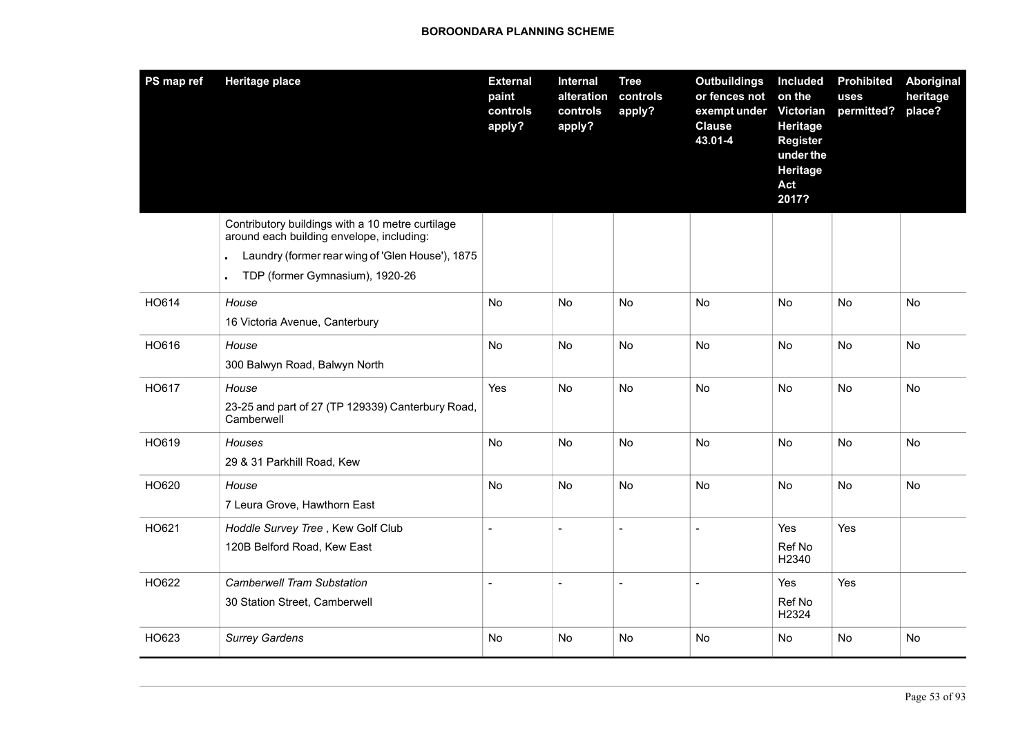| PS map ref | Heritage place | External paint controls apply? | Internal alteration controls apply? | Tree controls apply? | Outbuildings or fences not exempt under Clause 43.01-4 | Included on the Victorian Heritage Register under the Heritage Act 2017? | Prohibited uses permitted? | Aboriginal heritage place? |
|---|---|---|---|---|---|---|---|---|
| | Contributory buildings with a 10 metre curtilage around each building envelope, including: <br>▪ Laundry (former rear wing of 'Glen House'), 1875 <br>▪ TDP (former Gymnasium), 1920-26 | | | | | | | |
| HO614 | *House* <br>16 Victoria Avenue, Canterbury | No | No | No | No | No | No | No |
| HO616 | *House* <br>300 Balwyn Road, Balwyn North | No | No | No | No | No | No | No |
| HO617 | *House* <br>23-25 and part of 27 (TP 129339) Canterbury Road, Camberwell | Yes | No | No | No | No | No | No |
| HO619 | *Houses* <br>29 & 31 Parkhill Road, Kew | No | No | No | No | No | No | No |
| HO620 | *House* <br>7 Leura Grove, Hawthorn East | No | No | No | No | No | No | No |
| HO621 | *Hoddle Survey Tree* , Kew Golf Club <br>120B Belford Road, Kew East | - | - | - | - | Yes <br>Ref No H2340 | Yes | |
| HO622 | *Camberwell Tram Substation* <br>30 Station Street, Camberwell | - | - | - | - | Yes <br>Ref No H2324 | Yes | |
| HO623 | *Surrey Gardens* | No | No | No | No | No | No | No |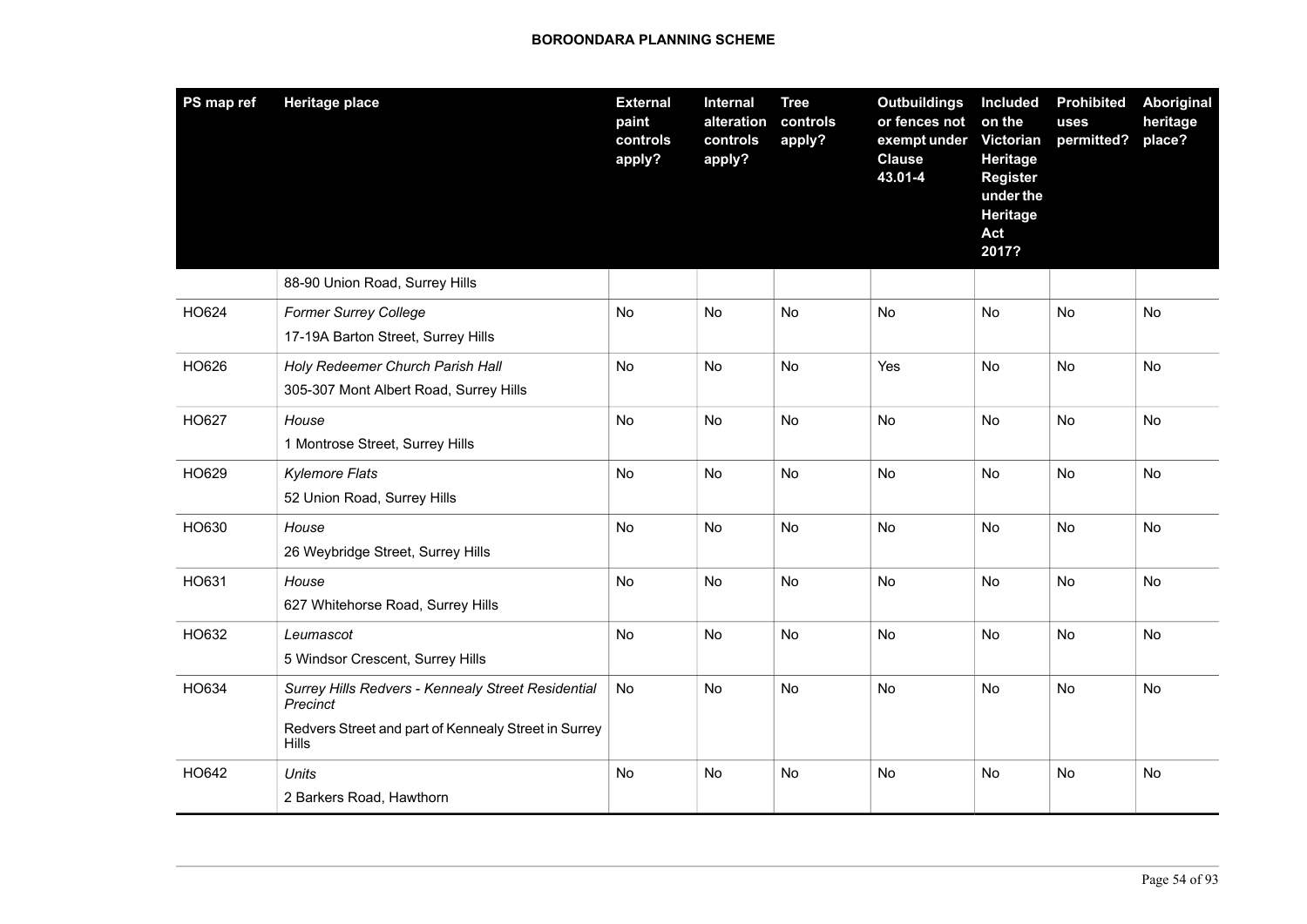| PS map ref | Heritage place | External paint controls apply? | Internal alteration controls apply? | Tree controls apply? | Outbuildings or fences not exempt under Clause 43.01-4 | Included on the Victorian Heritage Register under the Heritage Act 2017? | Prohibited uses permitted? | Aboriginal heritage place? |
|---|---|---|---|---|---|---|---|---|
| | 88-90 Union Road, Surrey Hills | | | | | | | |
| HO624 | *Former Surrey College*<br>17-19A Barton Street, Surrey Hills | No | No | No | No | No | No | No |
| HO626 | *Holy Redeemer Church Parish Hall*<br>305-307 Mont Albert Road, Surrey Hills | No | No | No | Yes | No | No | No |
| HO627 | *House*<br>1 Montrose Street, Surrey Hills | No | No | No | No | No | No | No |
| HO629 | *Kylemore Flats*<br>52 Union Road, Surrey Hills | No | No | No | No | No | No | No |
| HO630 | *House*<br>26 Weybridge Street, Surrey Hills | No | No | No | No | No | No | No |
| HO631 | *House*<br>627 Whitehorse Road, Surrey Hills | No | No | No | No | No | No | No |
| HO632 | *Leumascot*<br>5 Windsor Crescent, Surrey Hills | No | No | No | No | No | No | No |
| HO634 | *Surrey Hills Redvers - Kennealy Street Residential Precinct*<br>Redvers Street and part of Kennealy Street in Surrey Hills | No | No | No | No | No | No | No |
| HO642 | *Units*<br>2 Barkers Road, Hawthorn | No | No | No | No | No | No | No |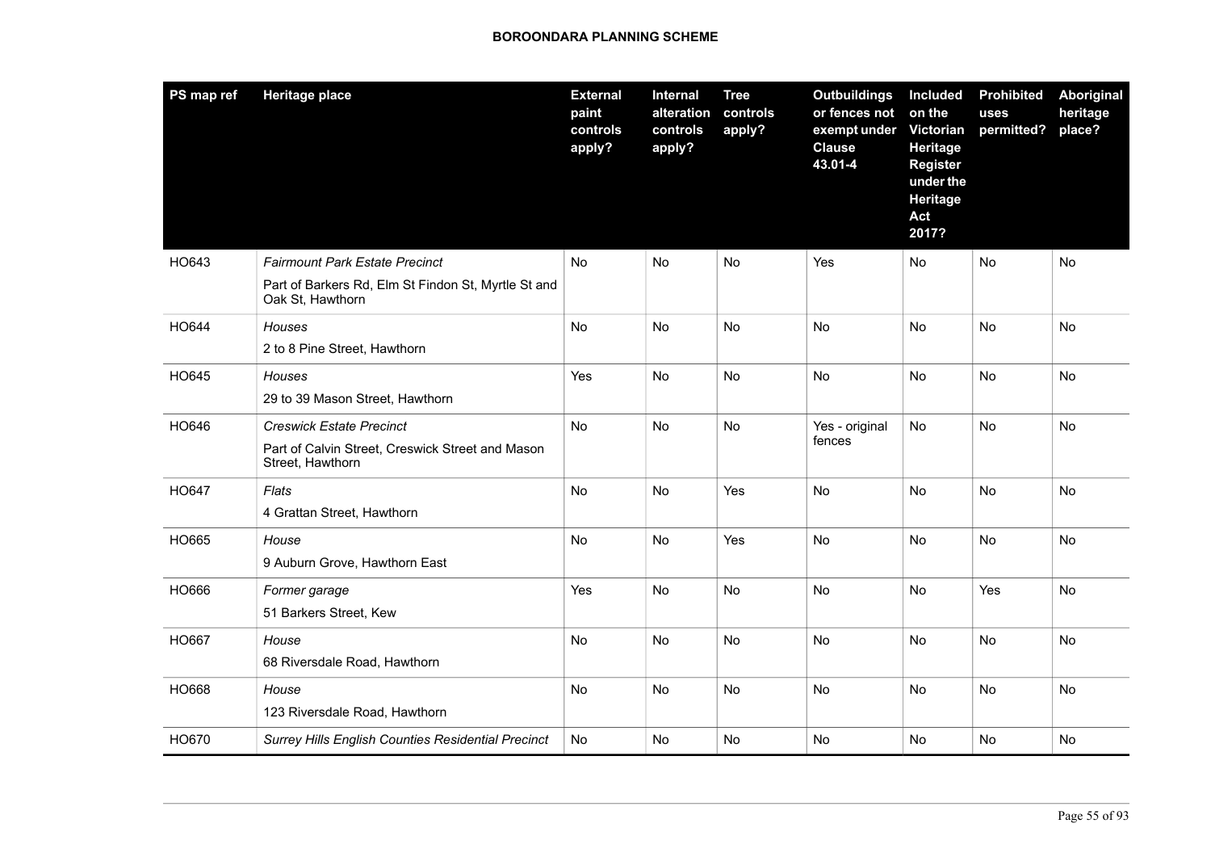| PS map ref | Heritage place | External paint controls apply? | Internal alteration controls apply? | Tree controls apply? | Outbuildings or fences not exempt under Clause 43.01-4 | Included on the Victorian Heritage Register under the Heritage Act 2017? | Prohibited uses permitted? | Aboriginal heritage place? |
|---|---|---|---|---|---|---|---|---|
| HO643 | *Fairmount Park Estate Precinct*<br>Part of Barkers Rd, Elm St Findon St, Myrtle St and Oak St, Hawthorn | No | No | No | Yes | No | No | No |
| HO644 | *Houses*<br>2 to 8 Pine Street, Hawthorn | No | No | No | No | No | No | No |
| HO645 | *Houses*<br>29 to 39 Mason Street, Hawthorn | Yes | No | No | No | No | No | No |
| HO646 | *Creswick Estate Precinct*<br>Part of Calvin Street, Creswick Street and Mason Street, Hawthorn | No | No | No | Yes - original fences | No | No | No |
| HO647 | *Flats*<br>4 Grattan Street, Hawthorn | No | No | Yes | No | No | No | No |
| HO665 | *House*<br>9 Auburn Grove, Hawthorn East | No | No | Yes | No | No | No | No |
| HO666 | *Former garage*<br>51 Barkers Street, Kew | Yes | No | No | No | No | Yes | No |
| HO667 | *House*<br>68 Riversdale Road, Hawthorn | No | No | No | No | No | No | No |
| HO668 | *House*<br>123 Riversdale Road, Hawthorn | No | No | No | No | No | No | No |
| HO670 | *Surrey Hills English Counties Residential Precinct* | No | No | No | No | No | No | No |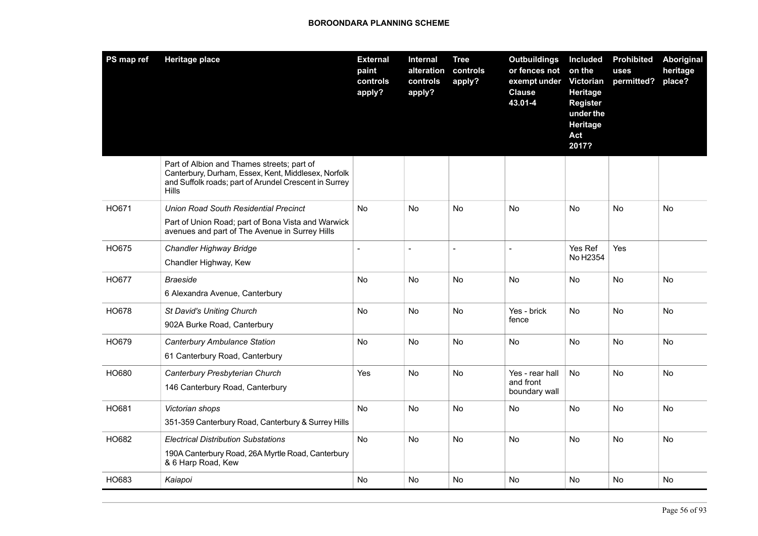| PS map ref | Heritage place | External paint controls apply? | Internal alteration controls apply? | Tree controls apply? | Outbuildings or fences not exempt under Clause 43.01-4 | Included on the Victorian Heritage Register under the Heritage Act 2017? | Prohibited uses permitted? | Aboriginal heritage place? |
|---|---|---|---|---|---|---|---|---|
| | Part of Albion and Thames streets; part of Canterbury, Durham, Essex, Kent, Middlesex, Norfolk and Suffolk roads; part of Arundel Crescent in Surrey Hills | | | | | | | |
| HO671 | *Union Road South Residential Precinct*<br>Part of Union Road; part of Bona Vista and Warwick avenues and part of The Avenue in Surrey Hills | No | No | No | No | No | No | No |
| HO675 | *Chandler Highway Bridge*<br>Chandler Highway, Kew | - | - | - | - | Yes Ref No H2354 | Yes | |
| HO677 | *Braeside*<br>6 Alexandra Avenue, Canterbury | No | No | No | No | No | No | No |
| HO678 | *St David's Uniting Church*<br>902A Burke Road, Canterbury | No | No | No | Yes - brick fence | No | No | No |
| HO679 | *Canterbury Ambulance Station*<br>61 Canterbury Road, Canterbury | No | No | No | No | No | No | No |
| HO680 | *Canterbury Presbyterian Church*<br>146 Canterbury Road, Canterbury | Yes | No | No | Yes - rear hall and front boundary wall | No | No | No |
| HO681 | *Victorian shops*<br>351-359 Canterbury Road, Canterbury & Surrey Hills | No | No | No | No | No | No | No |
| HO682 | *Electrical Distribution Substations*<br>190A Canterbury Road, 26A Myrtle Road, Canterbury & 6 Harp Road, Kew | No | No | No | No | No | No | No |
| HO683 | *Kaiapoi* | No | No | No | No | No | No | No |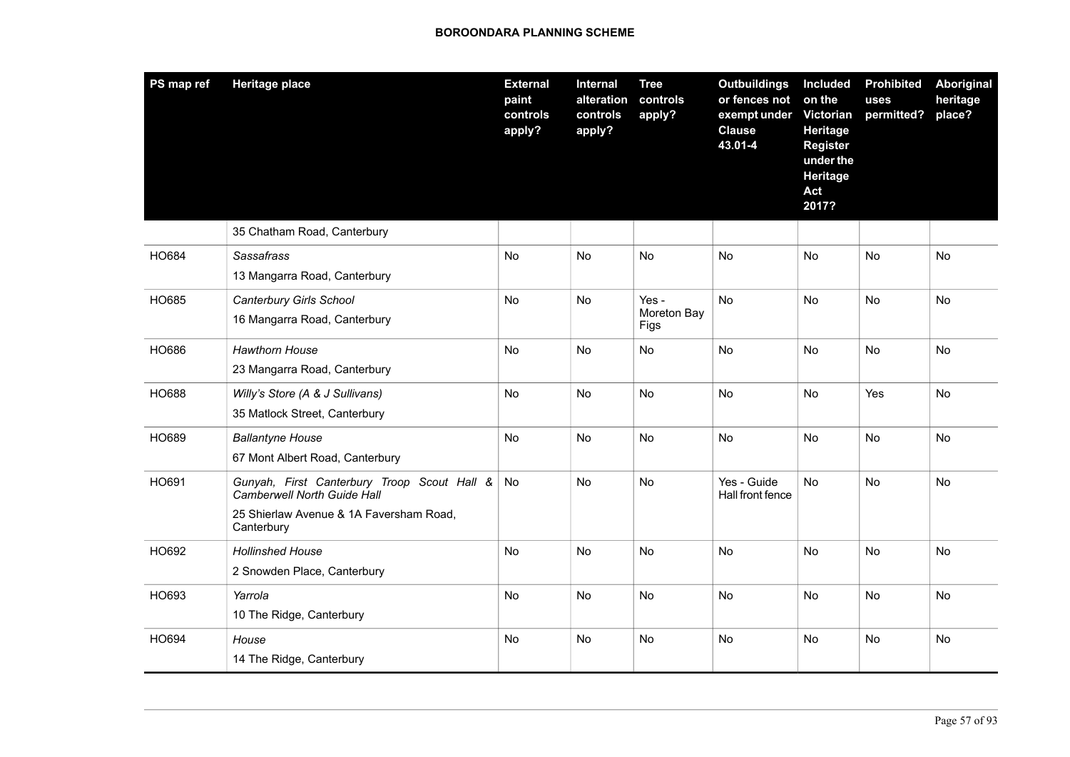| PS map ref | Heritage place | External paint controls apply? | Internal alteration controls apply? | Tree controls apply? | Outbuildings or fences not exempt under Clause 43.01-4 | Included on the Victorian Heritage Register under the Heritage Act 2017? | Prohibited uses permitted? | Aboriginal heritage place? |
|---|---|---|---|---|---|---|---|---|
| | 35 Chatham Road, Canterbury | | | | | | | |
| HO684 | *Sassafrass*<br>13 Mangarra Road, Canterbury | No | No | No | No | No | No | No |
| HO685 | *Canterbury Girls School*<br>16 Mangarra Road, Canterbury | No | No | Yes - Moreton Bay Figs | No | No | No | No |
| HO686 | *Hawthorn House*<br>23 Mangarra Road, Canterbury | No | No | No | No | No | No | No |
| HO688 | *Willy's Store (A & J Sullivans)*<br>35 Matlock Street, Canterbury | No | No | No | No | No | Yes | No |
| HO689 | *Ballantyne House*<br>67 Mont Albert Road, Canterbury | No | No | No | No | No | No | No |
| HO691 | *Gunyah, First Canterbury Troop Scout Hall & Camberwell North Guide Hall*<br>25 Shierlaw Avenue & 1A Faversham Road, Canterbury | No | No | No | Yes - Guide Hall front fence | No | No | No |
| HO692 | *Hollinshed House*<br>2 Snowden Place, Canterbury | No | No | No | No | No | No | No |
| HO693 | *Yarrola*<br>10 The Ridge, Canterbury | No | No | No | No | No | No | No |
| HO694 | *House*<br>14 The Ridge, Canterbury | No | No | No | No | No | No | No |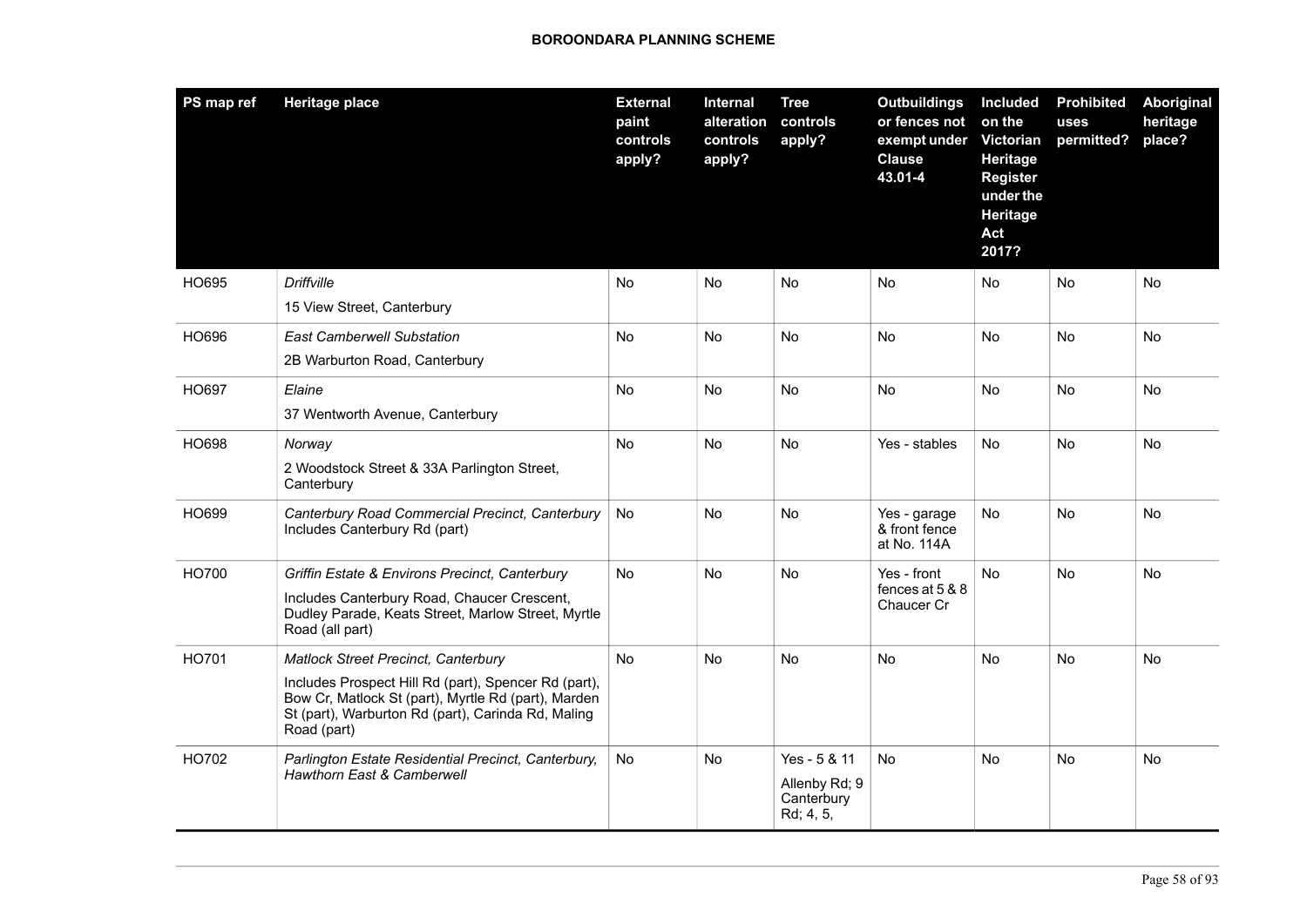| PS map ref | Heritage place | External paint controls apply? | Internal alteration controls apply? | Tree controls apply? | Outbuildings or fences not exempt under Clause 43.01-4 | Included on the Victorian Heritage Register under the Heritage Act 2017? | Prohibited uses permitted? | Aboriginal heritage place? |
|---|---|---|---|---|---|---|---|---|
| HO695 | *Driffville*<br>15 View Street, Canterbury | No | No | No | No | No | No | No |
| HO696 | *East Camberwell Substation*<br>2B Warburton Road, Canterbury | No | No | No | No | No | No | No |
| HO697 | *Elaine*<br>37 Wentworth Avenue, Canterbury | No | No | No | No | No | No | No |
| HO698 | *Norway*<br>2 Woodstock Street & 33A Parlington Street, Canterbury | No | No | No | Yes - stables | No | No | No |
| HO699 | *Canterbury Road Commercial Precinct, Canterbury*<br>Includes Canterbury Rd (part) | No | No | No | Yes - garage & front fence at No. 114A | No | No | No |
| HO700 | *Griffin Estate & Environs Precinct, Canterbury*<br>Includes Canterbury Road, Chaucer Crescent, Dudley Parade, Keats Street, Marlow Street, Myrtle Road (all part) | No | No | No | Yes - front fences at 5 & 8 Chaucer Cr | No | No | No |
| HO701 | *Matlock Street Precinct, Canterbury*<br>Includes Prospect Hill Rd (part), Spencer Rd (part), Bow Cr, Matlock St (part), Myrtle Rd (part), Marden St (part), Warburton Rd (part), Carinda Rd, Maling Road (part) | No | No | No | No | No | No | No |
| HO702 | *Parlington Estate Residential Precinct, Canterbury, Hawthorn East & Camberwell* | No | No | Yes - 5 & 11<br>Allenby Rd; 9 Canterbury Rd; 4, 5, | No | No | No | No |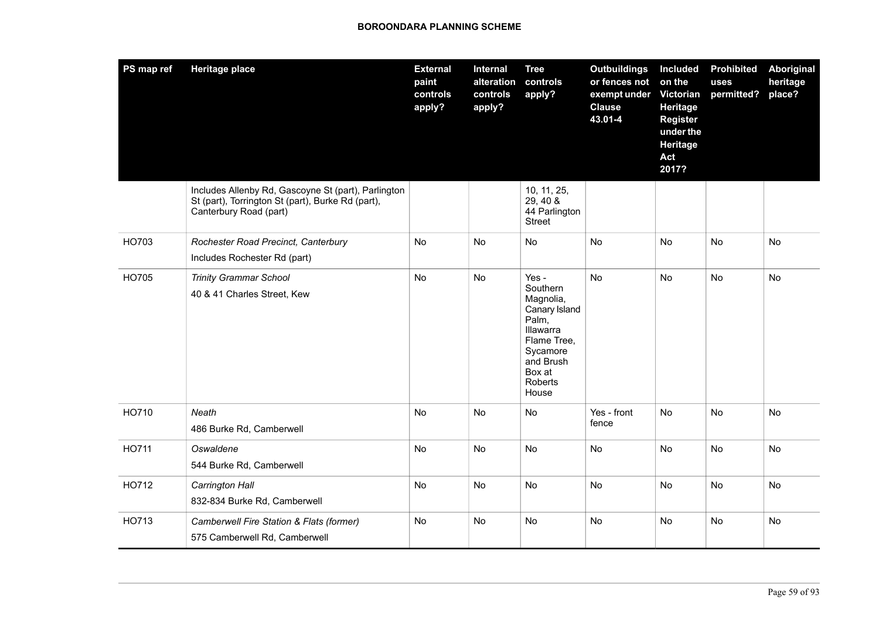| PS map ref | Heritage place | External paint controls apply? | Internal alteration controls apply? | Tree controls apply? | Outbuildings or fences not exempt under Clause 43.01-4 | Included on the Victorian Heritage Register under the Heritage Act 2017? | Prohibited uses permitted? | Aboriginal heritage place? |
|---|---|---|---|---|---|---|---|---|
| | Includes Allenby Rd, Gascoyne St (part), Parlington St (part), Torrington St (part), Burke Rd (part), Canterbury Road (part) | | | 10, 11, 25, 29, 40 & 44 Parlington Street | | | | |
| HO703 | *Rochester Road Precinct, Canterbury*<br>Includes Rochester Rd (part) | No | No | No | No | No | No | No |
| HO705 | *Trinity Grammar School*<br>40 & 41 Charles Street, Kew | No | No | Yes - Southern Magnolia, Canary Island Palm, Illawarra Flame Tree, Sycamore and Brush Box at Roberts House | No | No | No | No |
| HO710 | *Neath*<br>486 Burke Rd, Camberwell | No | No | No | Yes - front fence | No | No | No |
| HO711 | *Oswaldene*<br>544 Burke Rd, Camberwell | No | No | No | No | No | No | No |
| HO712 | *Carrington Hall*<br>832-834 Burke Rd, Camberwell | No | No | No | No | No | No | No |
| HO713 | *Camberwell Fire Station & Flats (former)*<br>575 Camberwell Rd, Camberwell | No | No | No | No | No | No | No |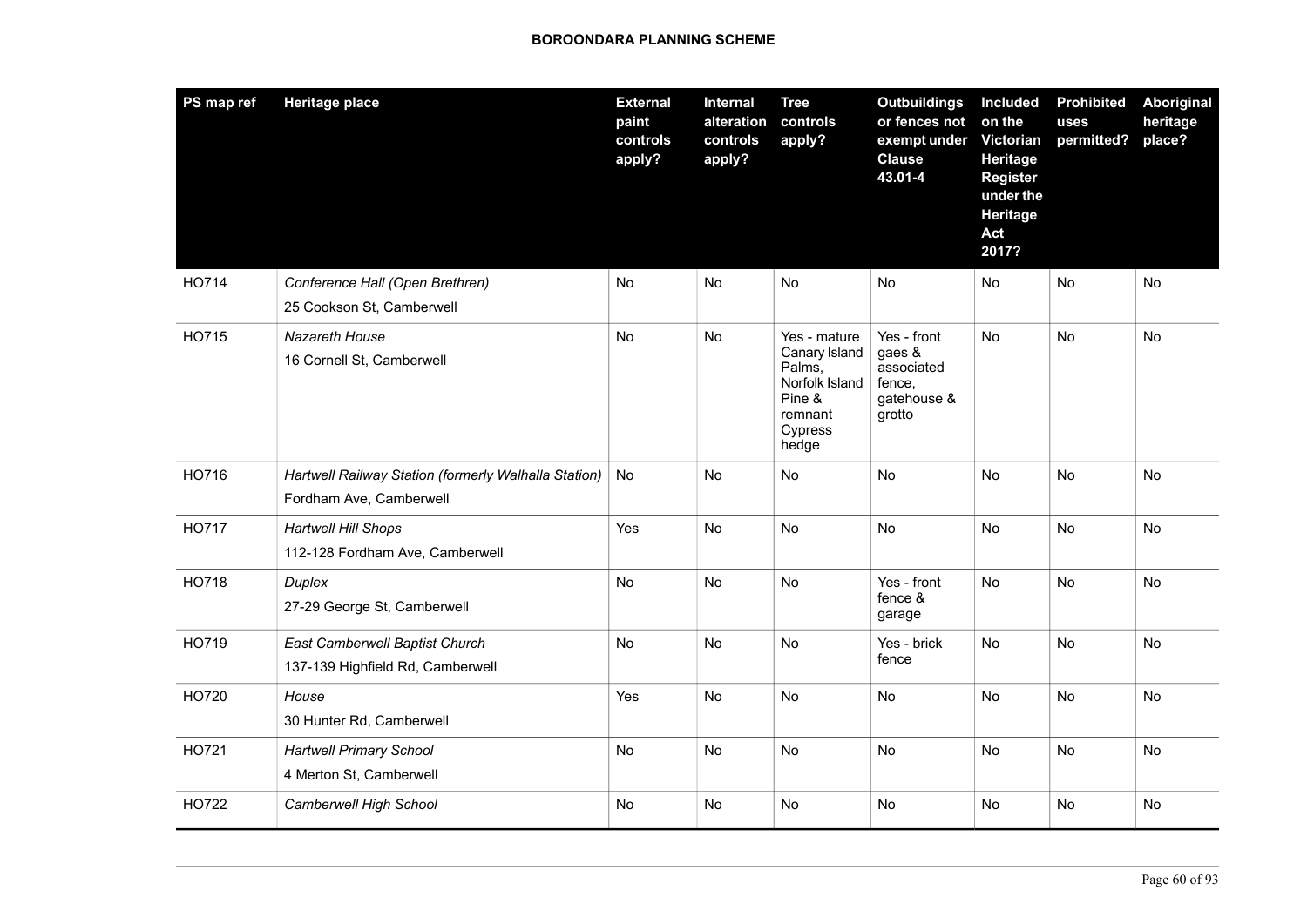| PS map ref | Heritage place | External paint controls apply? | Internal alteration controls apply? | Tree controls apply? | Outbuildings or fences not exempt under Clause 43.01-4 | Included on the Victorian Heritage Register under the Heritage Act 2017? | Prohibited uses permitted? | Aboriginal heritage place? |
|---|---|---|---|---|---|---|---|---|
| HO714 | *Conference Hall (Open Brethren)*<br>25 Cookson St, Camberwell | No | No | No | No | No | No | No |
| HO715 | *Nazareth House*<br>16 Cornell St, Camberwell | No | No | Yes - mature Canary Island Palms, Norfolk Island Pine & remnant Cypress hedge | Yes - front gaes & associated fence, gatehouse & grotto | No | No | No |
| HO716 | *Hartwell Railway Station (formerly Walhalla Station)*<br>Fordham Ave, Camberwell | No | No | No | No | No | No | No |
| HO717 | *Hartwell Hill Shops*<br>112-128 Fordham Ave, Camberwell | Yes | No | No | No | No | No | No |
| HO718 | *Duplex*<br>27-29 George St, Camberwell | No | No | No | Yes - front fence & garage | No | No | No |
| HO719 | *East Camberwell Baptist Church*<br>137-139 Highfield Rd, Camberwell | No | No | No | Yes - brick fence | No | No | No |
| HO720 | *House*<br>30 Hunter Rd, Camberwell | Yes | No | No | No | No | No | No |
| HO721 | *Hartwell Primary School*<br>4 Merton St, Camberwell | No | No | No | No | No | No | No |
| HO722 | *Camberwell High School* | No | No | No | No | No | No | No |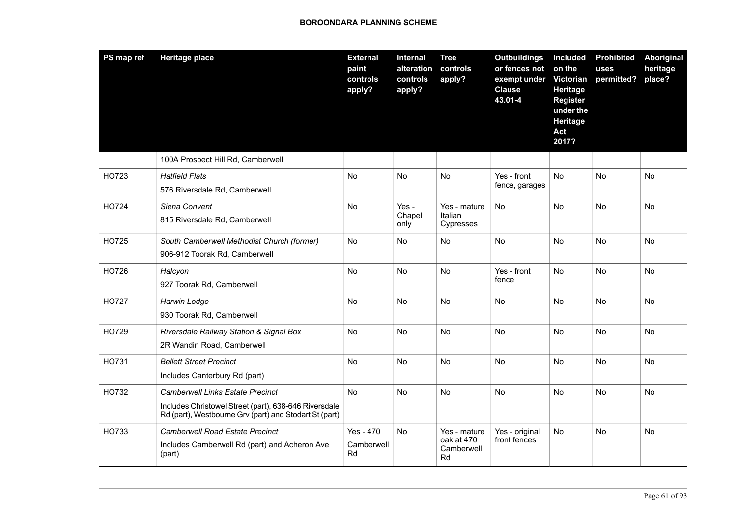| PS map ref | Heritage place | External paint controls apply? | Internal alteration controls apply? | Tree controls apply? | Outbuildings or fences not exempt under Clause 43.01-4 | Included on the Victorian Heritage Register under the Heritage Act 2017? | Prohibited uses permitted? | Aboriginal heritage place? |
|---|---|---|---|---|---|---|---|---|
| | 100A Prospect Hill Rd, Camberwell | | | | | | | |
| HO723 | *Hatfield Flats*<br>576 Riversdale Rd, Camberwell | No | No | No | Yes - front fence, garages | No | No | No |
| HO724 | *Siena Convent*<br>815 Riversdale Rd, Camberwell | No | Yes - Chapel only | Yes - mature Italian Cypresses | No | No | No | No |
| HO725 | *South Camberwell Methodist Church (former)*<br>906-912 Toorak Rd, Camberwell | No | No | No | No | No | No | No |
| HO726 | *Halcyon*<br>927 Toorak Rd, Camberwell | No | No | No | Yes - front fence | No | No | No |
| HO727 | *Harwin Lodge*<br>930 Toorak Rd, Camberwell | No | No | No | No | No | No | No |
| HO729 | *Riversdale Railway Station & Signal Box*<br>2R Wandin Road, Camberwell | No | No | No | No | No | No | No |
| HO731 | *Bellett Street Precinct*<br>Includes Canterbury Rd (part) | No | No | No | No | No | No | No |
| HO732 | *Camberwell Links Estate Precinct*<br>Includes Christowel Street (part), 638-646 Riversdale Rd (part), Westbourne Grv (part) and Stodart St (part) | No | No | No | No | No | No | No |
| HO733 | *Camberwell Road Estate Precinct*<br>Includes Camberwell Rd (part) and Acheron Ave (part) | Yes - 470 Camberwell Rd | No | Yes - mature oak at 470 Camberwell Rd | Yes - original front fences | No | No | No |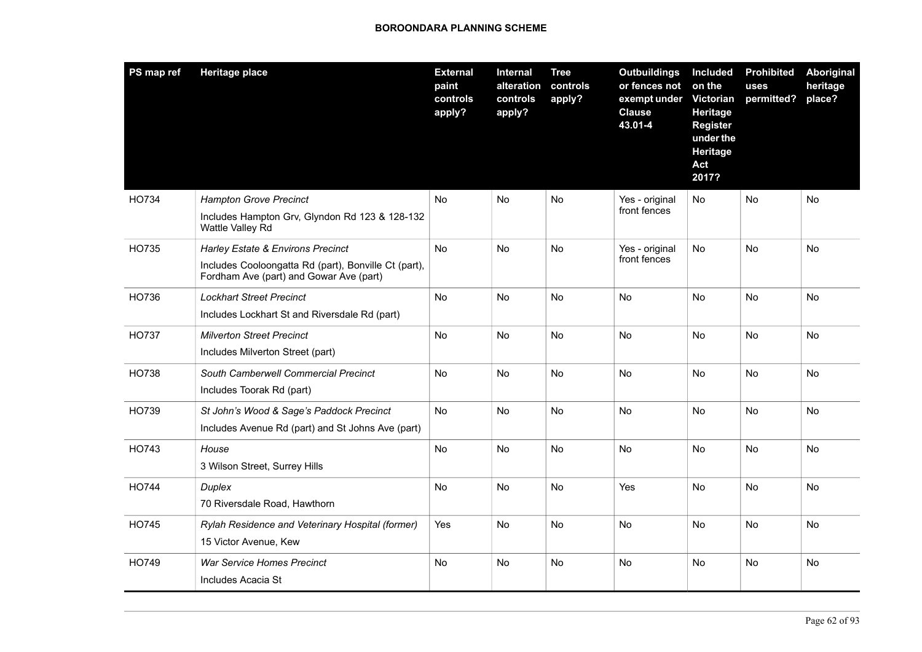| PS map ref | Heritage place | External paint controls apply? | Internal alteration controls apply? | Tree controls apply? | Outbuildings or fences not exempt under Clause 43.01-4 | Included on the Victorian Heritage Register under the Heritage Act 2017? | Prohibited uses permitted? | Aboriginal heritage place? |
|---|---|---|---|---|---|---|---|---|
| HO734 | *Hampton Grove Precinct*<br>Includes Hampton Grv, Glyndon Rd 123 & 128-132 Wattle Valley Rd | No | No | No | Yes - original front fences | No | No | No |
| HO735 | *Harley Estate & Environs Precinct*<br>Includes Cooloongatta Rd (part), Bonville Ct (part), Fordham Ave (part) and Gowar Ave (part) | No | No | No | Yes - original front fences | No | No | No |
| HO736 | *Lockhart Street Precinct*<br>Includes Lockhart St and Riversdale Rd (part) | No | No | No | No | No | No | No |
| HO737 | *Milverton Street Precinct*<br>Includes Milverton Street (part) | No | No | No | No | No | No | No |
| HO738 | *South Camberwell Commercial Precinct*<br>Includes Toorak Rd (part) | No | No | No | No | No | No | No |
| HO739 | *St John's Wood & Sage's Paddock Precinct*<br>Includes Avenue Rd (part) and St Johns Ave (part) | No | No | No | No | No | No | No |
| HO743 | *House*<br>3 Wilson Street, Surrey Hills | No | No | No | No | No | No | No |
| HO744 | *Duplex*<br>70 Riversdale Road, Hawthorn | No | No | No | Yes | No | No | No |
| HO745 | *Rylah Residence and Veterinary Hospital (former)*<br>15 Victor Avenue, Kew | Yes | No | No | No | No | No | No |
| HO749 | *War Service Homes Precinct*<br>Includes Acacia St | No | No | No | No | No | No | No |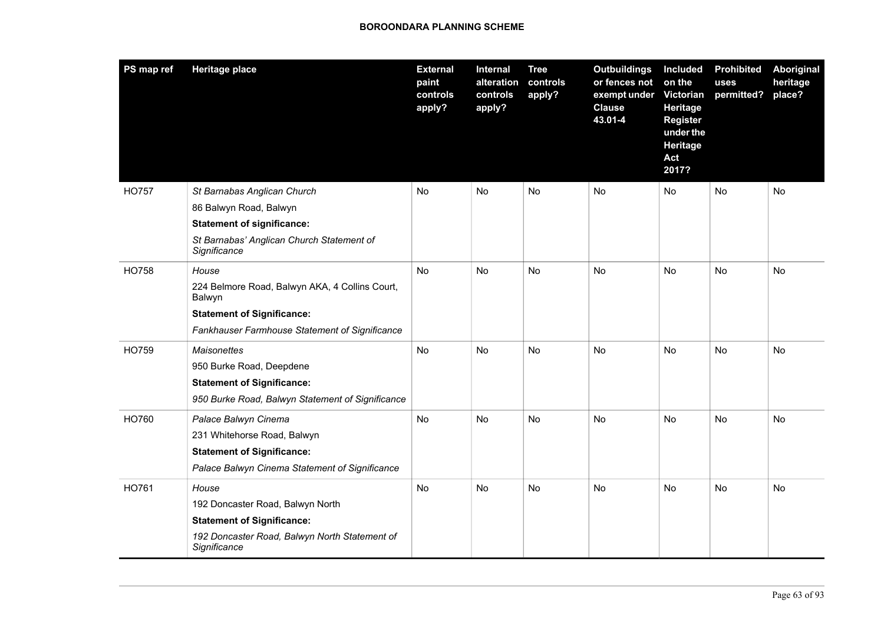| PS map ref | Heritage place | External paint controls apply? | Internal alteration controls apply? | Tree controls apply? | Outbuildings or fences not exempt under Clause 43.01-4 | Included on the Victorian Heritage Register under the Heritage Act 2017? | Prohibited uses permitted? | Aboriginal heritage place? |
|---|---|---|---|---|---|---|---|---|
| HO757 | *St Barnabas Anglican Church*<br>86 Balwyn Road, Balwyn<br>**Statement of significance:**<br>*St Barnabas' Anglican Church Statement of Significance* | No | No | No | No | No | No | No |
| HO758 | *House*<br>224 Belmore Road, Balwyn AKA, 4 Collins Court, Balwyn<br>**Statement of Significance:**<br>*Fankhauser Farmhouse Statement of Significance* | No | No | No | No | No | No | No |
| HO759 | *Maisonettes*<br>950 Burke Road, Deepdene<br>**Statement of Significance:**<br>*950 Burke Road, Balwyn Statement of Significance* | No | No | No | No | No | No | No |
| HO760 | *Palace Balwyn Cinema*<br>231 Whitehorse Road, Balwyn<br>**Statement of Significance:**<br>*Palace Balwyn Cinema Statement of Significance* | No | No | No | No | No | No | No |
| HO761 | *House*<br>192 Doncaster Road, Balwyn North<br>**Statement of Significance:**<br>*192 Doncaster Road, Balwyn North Statement of Significance* | No | No | No | No | No | No | No |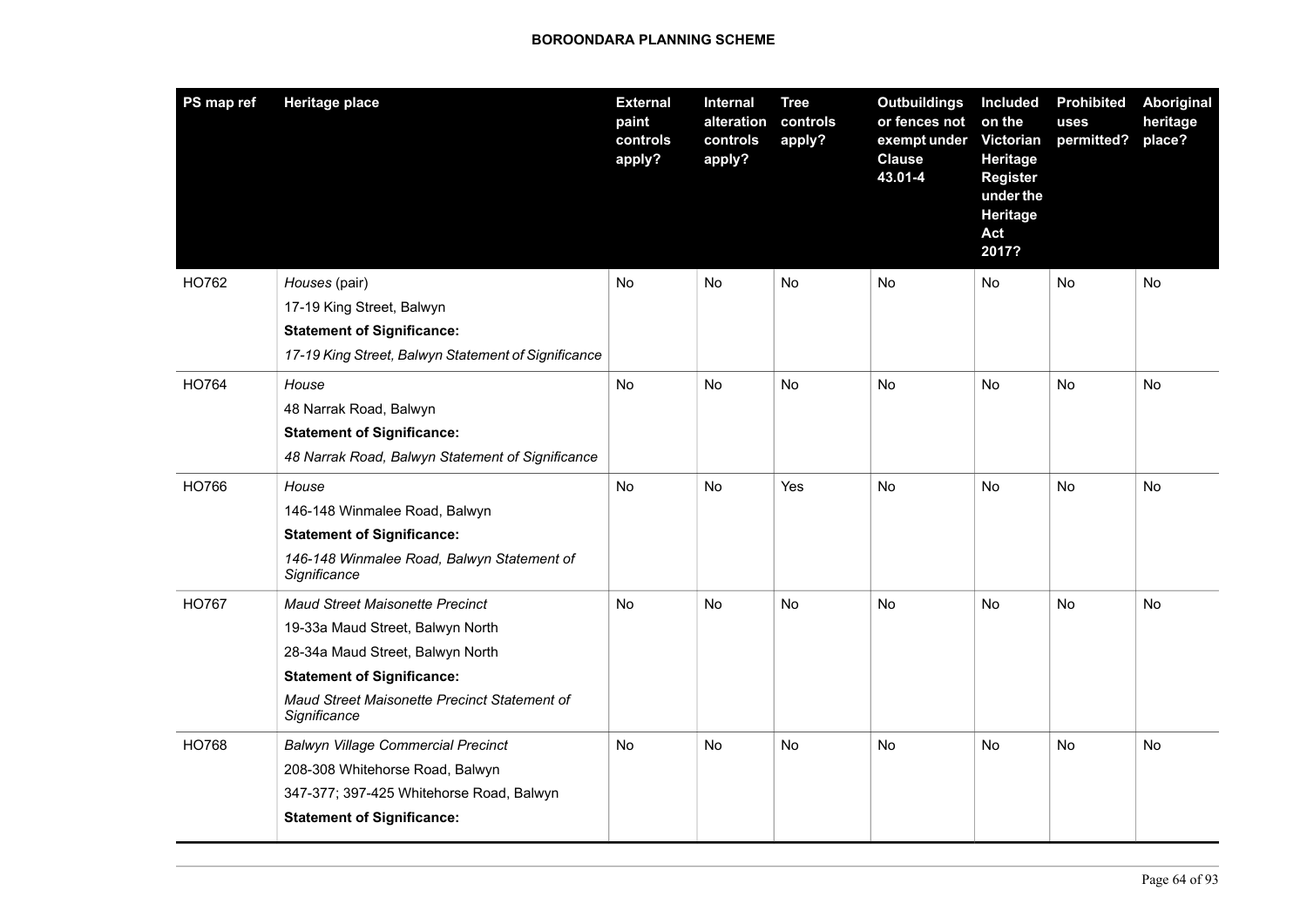| PS map ref | Heritage place | External paint controls apply? | Internal alteration controls apply? | Tree controls apply? | Outbuildings or fences not exempt under Clause 43.01-4 | Included on the Victorian Heritage Register under the Heritage Act 2017? | Prohibited uses permitted? | Aboriginal heritage place? |
|---|---|---|---|---|---|---|---|---|
| HO762 | *Houses* (pair)<br>17-19 King Street, Balwyn<br>**Statement of Significance:**<br>*17-19 King Street, Balwyn Statement of Significance* | No | No | No | No | No | No | No |
| HO764 | *House*<br>48 Narrak Road, Balwyn<br>**Statement of Significance:**<br>*48 Narrak Road, Balwyn Statement of Significance* | No | No | No | No | No | No | No |
| HO766 | *House*<br>146-148 Winmalee Road, Balwyn<br>**Statement of Significance:**<br>*146-148 Winmalee Road, Balwyn Statement of Significance* | No | No | Yes | No | No | No | No |
| HO767 | *Maud Street Maisonette Precinct*<br>19-33a Maud Street, Balwyn North<br>28-34a Maud Street, Balwyn North<br>**Statement of Significance:**<br>*Maud Street Maisonette Precinct Statement of Significance* | No | No | No | No | No | No | No |
| HO768 | *Balwyn Village Commercial Precinct*<br>208-308 Whitehorse Road, Balwyn<br>347-377; 397-425 Whitehorse Road, Balwyn<br>**Statement of Significance:** | No | No | No | No | No | No | No |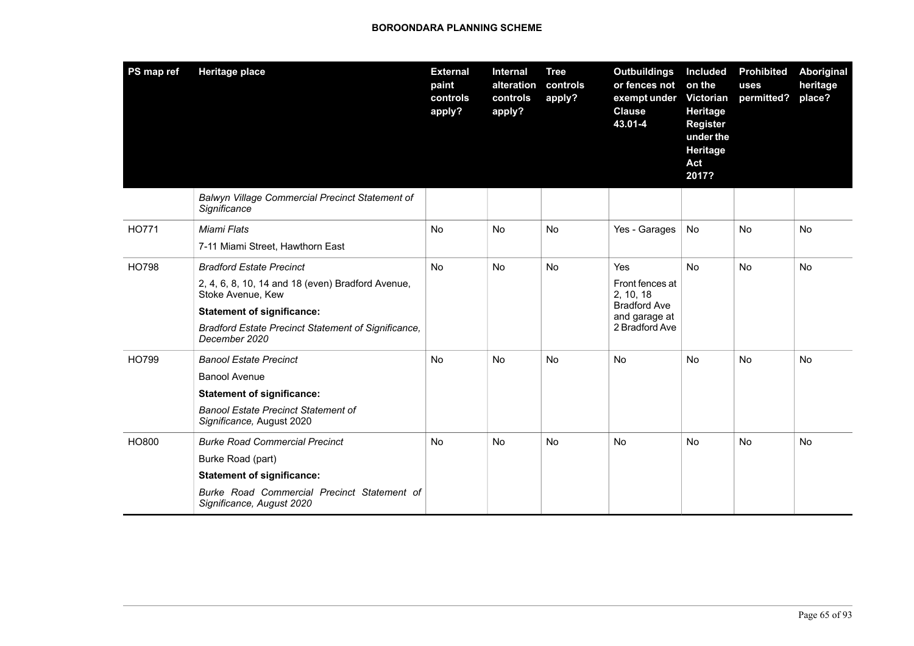| PS map ref | Heritage place | External paint controls apply? | Internal alteration controls apply? | Tree controls apply? | Outbuildings or fences not exempt under Clause 43.01-4 | Included on the Victorian Heritage Register under the Heritage Act 2017? | Prohibited uses permitted? | Aboriginal heritage place? |
|---|---|---|---|---|---|---|---|---|
| | *Balwyn Village Commercial Precinct Statement of Significance* | | | | | | | |
| HO771 | *Miami Flats*<br>7-11 Miami Street, Hawthorn East | No | No | No | Yes - Garages | No | No | No |
| HO798 | *Bradford Estate Precinct*<br>2, 4, 6, 8, 10, 14 and 18 (even) Bradford Avenue, Stoke Avenue, Kew<br>**Statement of significance:**<br>*Bradford Estate Precinct Statement of Significance, December 2020* | No | No | No | Yes<br>Front fences at 2, 10, 18 Bradford Ave and garage at 2 Bradford Ave | No | No | No |
| HO799 | *Banool Estate Precinct*<br>Banool Avenue<br>**Statement of significance:**<br>*Banool Estate Precinct Statement of Significance,* August 2020 | No | No | No | No | No | No | No |
| HO800 | *Burke Road Commercial Precinct*<br>Burke Road (part)<br>**Statement of significance:**<br>*Burke Road Commercial Precinct Statement of Significance, August 2020* | No | No | No | No | No | No | No |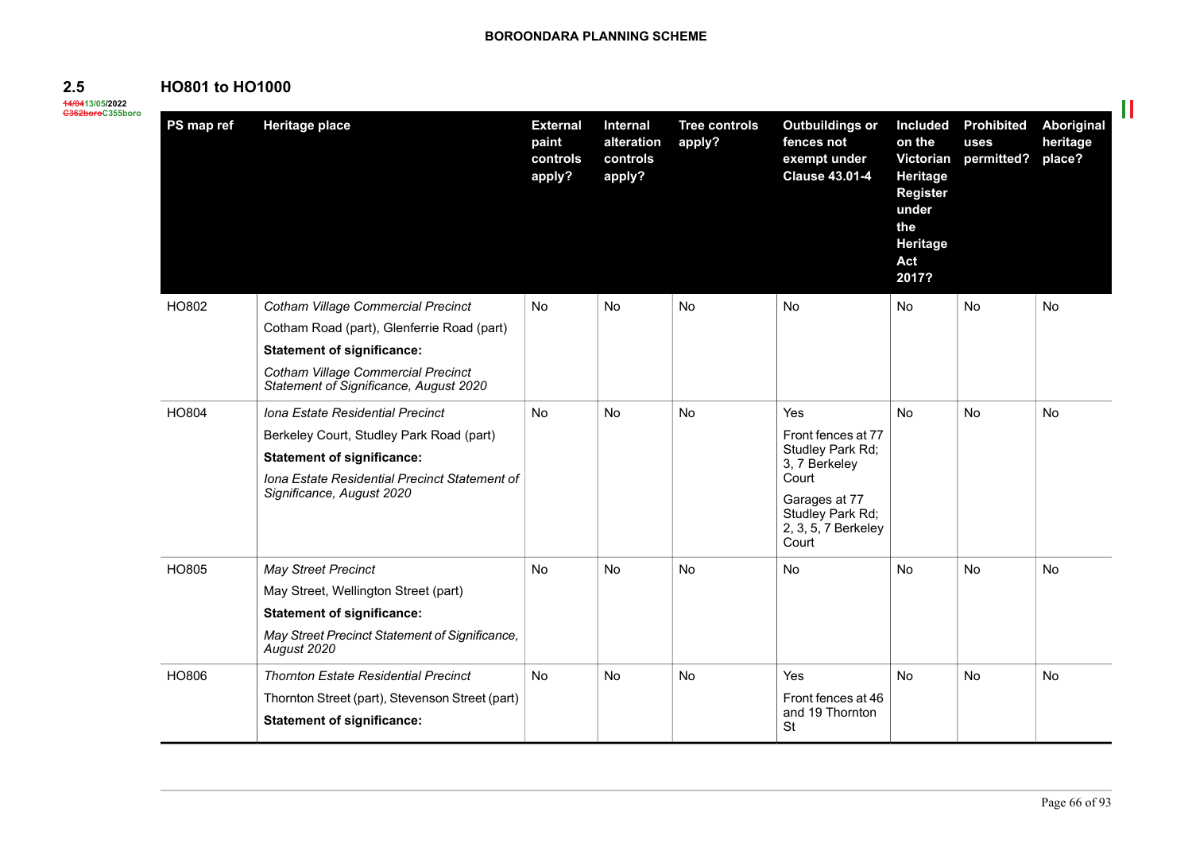## 2.5 HO801 to HO1000

~~14/04~~13/05/2022
~~C362boro~~C355boro

| PS map ref | Heritage place | External paint controls apply? | Internal alteration controls apply? | Tree controls apply? | Outbuildings or fences not exempt under Clause 43.01-4 | Included on the Victorian Heritage Register under the Heritage Act 2017? | Prohibited uses permitted? | Aboriginal heritage place? |
|---|---|---|---|---|---|---|---|---|
| HO802 | *Cotham Village Commercial Precinct*<br>Cotham Road (part), Glenferrie Road (part)<br>**Statement of significance:**<br>*Cotham Village Commercial Precinct Statement of Significance, August 2020* | No | No | No | No | No | No | No |
| HO804 | *Iona Estate Residential Precinct*<br>Berkeley Court, Studley Park Road (part)<br>**Statement of significance:**<br>*Iona Estate Residential Precinct Statement of Significance, August 2020* | No | No | No | Yes<br>Front fences at 77 Studley Park Rd; 3, 7 Berkeley Court<br>Garages at 77 Studley Park Rd; 2, 3, 5, 7 Berkeley Court | No | No | No |
| HO805 | *May Street Precinct*<br>May Street, Wellington Street (part)<br>**Statement of significance:**<br>*May Street Precinct Statement of Significance, August 2020* | No | No | No | No | No | No | No |
| HO806 | *Thornton Estate Residential Precinct*<br>Thornton Street (part), Stevenson Street (part)<br>**Statement of significance:** | No | No | No | Yes<br>Front fences at 46 and 19 Thornton St | No | No | No |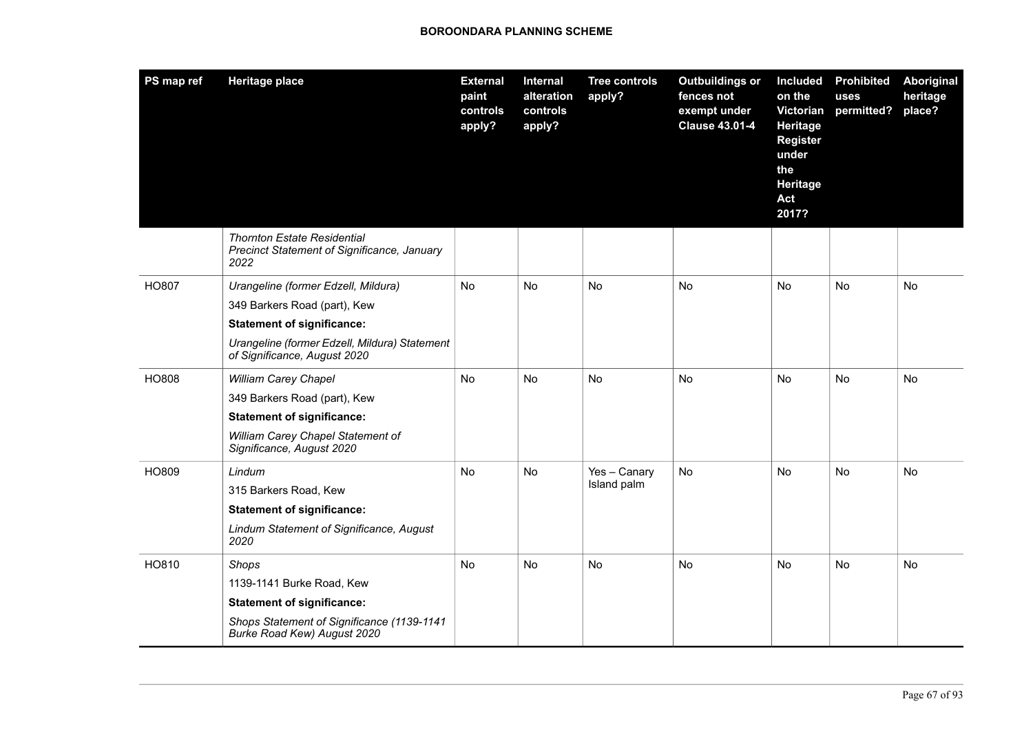| PS map ref | Heritage place | External paint controls apply? | Internal alteration controls apply? | Tree controls apply? | Outbuildings or fences not exempt under Clause 43.01-4 | Included on the Victorian Heritage Register under the Heritage Act 2017? | Prohibited uses permitted? | Aboriginal heritage place? |
|---|---|---|---|---|---|---|---|---|
| | *Thornton Estate Residential Precinct Statement of Significance, January 2022* | | | | | | | |
| HO807 | *Urangeline (former Edzell, Mildura)*<br>349 Barkers Road (part), Kew<br>**Statement of significance:**<br>*Urangeline (former Edzell, Mildura) Statement of Significance, August 2020* | No | No | No | No | No | No | No |
| HO808 | *William Carey Chapel*<br>349 Barkers Road (part), Kew<br>**Statement of significance:**<br>*William Carey Chapel Statement of Significance, August 2020* | No | No | No | No | No | No | No |
| HO809 | *Lindum*<br>315 Barkers Road, Kew<br>**Statement of significance:**<br>*Lindum Statement of Significance, August 2020* | No | No | Yes – Canary Island palm | No | No | No | No |
| HO810 | *Shops*<br>1139-1141 Burke Road, Kew<br>**Statement of significance:**<br>*Shops Statement of Significance (1139-1141 Burke Road Kew) August 2020* | No | No | No | No | No | No | No |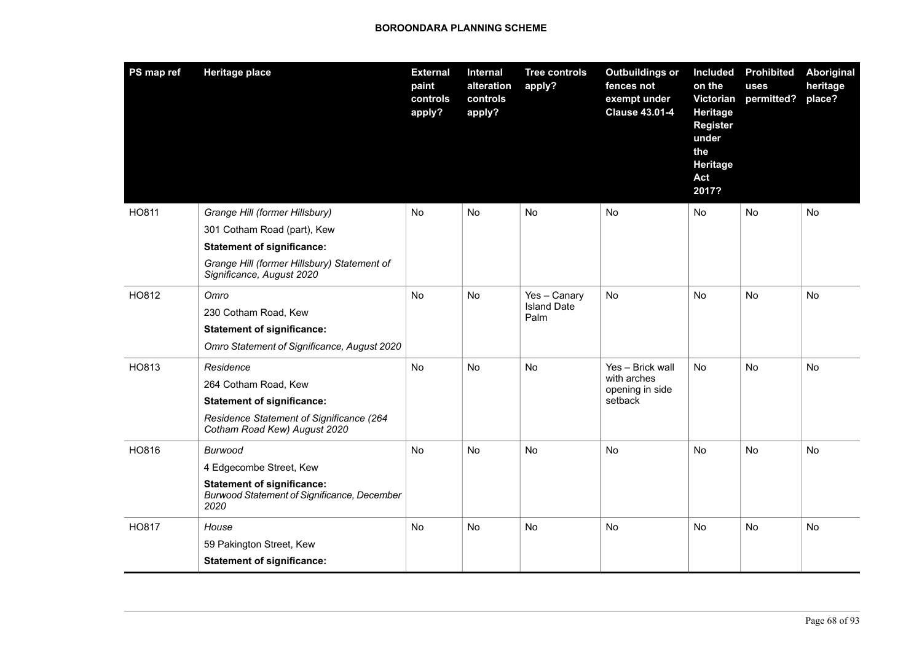| PS map ref | Heritage place | External paint controls apply? | Internal alteration controls apply? | Tree controls apply? | Outbuildings or fences not exempt under Clause 43.01-4 | Included on the Victorian Heritage Register under the Heritage Act 2017? | Prohibited uses permitted? | Aboriginal heritage place? |
|---|---|---|---|---|---|---|---|---|
| HO811 | *Grange Hill (former Hillsbury)*<br>301 Cotham Road (part), Kew<br>**Statement of significance:**<br>*Grange Hill (former Hillsbury) Statement of Significance, August 2020* | No | No | No | No | No | No | No |
| HO812 | *Omro*<br>230 Cotham Road, Kew<br>**Statement of significance:**<br>*Omro Statement of Significance, August 2020* | No | No | Yes – Canary Island Date Palm | No | No | No | No |
| HO813 | *Residence*<br>264 Cotham Road, Kew<br>**Statement of significance:**<br>*Residence Statement of Significance (264 Cotham Road Kew) August 2020* | No | No | No | Yes – Brick wall with arches opening in side setback | No | No | No |
| HO816 | *Burwood*<br>4 Edgecombe Street, Kew<br>**Statement of significance:**<br>*Burwood Statement of Significance, December 2020* | No | No | No | No | No | No | No |
| HO817 | *House*<br>59 Pakington Street, Kew<br>**Statement of significance:** | No | No | No | No | No | No | No |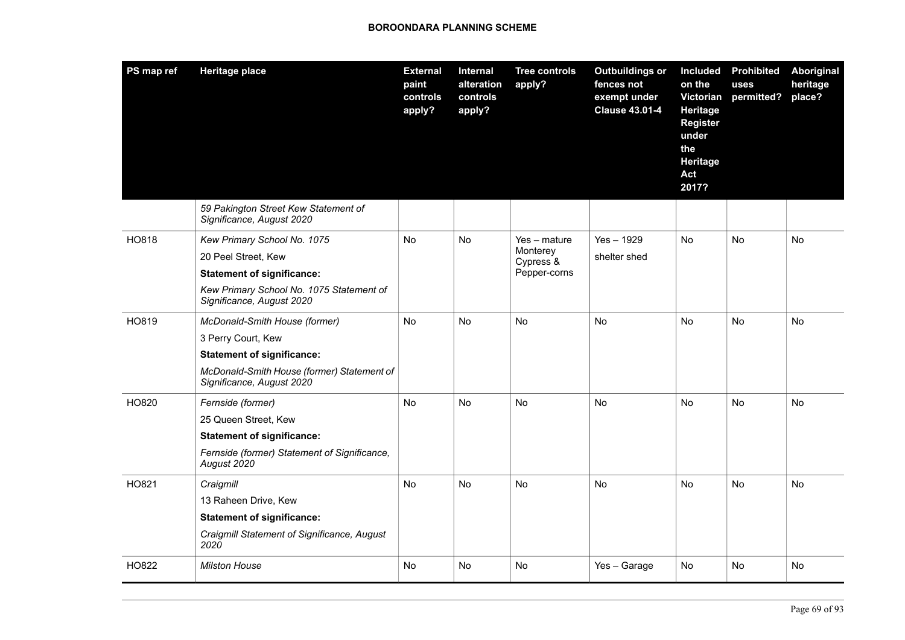| PS map ref | Heritage place | External paint controls apply? | Internal alteration controls apply? | Tree controls apply? | Outbuildings or fences not exempt under Clause 43.01-4 | Included on the Victorian Heritage Register under the Heritage Act 2017? | Prohibited uses permitted? | Aboriginal heritage place? |
|---|---|---|---|---|---|---|---|---|
| | *59 Pakington Street Kew Statement of Significance, August 2020* | | | | | | | |
| HO818 | *Kew Primary School No. 1075*<br>20 Peel Street, Kew<br>**Statement of significance:**<br>*Kew Primary School No. 1075 Statement of Significance, August 2020* | No | No | Yes – mature Monterey Cypress & Pepper-corns | Yes – 1929 shelter shed | No | No | No |
| HO819 | *McDonald-Smith House (former)*<br>3 Perry Court, Kew<br>**Statement of significance:**<br>*McDonald-Smith House (former) Statement of Significance, August 2020* | No | No | No | No | No | No | No |
| HO820 | *Fernside (former)*<br>25 Queen Street, Kew<br>**Statement of significance:**<br>*Fernside (former) Statement of Significance, August 2020* | No | No | No | No | No | No | No |
| HO821 | *Craigmill*<br>13 Raheen Drive, Kew<br>**Statement of significance:**<br>*Craigmill Statement of Significance, August 2020* | No | No | No | No | No | No | No |
| HO822 | *Milston House* | No | No | No | Yes – Garage | No | No | No |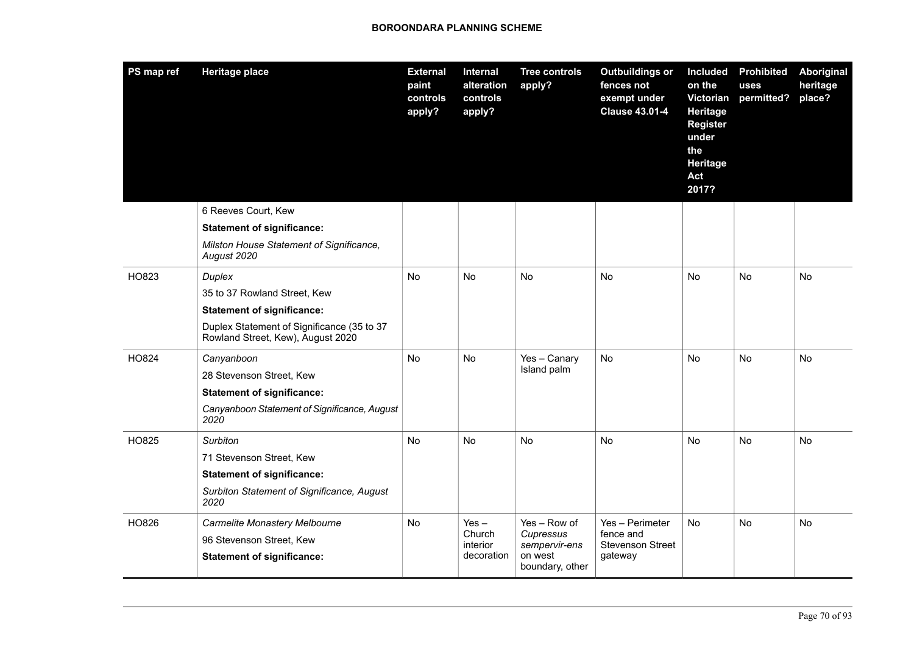| PS map ref | Heritage place | External paint controls apply? | Internal alteration controls apply? | Tree controls apply? | Outbuildings or fences not exempt under Clause 43.01-4 | Included on the Victorian Heritage Register under the Heritage Act 2017? | Prohibited uses permitted? | Aboriginal heritage place? |
|---|---|---|---|---|---|---|---|---|
| | 6 Reeves Court, Kew<br>**Statement of significance:**<br>*Milston House Statement of Significance, August 2020* | | | | | | | |
| HO823 | *Duplex*<br>35 to 37 Rowland Street, Kew<br>**Statement of significance:**<br>Duplex Statement of Significance (35 to 37 Rowland Street, Kew), August 2020 | No | No | No | No | No | No | No |
| HO824 | *Canyanboon*<br>28 Stevenson Street, Kew<br>**Statement of significance:**<br>*Canyanboon Statement of Significance, August 2020* | No | No | Yes – Canary Island palm | No | No | No | No |
| HO825 | *Surbiton*<br>71 Stevenson Street, Kew<br>**Statement of significance:**<br>*Surbiton Statement of Significance, August 2020* | No | No | No | No | No | No | No |
| HO826 | *Carmelite Monastery Melbourne*<br>96 Stevenson Street, Kew<br>**Statement of significance:** | No | Yes – Church interior decoration | Yes – Row of *Cupressus sempervir-ens* on west boundary, other | Yes – Perimeter fence and Stevenson Street gateway | No | No | No |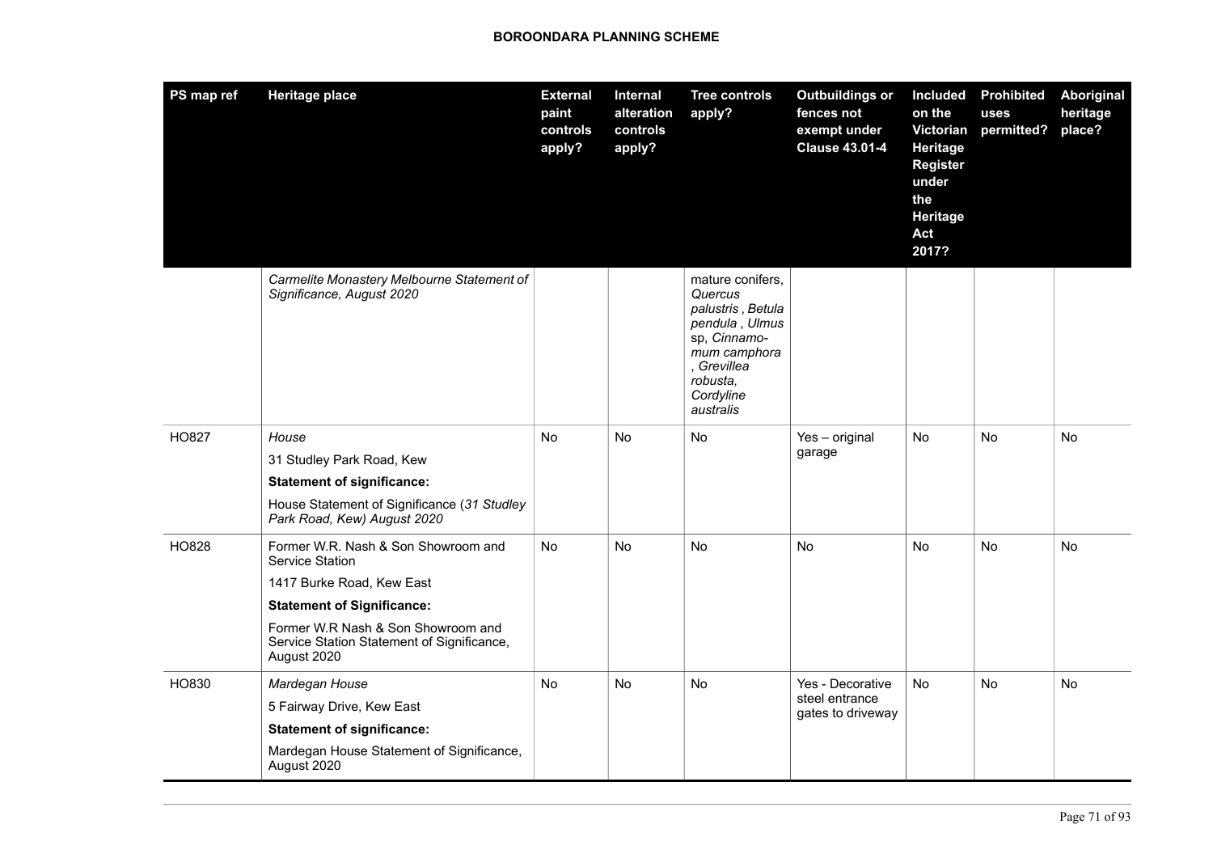**BOROONDARA PLANNING SCHEME**

| PS map ref | Heritage place | External paint controls apply? | Internal alteration controls apply? | Tree controls apply? | Outbuildings or fences not exempt under Clause 43.01-4 | Included on the Victorian Heritage Register under the Heritage Act 2017? | Prohibited uses permitted? | Aboriginal heritage place? |
|---|---|---|---|---|---|---|---|---|
| | *Carmelite Monastery Melbourne Statement of Significance, August 2020* | | | mature conifers, *Quercus palustris* , *Betula pendula* , *Ulmus* sp, *Cinnamo-mum camphora* , *Grevillea robusta*, *Cordyline australis* | | | | |
| HO827 | *House*<br>31 Studley Park Road, Kew<br>**Statement of significance:**<br>House Statement of Significance (*31 Studley Park Road, Kew) August 2020* | No | No | No | Yes – original garage | No | No | No |
| HO828 | Former W.R. Nash & Son Showroom and Service Station<br>1417 Burke Road, Kew East<br>**Statement of Significance:**<br>Former W.R Nash & Son Showroom and Service Station Statement of Significance, August 2020 | No | No | No | No | No | No | No |
| HO830 | *Mardegan House*<br>5 Fairway Drive, Kew East<br>**Statement of significance:**<br>Mardegan House Statement of Significance, August 2020 | No | No | No | Yes - Decorative steel entrance gates to driveway | No | No | No |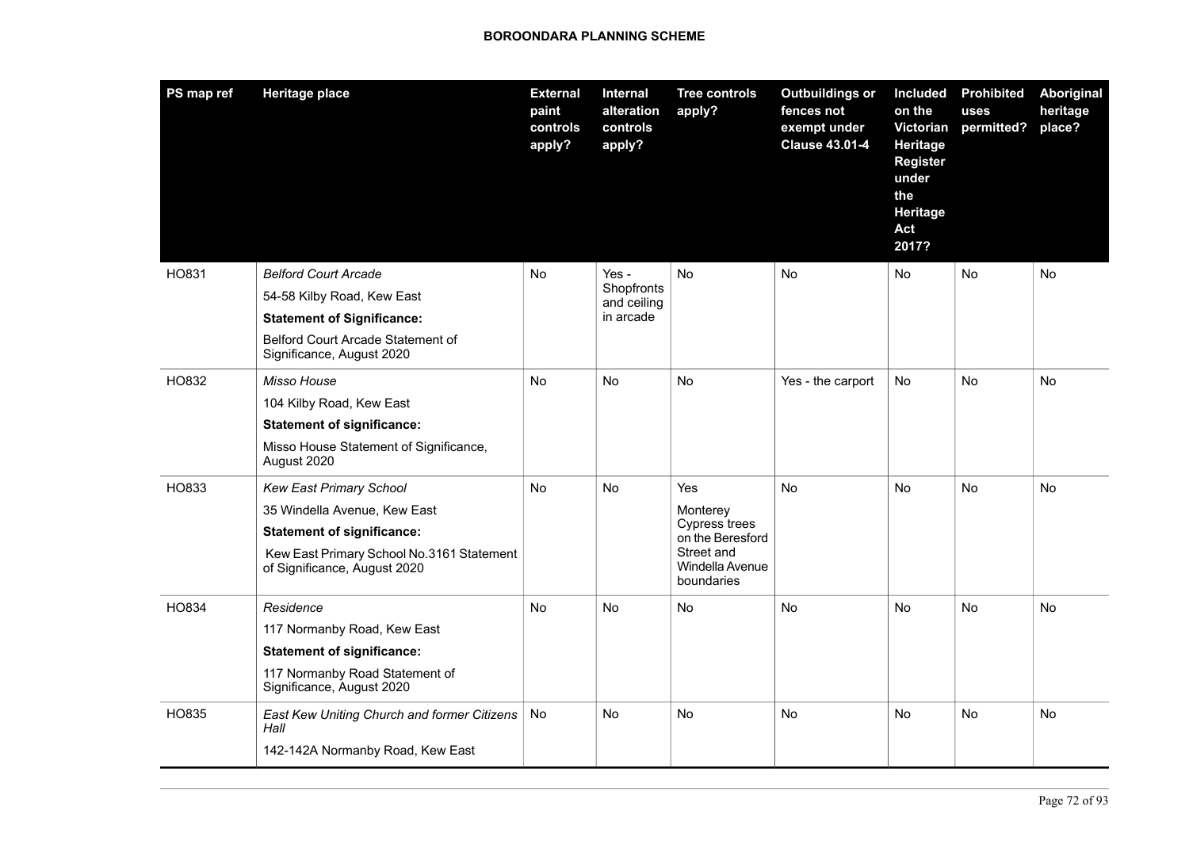| PS map ref | Heritage place | External paint controls apply? | Internal alteration controls apply? | Tree controls apply? | Outbuildings or fences not exempt under Clause 43.01-4 | Included on the Victorian Heritage Register under the Heritage Act 2017? | Prohibited uses permitted? | Aboriginal heritage place? |
|---|---|---|---|---|---|---|---|---|
| HO831 | *Belford Court Arcade*<br>54-58 Kilby Road, Kew East<br>**Statement of Significance:**<br>Belford Court Arcade Statement of Significance, August 2020 | No | Yes - Shopfronts and ceiling in arcade | No | No | No | No | No |
| HO832 | *Misso House*<br>104 Kilby Road, Kew East<br>**Statement of significance:**<br>Misso House Statement of Significance, August 2020 | No | No | No | Yes - the carport | No | No | No |
| HO833 | *Kew East Primary School*<br>35 Windella Avenue, Kew East<br>**Statement of significance:**<br>Kew East Primary School No.3161 Statement of Significance, August 2020 | No | No | Yes<br>Monterey Cypress trees on the Beresford Street and Windella Avenue boundaries | No | No | No | No |
| HO834 | *Residence*<br>117 Normanby Road, Kew East<br>**Statement of significance:**<br>117 Normanby Road Statement of Significance, August 2020 | No | No | No | No | No | No | No |
| HO835 | *East Kew Uniting Church and former Citizens Hall*<br>142-142A Normanby Road, Kew East | No | No | No | No | No | No | No |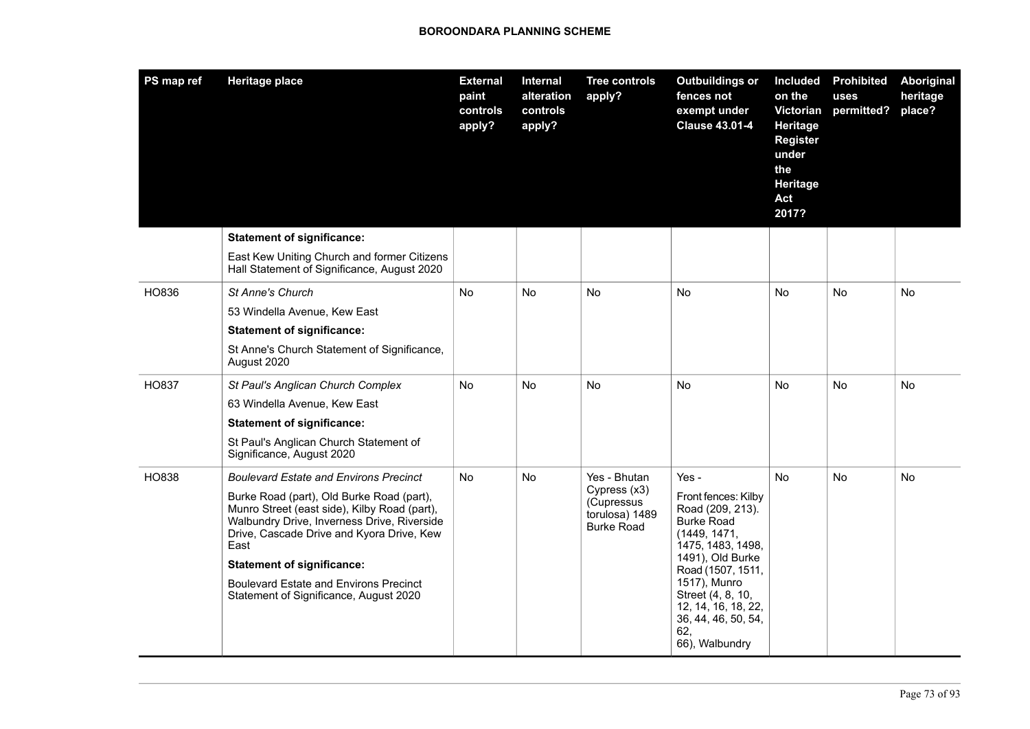| PS map ref | Heritage place | External paint controls apply? | Internal alteration controls apply? | Tree controls apply? | Outbuildings or fences not exempt under Clause 43.01-4 | Included on the Victorian Heritage Register under the Heritage Act 2017? | Prohibited uses permitted? | Aboriginal heritage place? |
|---|---|---|---|---|---|---|---|---|
| | **Statement of significance:**<br>East Kew Uniting Church and former Citizens Hall Statement of Significance, August 2020 | | | | | | | |
| HO836 | *St Anne's Church*<br>53 Windella Avenue, Kew East<br>**Statement of significance:**<br>St Anne's Church Statement of Significance, August 2020 | No | No | No | No | No | No | No |
| HO837 | *St Paul's Anglican Church Complex*<br>63 Windella Avenue, Kew East<br>**Statement of significance:**<br>St Paul's Anglican Church Statement of Significance, August 2020 | No | No | No | No | No | No | No |
| HO838 | *Boulevard Estate and Environs Precinct*<br>Burke Road (part), Old Burke Road (part), Munro Street (east side), Kilby Road (part), Walbundry Drive, Inverness Drive, Riverside Drive, Cascade Drive and Kyora Drive, Kew East<br>**Statement of significance:**<br>Boulevard Estate and Environs Precinct Statement of Significance, August 2020 | No | No | Yes - Bhutan Cypress (x3) (Cupressus torulosa) 1489 Burke Road | Yes -<br>Front fences: Kilby Road (209, 213). Burke Road (1449, 1471, 1475, 1483, 1498, 1491), Old Burke Road (1507, 1511, 1517), Munro Street (4, 8, 10, 12, 14, 16, 18, 22, 36, 44, 46, 50, 54, 62, 66), Walbundry | No | No | No |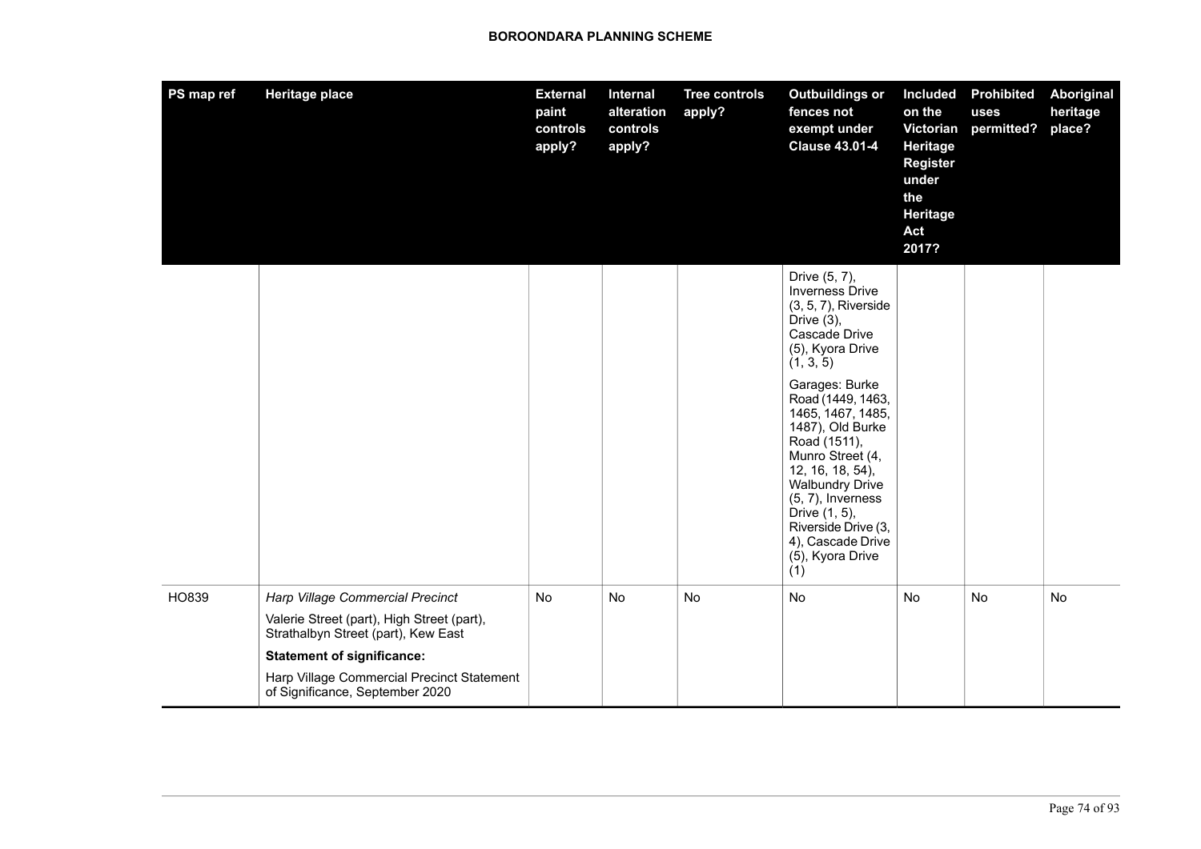| PS map ref | Heritage place | External paint controls apply? | Internal alteration controls apply? | Tree controls apply? | Outbuildings or fences not exempt under Clause 43.01-4 | Included on the Victorian Heritage Register under the Heritage Act 2017? | Prohibited uses permitted? | Aboriginal heritage place? |
|---|---|---|---|---|---|---|---|---|
| | | | | | Drive (5, 7), Inverness Drive (3, 5, 7), Riverside Drive (3), Cascade Drive (5), Kyora Drive (1, 3, 5)<br><br>Garages: Burke Road (1449, 1463, 1465, 1467, 1485, 1487), Old Burke Road (1511), Munro Street (4, 12, 16, 18, 54), Walbundry Drive (5, 7), Inverness Drive (1, 5), Riverside Drive (3, 4), Cascade Drive (5), Kyora Drive (1) | | | |
| HO839 | *Harp Village Commercial Precinct*<br><br>Valerie Street (part), High Street (part), Strathalbyn Street (part), Kew East<br><br>**Statement of significance:**<br><br>Harp Village Commercial Precinct Statement of Significance, September 2020 | No | No | No | No | No | No | No |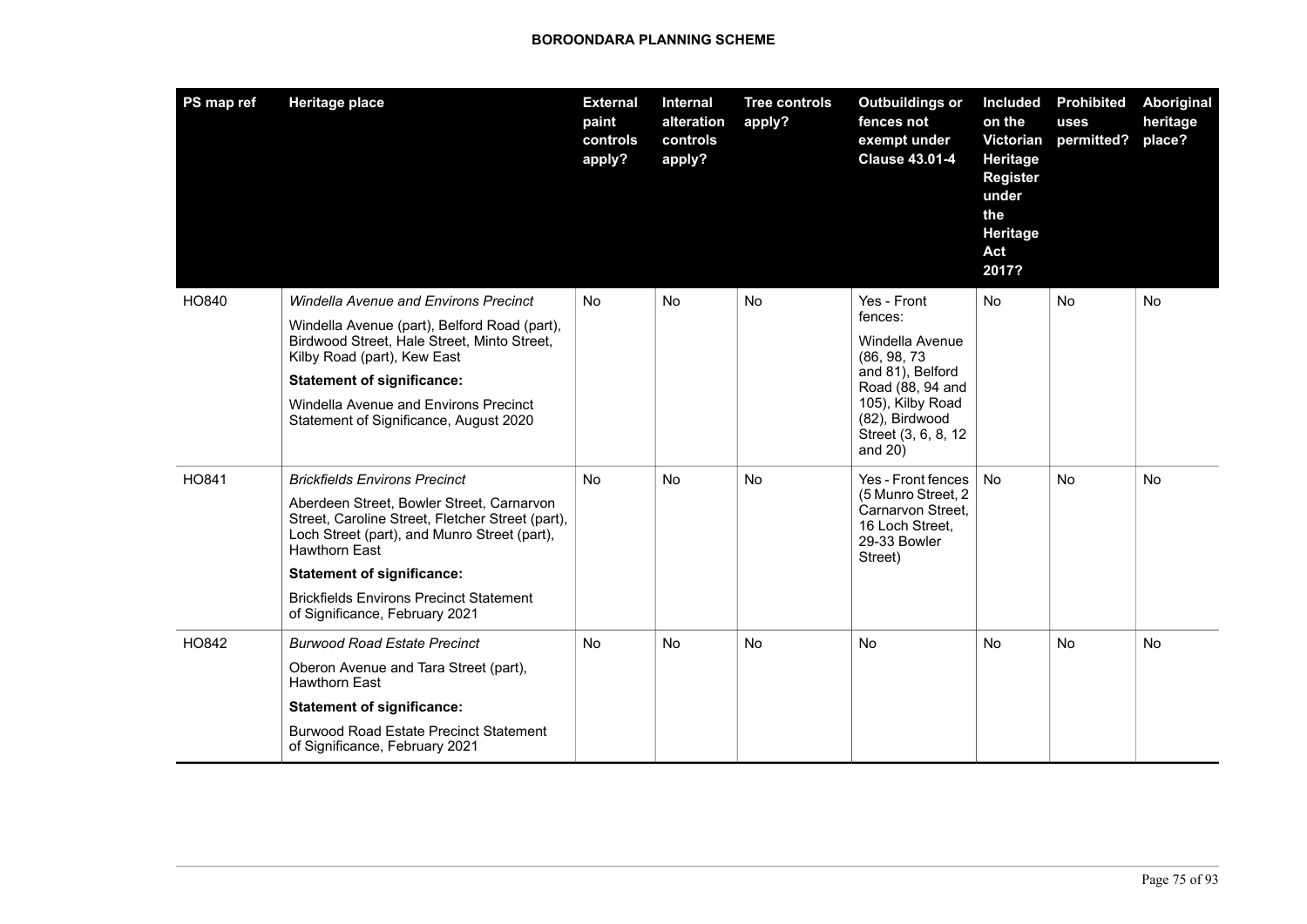| PS map ref | Heritage place | External paint controls apply? | Internal alteration controls apply? | Tree controls apply? | Outbuildings or fences not exempt under Clause 43.01-4 | Included on the Victorian Heritage Register under the Heritage Act 2017? | Prohibited uses permitted? | Aboriginal heritage place? |
|---|---|---|---|---|---|---|---|---|
| HO840 | *Windella Avenue and Environs Precinct*<br>Windella Avenue (part), Belford Road (part), Birdwood Street, Hale Street, Minto Street, Kilby Road (part), Kew East<br>**Statement of significance:**<br>Windella Avenue and Environs Precinct Statement of Significance, August 2020 | No | No | No | Yes - Front fences:<br>Windella Avenue (86, 98, 73 and 81), Belford Road (88, 94 and 105), Kilby Road (82), Birdwood Street (3, 6, 8, 12 and 20) | No | No | No |
| HO841 | *Brickfields Environs Precinct*<br>Aberdeen Street, Bowler Street, Carnarvon Street, Caroline Street, Fletcher Street (part), Loch Street (part), and Munro Street (part), Hawthorn East<br>**Statement of significance:**<br>Brickfields Environs Precinct Statement of Significance, February 2021 | No | No | No | Yes - Front fences (5 Munro Street, 2 Carnarvon Street, 16 Loch Street, 29-33 Bowler Street) | No | No | No |
| HO842 | *Burwood Road Estate Precinct*<br>Oberon Avenue and Tara Street (part), Hawthorn East<br>**Statement of significance:**<br>Burwood Road Estate Precinct Statement of Significance, February 2021 | No | No | No | No | No | No | No |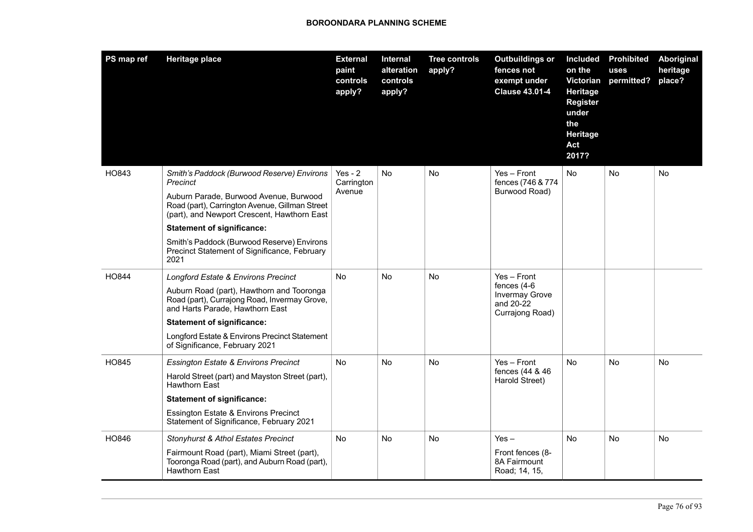| PS map ref | Heritage place | External paint controls apply? | Internal alteration controls apply? | Tree controls apply? | Outbuildings or fences not exempt under Clause 43.01-4 | Included on the Victorian Heritage Register under the Heritage Act 2017? | Prohibited uses permitted? | Aboriginal heritage place? |
|---|---|---|---|---|---|---|---|---|
| HO843 | *Smith's Paddock (Burwood Reserve) Environs Precinct*<br><br>Auburn Parade, Burwood Avenue, Burwood Road (part), Carrington Avenue, Gillman Street (part), and Newport Crescent, Hawthorn East<br><br>**Statement of significance:**<br><br>Smith's Paddock (Burwood Reserve) Environs Precinct Statement of Significance, February 2021 | Yes - 2 Carrington Avenue | No | No | Yes – Front fences (746 & 774 Burwood Road) | No | No | No |
| HO844 | *Longford Estate & Environs Precinct*<br><br>Auburn Road (part), Hawthorn and Tooronga Road (part), Currajong Road, Invermay Grove, and Harts Parade, Hawthorn East<br><br>**Statement of significance:**<br><br>Longford Estate & Environs Precinct Statement of Significance, February 2021 | No | No | No | Yes – Front fences (4-6 Invermay Grove and 20-22 Currajong Road) | | | |
| HO845 | *Essington Estate & Environs Precinct*<br><br>Harold Street (part) and Mayston Street (part), Hawthorn East<br><br>**Statement of significance:**<br><br>Essington Estate & Environs Precinct Statement of Significance, February 2021 | No | No | No | Yes – Front fences (44 & 46 Harold Street) | No | No | No |
| HO846 | *Stonyhurst & Athol Estates Precinct*<br><br>Fairmount Road (part), Miami Street (part), Tooronga Road (part), and Auburn Road (part), Hawthorn East | No | No | No | Yes –<br><br>Front fences (8-8A Fairmount Road; 14, 15, | No | No | No |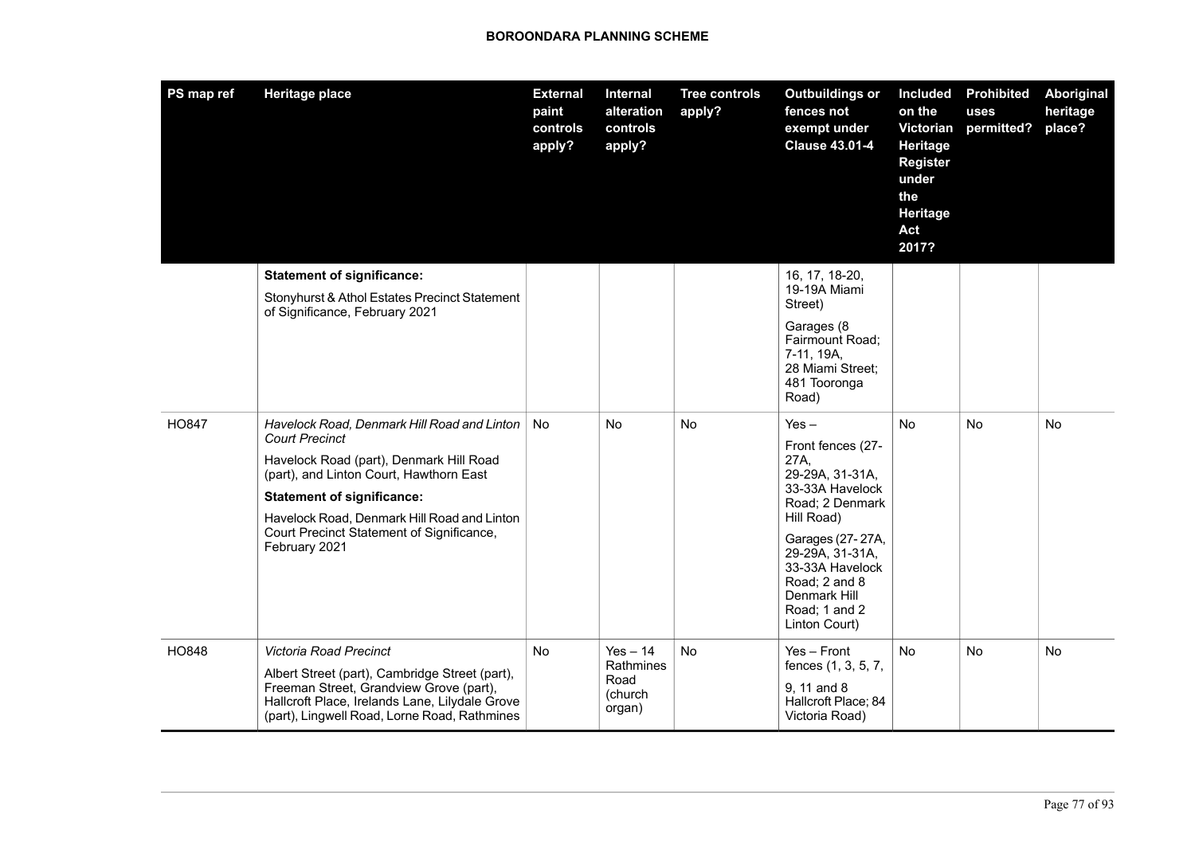| PS map ref | Heritage place | External paint controls apply? | Internal alteration controls apply? | Tree controls apply? | Outbuildings or fences not exempt under Clause 43.01-4 | Included on the Victorian Heritage Register under the Heritage Act 2017? | Prohibited uses permitted? | Aboriginal heritage place? |
|---|---|---|---|---|---|---|---|---|
| | **Statement of significance:**<br>Stonyhurst & Athol Estates Precinct Statement of Significance, February 2021 | | | | 16, 17, 18-20, 19-19A Miami Street)<br>Garages (8 Fairmount Road; 7-11, 19A, 28 Miami Street; 481 Tooronga Road) | | | |
| HO847 | *Havelock Road, Denmark Hill Road and Linton Court Precinct*<br>Havelock Road (part), Denmark Hill Road (part), and Linton Court, Hawthorn East<br>**Statement of significance:**<br>Havelock Road, Denmark Hill Road and Linton Court Precinct Statement of Significance, February 2021 | No | No | No | Yes –<br>Front fences (27-27A, 29-29A, 31-31A, 33-33A Havelock Road; 2 Denmark Hill Road)<br>Garages (27- 27A, 29-29A, 31-31A, 33-33A Havelock Road; 2 and 8 Denmark Hill Road; 1 and 2 Linton Court) | No | No | No |
| HO848 | *Victoria Road Precinct*<br>Albert Street (part), Cambridge Street (part), Freeman Street, Grandview Grove (part), Hallcroft Place, Irelands Lane, Lilydale Grove (part), Lingwell Road, Lorne Road, Rathmines | No | Yes – 14 Rathmines Road (church organ) | No | Yes – Front fences (1, 3, 5, 7,<br>9, 11 and 8 Hallcroft Place; 84 Victoria Road) | No | No | No |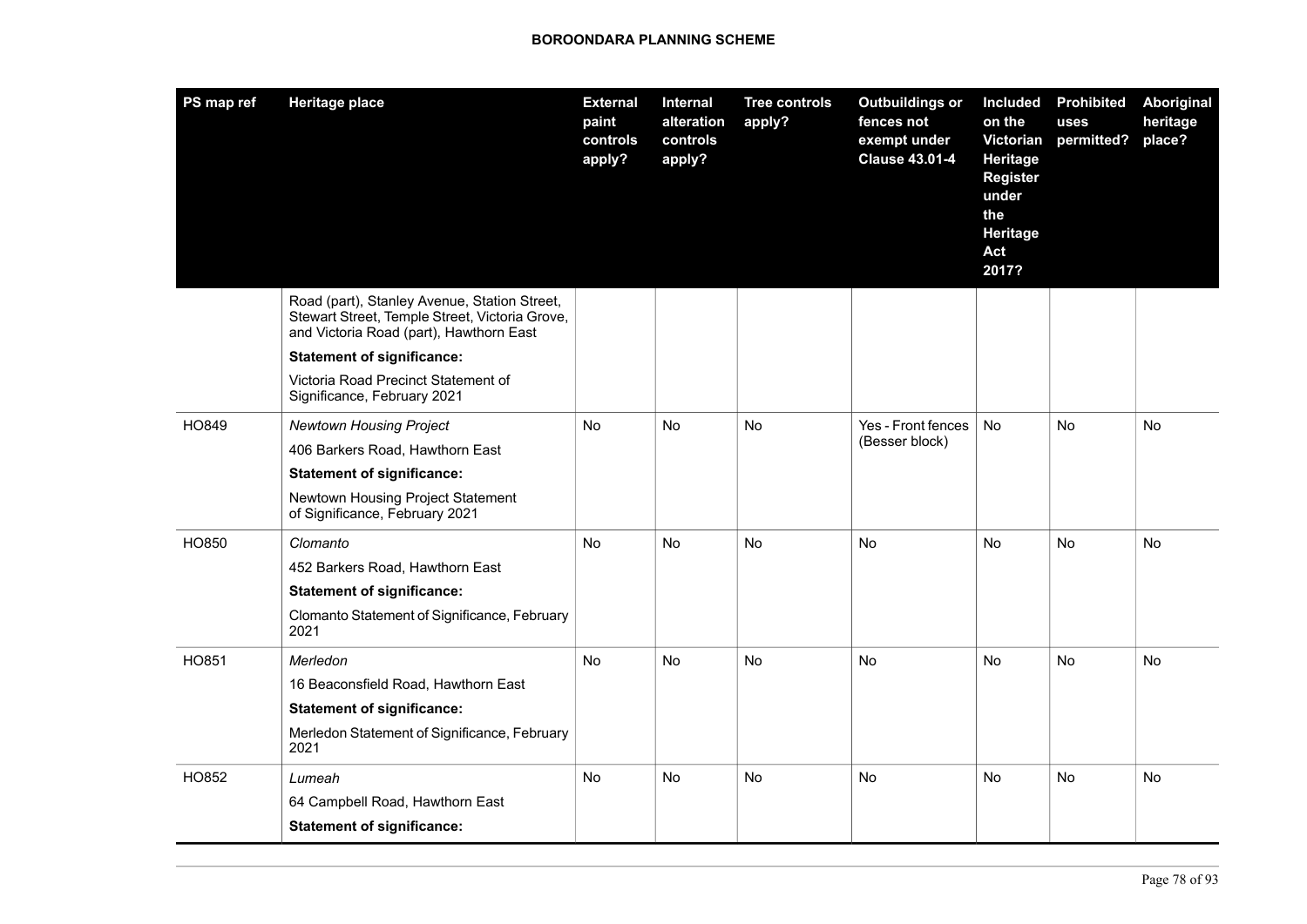| PS map ref | Heritage place | External paint controls apply? | Internal alteration controls apply? | Tree controls apply? | Outbuildings or fences not exempt under Clause 43.01-4 | Included on the Victorian Heritage Register under the Heritage Act 2017? | Prohibited uses permitted? | Aboriginal heritage place? |
|---|---|---|---|---|---|---|---|---|
| | Road (part), Stanley Avenue, Station Street, Stewart Street, Temple Street, Victoria Grove, and Victoria Road (part), Hawthorn East<br>**Statement of significance:**<br>Victoria Road Precinct Statement of Significance, February 2021 | | | | | | | |
| HO849 | *Newtown Housing Project*<br>406 Barkers Road, Hawthorn East<br>**Statement of significance:**<br>Newtown Housing Project Statement of Significance, February 2021 | No | No | No | Yes - Front fences (Besser block) | No | No | No |
| HO850 | *Clomanto*<br>452 Barkers Road, Hawthorn East<br>**Statement of significance:**<br>Clomanto Statement of Significance, February 2021 | No | No | No | No | No | No | No |
| HO851 | *Merledon*<br>16 Beaconsfield Road, Hawthorn East<br>**Statement of significance:**<br>Merledon Statement of Significance, February 2021 | No | No | No | No | No | No | No |
| HO852 | *Lumeah*<br>64 Campbell Road, Hawthorn East<br>**Statement of significance:** | No | No | No | No | No | No | No |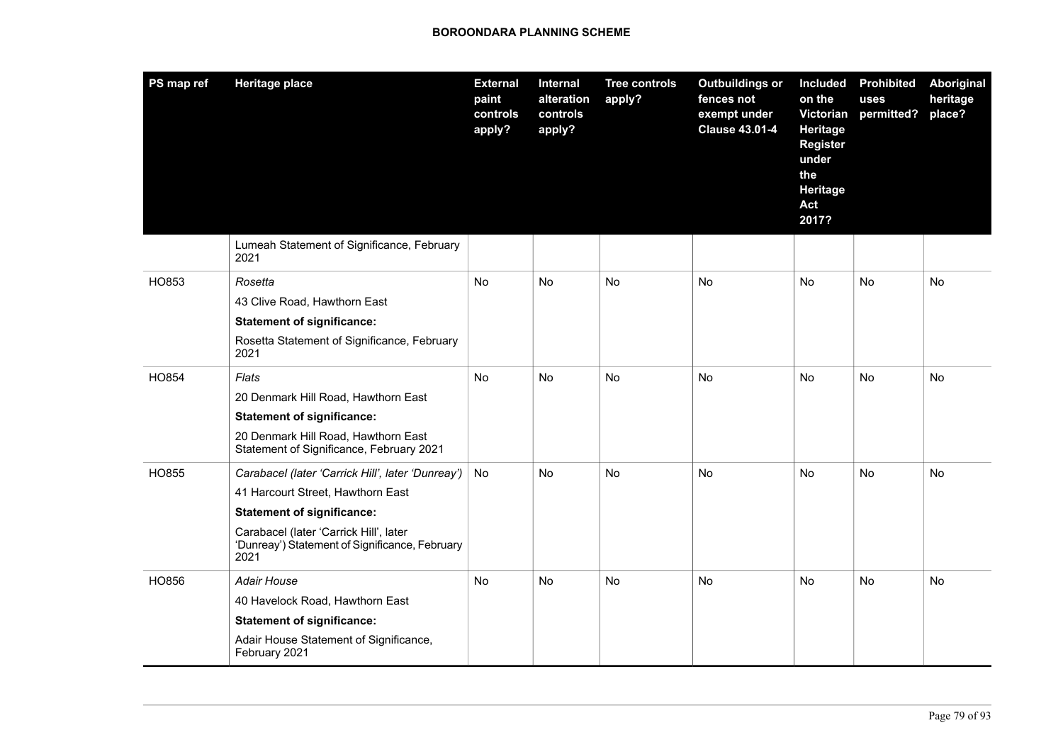| PS map ref | Heritage place | External paint controls apply? | Internal alteration controls apply? | Tree controls apply? | Outbuildings or fences not exempt under Clause 43.01-4 | Included on the Victorian Heritage Register under the Heritage Act 2017? | Prohibited uses permitted? | Aboriginal heritage place? |
|---|---|---|---|---|---|---|---|---|
| | Lumeah Statement of Significance, February 2021 | | | | | | | |
| HO853 | *Rosetta*<br>43 Clive Road, Hawthorn East<br>**Statement of significance:**<br>Rosetta Statement of Significance, February 2021 | No | No | No | No | No | No | No |
| HO854 | *Flats*<br>20 Denmark Hill Road, Hawthorn East<br>**Statement of significance:**<br>20 Denmark Hill Road, Hawthorn East Statement of Significance, February 2021 | No | No | No | No | No | No | No |
| HO855 | *Carabacel (later 'Carrick Hill', later 'Dunreay')*<br>41 Harcourt Street, Hawthorn East<br>**Statement of significance:**<br>Carabacel (later 'Carrick Hill', later 'Dunreay') Statement of Significance, February 2021 | No | No | No | No | No | No | No |
| HO856 | *Adair House*<br>40 Havelock Road, Hawthorn East<br>**Statement of significance:**<br>Adair House Statement of Significance, February 2021 | No | No | No | No | No | No | No |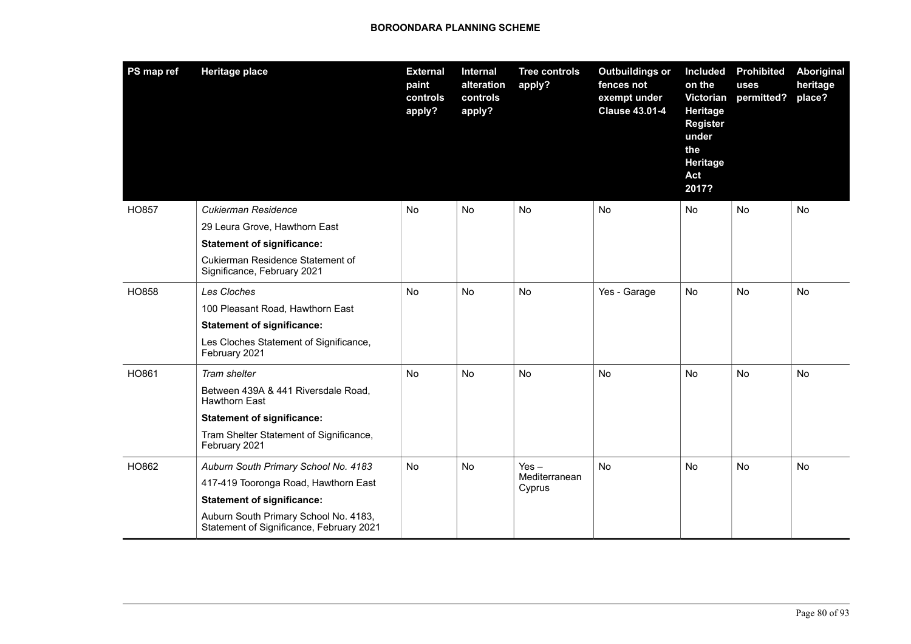| PS map ref | Heritage place | External paint controls apply? | Internal alteration controls apply? | Tree controls apply? | Outbuildings or fences not exempt under Clause 43.01-4 | Included on the Victorian Heritage Register under the Heritage Act 2017? | Prohibited uses permitted? | Aboriginal heritage place? |
|---|---|---|---|---|---|---|---|---|
| HO857 | *Cukierman Residence*<br>29 Leura Grove, Hawthorn East<br>**Statement of significance:**<br>Cukierman Residence Statement of Significance, February 2021 | No | No | No | No | No | No | No |
| HO858 | *Les Cloches*<br>100 Pleasant Road, Hawthorn East<br>**Statement of significance:**<br>Les Cloches Statement of Significance, February 2021 | No | No | No | Yes - Garage | No | No | No |
| HO861 | *Tram shelter*<br>Between 439A & 441 Riversdale Road, Hawthorn East<br>**Statement of significance:**<br>Tram Shelter Statement of Significance, February 2021 | No | No | No | No | No | No | No |
| HO862 | *Auburn South Primary School No. 4183*<br>417-419 Tooronga Road, Hawthorn East<br>**Statement of significance:**<br>Auburn South Primary School No. 4183, Statement of Significance, February 2021 | No | No | Yes – Mediterranean Cyprus | No | No | No | No |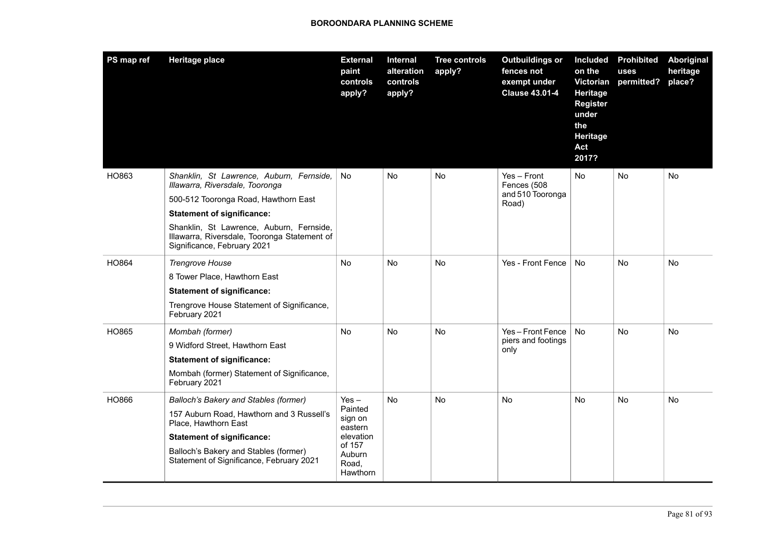| PS map ref | Heritage place | External paint controls apply? | Internal alteration controls apply? | Tree controls apply? | Outbuildings or fences not exempt under Clause 43.01-4 | Included on the Victorian Heritage Register under the Heritage Act 2017? | Prohibited uses permitted? | Aboriginal heritage place? |
|---|---|---|---|---|---|---|---|---|
| HO863 | *Shanklin, St Lawrence, Auburn, Fernside, Illawarra, Riversdale, Tooronga*<br>500-512 Tooronga Road, Hawthorn East<br>**Statement of significance:**<br>Shanklin, St Lawrence, Auburn, Fernside, Illawarra, Riversdale, Tooronga Statement of Significance, February 2021 | No | No | No | Yes – Front Fences (508 and 510 Tooronga Road) | No | No | No |
| HO864 | *Trengrove House*<br>8 Tower Place, Hawthorn East<br>**Statement of significance:**<br>Trengrove House Statement of Significance, February 2021 | No | No | No | Yes - Front Fence | No | No | No |
| HO865 | *Mombah (former)*<br>9 Widford Street, Hawthorn East<br>**Statement of significance:**<br>Mombah (former) Statement of Significance, February 2021 | No | No | No | Yes – Front Fence piers and footings only | No | No | No |
| HO866 | *Balloch's Bakery and Stables (former)*<br>157 Auburn Road, Hawthorn and 3 Russell's Place, Hawthorn East<br>**Statement of significance:**<br>Balloch's Bakery and Stables (former) Statement of Significance, February 2021 | Yes – Painted sign on eastern elevation of 157 Auburn Road, Hawthorn | No | No | No | No | No | No |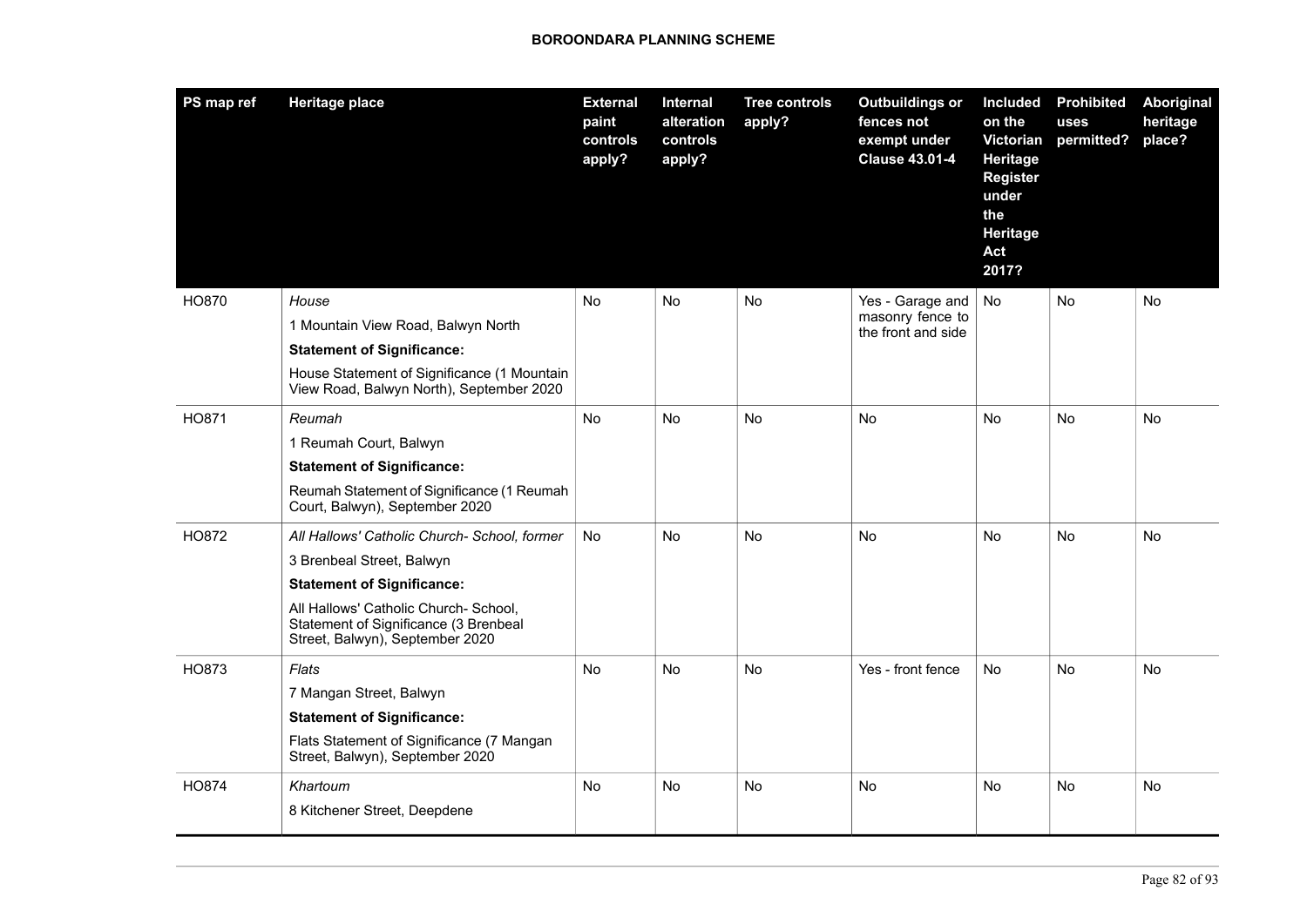| PS map ref | Heritage place | External paint controls apply? | Internal alteration controls apply? | Tree controls apply? | Outbuildings or fences not exempt under Clause 43.01-4 | Included on the Victorian Heritage Register under the Heritage Act 2017? | Prohibited uses permitted? | Aboriginal heritage place? |
|---|---|---|---|---|---|---|---|---|
| HO870 | *House*<br>1 Mountain View Road, Balwyn North<br>**Statement of Significance:**<br>House Statement of Significance (1 Mountain View Road, Balwyn North), September 2020 | No | No | No | Yes - Garage and masonry fence to the front and side | No | No | No |
| HO871 | *Reumah*<br>1 Reumah Court, Balwyn<br>**Statement of Significance:**<br>Reumah Statement of Significance (1 Reumah Court, Balwyn), September 2020 | No | No | No | No | No | No | No |
| HO872 | *All Hallows' Catholic Church- School, former*<br>3 Brenbeal Street, Balwyn<br>**Statement of Significance:**<br>All Hallows' Catholic Church- School, Statement of Significance (3 Brenbeal Street, Balwyn), September 2020 | No | No | No | No | No | No | No |
| HO873 | *Flats*<br>7 Mangan Street, Balwyn<br>**Statement of Significance:**<br>Flats Statement of Significance (7 Mangan Street, Balwyn), September 2020 | No | No | No | Yes - front fence | No | No | No |
| HO874 | *Khartoum*<br>8 Kitchener Street, Deepdene | No | No | No | No | No | No | No |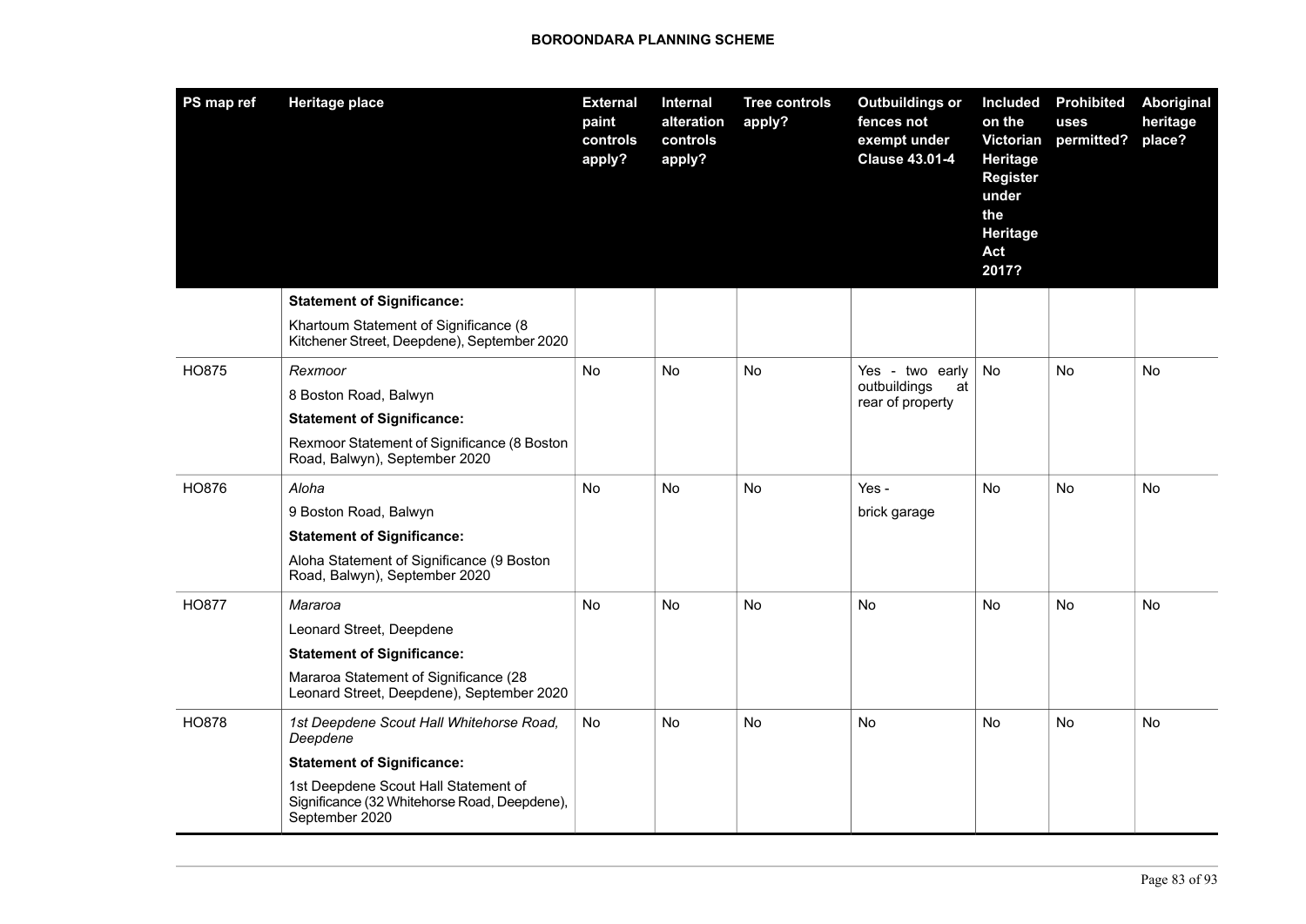| PS map ref | Heritage place | External paint controls apply? | Internal alteration controls apply? | Tree controls apply? | Outbuildings or fences not exempt under Clause 43.01-4 | Included on the Victorian Heritage Register under the Heritage Act 2017? | Prohibited uses permitted? | Aboriginal heritage place? |
|---|---|---|---|---|---|---|---|---|
| | **Statement of Significance:**<br>Khartoum Statement of Significance (8 Kitchener Street, Deepdene), September 2020 | | | | | | | |
| HO875 | *Rexmoor*<br>8 Boston Road, Balwyn<br>**Statement of Significance:**<br>Rexmoor Statement of Significance (8 Boston Road, Balwyn), September 2020 | No | No | No | Yes - two early outbuildings at rear of property | No | No | No |
| HO876 | *Aloha*<br>9 Boston Road, Balwyn<br>**Statement of Significance:**<br>Aloha Statement of Significance (9 Boston Road, Balwyn), September 2020 | No | No | No | Yes -<br>brick garage | No | No | No |
| HO877 | *Mararoa*<br>Leonard Street, Deepdene<br>**Statement of Significance:**<br>Mararoa Statement of Significance (28 Leonard Street, Deepdene), September 2020 | No | No | No | No | No | No | No |
| HO878 | *1st Deepdene Scout Hall Whitehorse Road, Deepdene*<br>**Statement of Significance:**<br>1st Deepdene Scout Hall Statement of Significance (32 Whitehorse Road, Deepdene), September 2020 | No | No | No | No | No | No | No |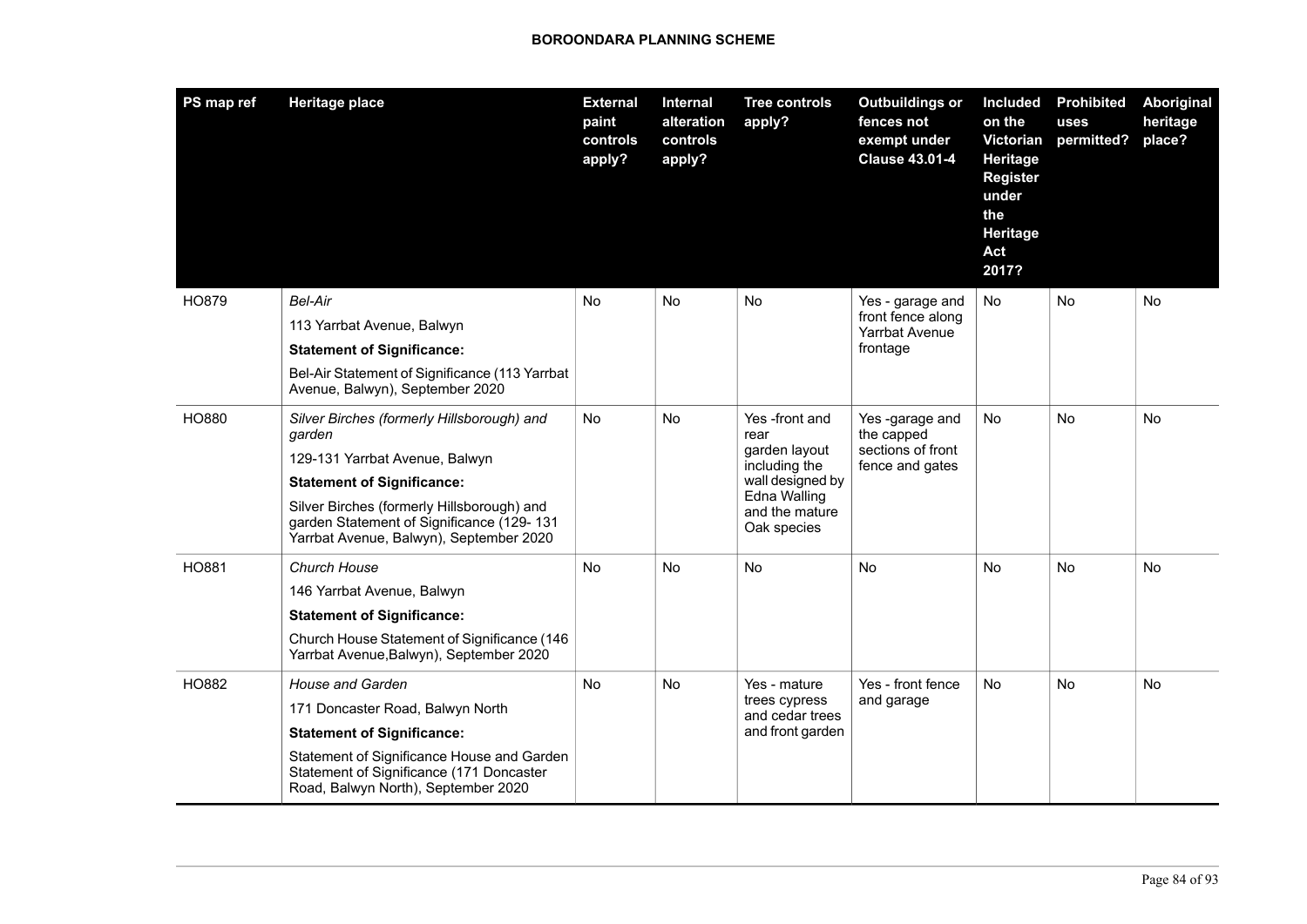| PS map ref | Heritage place | External paint controls apply? | Internal alteration controls apply? | Tree controls apply? | Outbuildings or fences not exempt under Clause 43.01-4 | Included on the Victorian Heritage Register under the Heritage Act 2017? | Prohibited uses permitted? | Aboriginal heritage place? |
|---|---|---|---|---|---|---|---|---|
| HO879 | *Bel-Air*<br>113 Yarrbat Avenue, Balwyn<br>**Statement of Significance:**<br>Bel-Air Statement of Significance (113 Yarrbat Avenue, Balwyn), September 2020 | No | No | No | Yes - garage and front fence along Yarrbat Avenue frontage | No | No | No |
| HO880 | *Silver Birches (formerly Hillsborough) and garden*<br>129-131 Yarrbat Avenue, Balwyn<br>**Statement of Significance:**<br>Silver Birches (formerly Hillsborough) and garden Statement of Significance (129- 131 Yarrbat Avenue, Balwyn), September 2020 | No | No | Yes -front and rear garden layout including the wall designed by Edna Walling and the mature Oak species | Yes -garage and the capped sections of front fence and gates | No | No | No |
| HO881 | *Church House*<br>146 Yarrbat Avenue, Balwyn<br>**Statement of Significance:**<br>Church House Statement of Significance (146 Yarrbat Avenue,Balwyn), September 2020 | No | No | No | No | No | No | No |
| HO882 | *House and Garden*<br>171 Doncaster Road, Balwyn North<br>**Statement of Significance:**<br>Statement of Significance House and Garden Statement of Significance (171 Doncaster Road, Balwyn North), September 2020 | No | No | Yes - mature trees cypress and cedar trees and front garden | Yes - front fence and garage | No | No | No |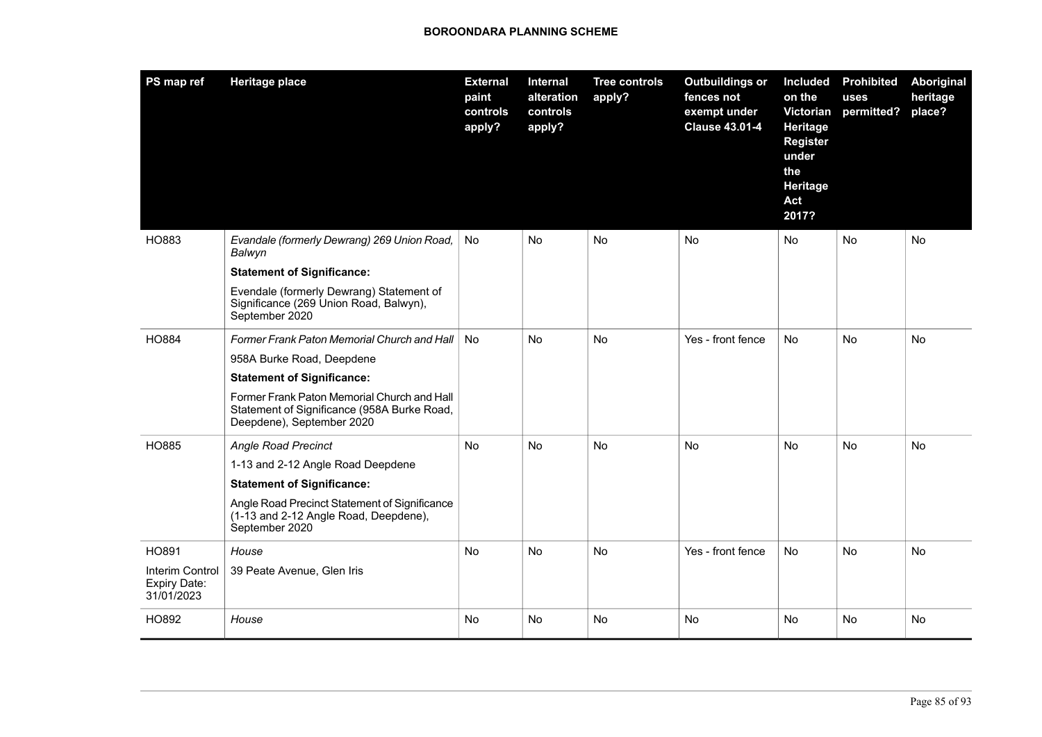| PS map ref | Heritage place | External paint controls apply? | Internal alteration controls apply? | Tree controls apply? | Outbuildings or fences not exempt under Clause 43.01-4 | Included on the Victorian Heritage Register under the Heritage Act 2017? | Prohibited uses permitted? | Aboriginal heritage place? |
|---|---|---|---|---|---|---|---|---|
| HO883 | *Evandale (formerly Dewrang) 269 Union Road, Balwyn*<br>**Statement of Significance:**<br>Evandale (formerly Dewrang) Statement of Significance (269 Union Road, Balwyn), September 2020 | No | No | No | No | No | No | No |
| HO884 | *Former Frank Paton Memorial Church and Hall*<br>958A Burke Road, Deepdene<br>**Statement of Significance:**<br>Former Frank Paton Memorial Church and Hall Statement of Significance (958A Burke Road, Deepdene), September 2020 | No | No | No | Yes - front fence | No | No | No |
| HO885 | *Angle Road Precinct*<br>1-13 and 2-12 Angle Road Deepdene<br>**Statement of Significance:**<br>Angle Road Precinct Statement of Significance (1-13 and 2-12 Angle Road, Deepdene), September 2020 | No | No | No | No | No | No | No |
| HO891<br>Interim Control Expiry Date: 31/01/2023 | *House*<br>39 Peate Avenue, Glen Iris | No | No | No | Yes - front fence | No | No | No |
| HO892 | *House* | No | No | No | No | No | No | No |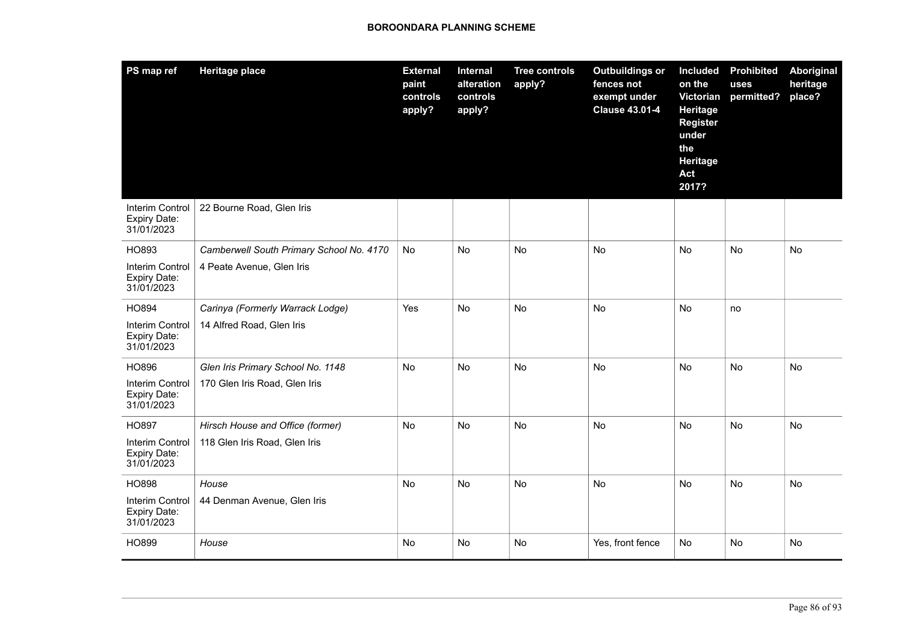| PS map ref | Heritage place | External paint controls apply? | Internal alteration controls apply? | Tree controls apply? | Outbuildings or fences not exempt under Clause 43.01-4 | Included on the Victorian Heritage Register under the Heritage Act 2017? | Prohibited uses permitted? | Aboriginal heritage place? |
|---|---|---|---|---|---|---|---|---|
| Interim Control Expiry Date: 31/01/2023 | 22 Bourne Road, Glen Iris | | | | | | | |
| HO893<br>Interim Control Expiry Date: 31/01/2023 | *Camberwell South Primary School No. 4170*<br>4 Peate Avenue, Glen Iris | No | No | No | No | No | No | No |
| HO894<br>Interim Control Expiry Date: 31/01/2023 | *Carinya (Formerly Warrack Lodge)*<br>14 Alfred Road, Glen Iris | Yes | No | No | No | No | no | |
| HO896<br>Interim Control Expiry Date: 31/01/2023 | *Glen Iris Primary School No. 1148*<br>170 Glen Iris Road, Glen Iris | No | No | No | No | No | No | No |
| HO897<br>Interim Control Expiry Date: 31/01/2023 | *Hirsch House and Office (former)*<br>118 Glen Iris Road, Glen Iris | No | No | No | No | No | No | No |
| HO898<br>Interim Control Expiry Date: 31/01/2023 | *House*<br>44 Denman Avenue, Glen Iris | No | No | No | No | No | No | No |
| HO899 | *House* | No | No | No | Yes, front fence | No | No | No |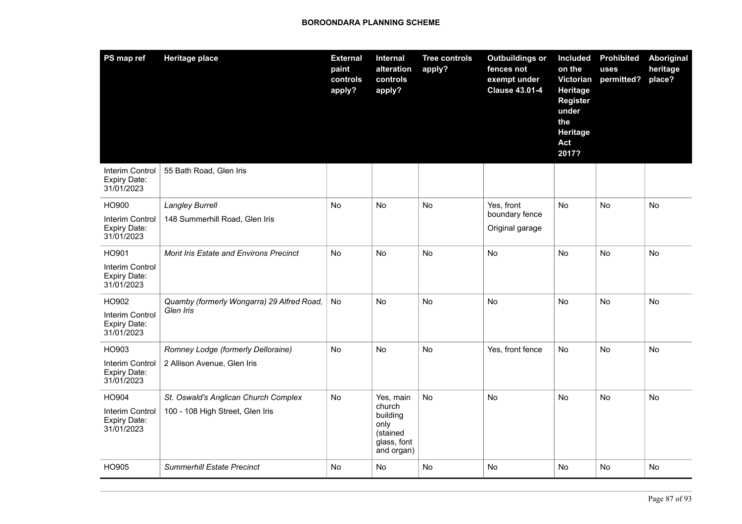| PS map ref | Heritage place | External paint controls apply? | Internal alteration controls apply? | Tree controls apply? | Outbuildings or fences not exempt under Clause 43.01-4 | Included on the Victorian Heritage Register under the Heritage Act 2017? | Prohibited uses permitted? | Aboriginal heritage place? |
|---|---|---|---|---|---|---|---|---|
| Interim Control Expiry Date: 31/01/2023 | 55 Bath Road, Glen Iris | | | | | | | |
| HO900 Interim Control Expiry Date: 31/01/2023 | *Langley Burrell* 148 Summerhill Road, Glen Iris | No | No | No | Yes, front boundary fence Original garage | No | No | No |
| HO901 Interim Control Expiry Date: 31/01/2023 | *Mont Iris Estate and Environs Precinct* | No | No | No | No | No | No | No |
| HO902 Interim Control Expiry Date: 31/01/2023 | *Quamby (formerly Wongarra) 29 Alfred Road, Glen Iris* | No | No | No | No | No | No | No |
| HO903 Interim Control Expiry Date: 31/01/2023 | *Romney Lodge (formerly Delloraine)* 2 Allison Avenue, Glen Iris | No | No | No | Yes, front fence | No | No | No |
| HO904 Interim Control Expiry Date: 31/01/2023 | *St. Oswald's Anglican Church Complex* 100 - 108 High Street, Glen Iris | No | Yes, main church building only (stained glass, font and organ) | No | No | No | No | No |
| HO905 | *Summerhill Estate Precinct* | No | No | No | No | No | No | No |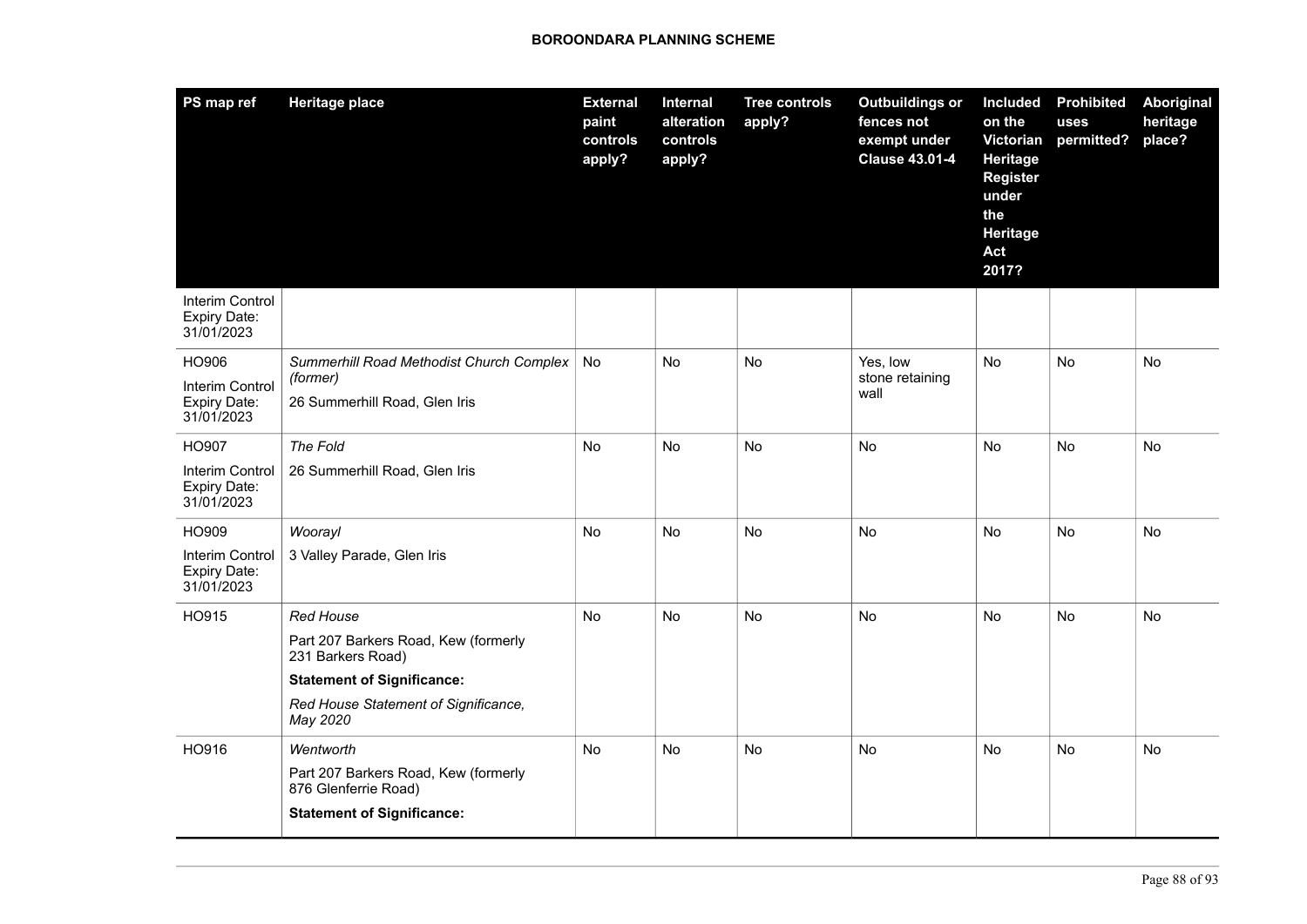| PS map ref | Heritage place | External paint controls apply? | Internal alteration controls apply? | Tree controls apply? | Outbuildings or fences not exempt under Clause 43.01-4 | Included on the Victorian Heritage Register under the Heritage Act 2017? | Prohibited uses permitted? | Aboriginal heritage place? |
|---|---|---|---|---|---|---|---|---|
| Interim Control Expiry Date: 31/01/2023 | | | | | | | | |
| HO906<br><br>Interim Control Expiry Date: 31/01/2023 | *Summerhill Road Methodist Church Complex (former)*<br><br>26 Summerhill Road, Glen Iris | No | No | No | Yes, low stone retaining wall | No | No | No |
| HO907<br><br>Interim Control Expiry Date: 31/01/2023 | *The Fold*<br><br>26 Summerhill Road, Glen Iris | No | No | No | No | No | No | No |
| HO909<br><br>Interim Control Expiry Date: 31/01/2023 | *Woorayl*<br><br>3 Valley Parade, Glen Iris | No | No | No | No | No | No | No |
| HO915 | *Red House*<br><br>Part 207 Barkers Road, Kew (formerly 231 Barkers Road)<br><br>**Statement of Significance:**<br><br>*Red House Statement of Significance, May 2020* | No | No | No | No | No | No | No |
| HO916 | *Wentworth*<br><br>Part 207 Barkers Road, Kew (formerly 876 Glenferrie Road)<br><br>**Statement of Significance:** | No | No | No | No | No | No | No |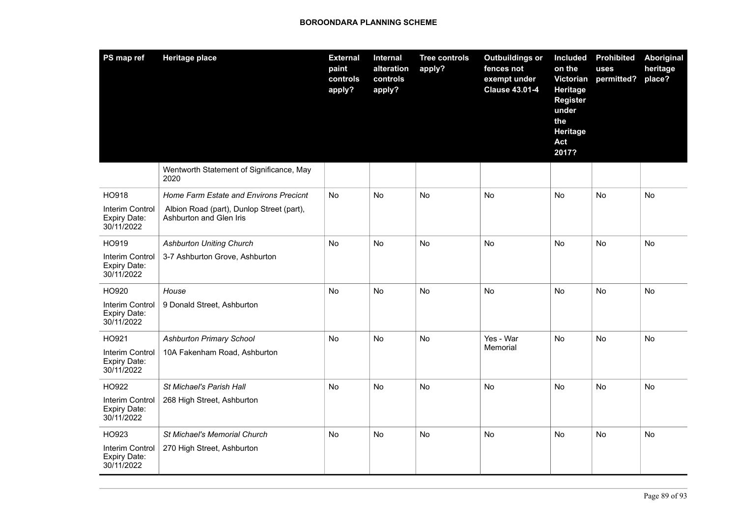| PS map ref | Heritage place | External paint controls apply? | Internal alteration controls apply? | Tree controls apply? | Outbuildings or fences not exempt under Clause 43.01-4 | Included on the Victorian Heritage Register under the Heritage Act 2017? | Prohibited uses permitted? | Aboriginal heritage place? |
|---|---|---|---|---|---|---|---|---|
| | Wentworth Statement of Significance, May 2020 | | | | | | | |
| HO918<br>Interim Control Expiry Date: 30/11/2022 | *Home Farm Estate and Environs Precicnt*<br>Albion Road (part), Dunlop Street (part), Ashburton and Glen Iris | No | No | No | No | No | No | No |
| HO919<br>Interim Control Expiry Date: 30/11/2022 | *Ashburton Uniting Church*<br>3-7 Ashburton Grove, Ashburton | No | No | No | No | No | No | No |
| HO920<br>Interim Control Expiry Date: 30/11/2022 | *House*<br>9 Donald Street, Ashburton | No | No | No | No | No | No | No |
| HO921<br>Interim Control Expiry Date: 30/11/2022 | *Ashburton Primary School*<br>10A Fakenham Road, Ashburton | No | No | No | Yes - War Memorial | No | No | No |
| HO922<br>Interim Control Expiry Date: 30/11/2022 | *St Michael's Parish Hall*<br>268 High Street, Ashburton | No | No | No | No | No | No | No |
| HO923<br>Interim Control Expiry Date: 30/11/2022 | *St Michael's Memorial Church*<br>270 High Street, Ashburton | No | No | No | No | No | No | No |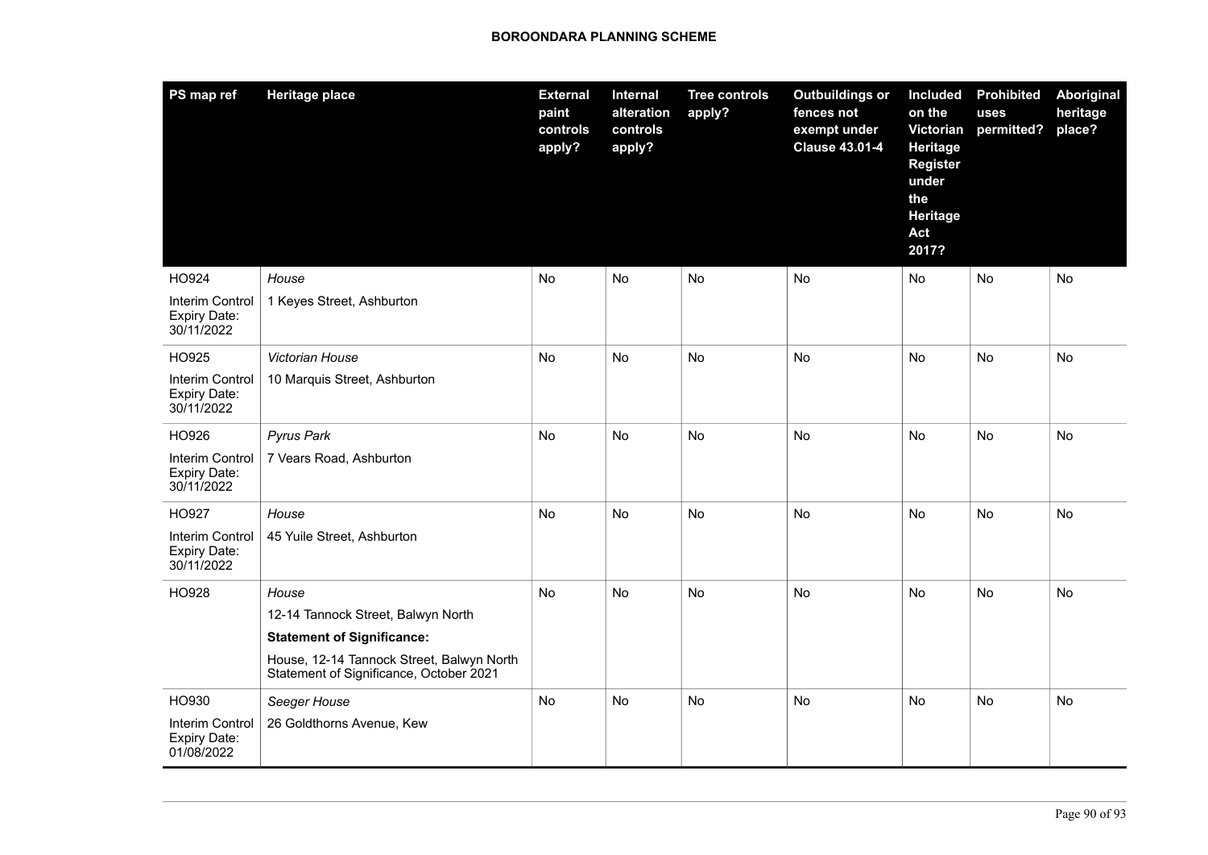| PS map ref | Heritage place | External paint controls apply? | Internal alteration controls apply? | Tree controls apply? | Outbuildings or fences not exempt under Clause 43.01-4 | Included on the Victorian Heritage Register under the Heritage Act 2017? | Prohibited uses permitted? | Aboriginal heritage place? |
|---|---|---|---|---|---|---|---|---|
| HO924<br><br>Interim Control Expiry Date: 30/11/2022 | *House*<br><br>1 Keyes Street, Ashburton | No | No | No | No | No | No | No |
| HO925<br><br>Interim Control Expiry Date: 30/11/2022 | *Victorian House*<br><br>10 Marquis Street, Ashburton | No | No | No | No | No | No | No |
| HO926<br><br>Interim Control Expiry Date: 30/11/2022 | *Pyrus Park*<br><br>7 Vears Road, Ashburton | No | No | No | No | No | No | No |
| HO927<br><br>Interim Control Expiry Date: 30/11/2022 | *House*<br><br>45 Yuile Street, Ashburton | No | No | No | No | No | No | No |
| HO928 | *House*<br><br>12-14 Tannock Street, Balwyn North<br><br>**Statement of Significance:**<br><br>House, 12-14 Tannock Street, Balwyn North Statement of Significance, October 2021 | No | No | No | No | No | No | No |
| HO930<br><br>Interim Control Expiry Date: 01/08/2022 | *Seeger House*<br><br>26 Goldthorns Avenue, Kew | No | No | No | No | No | No | No |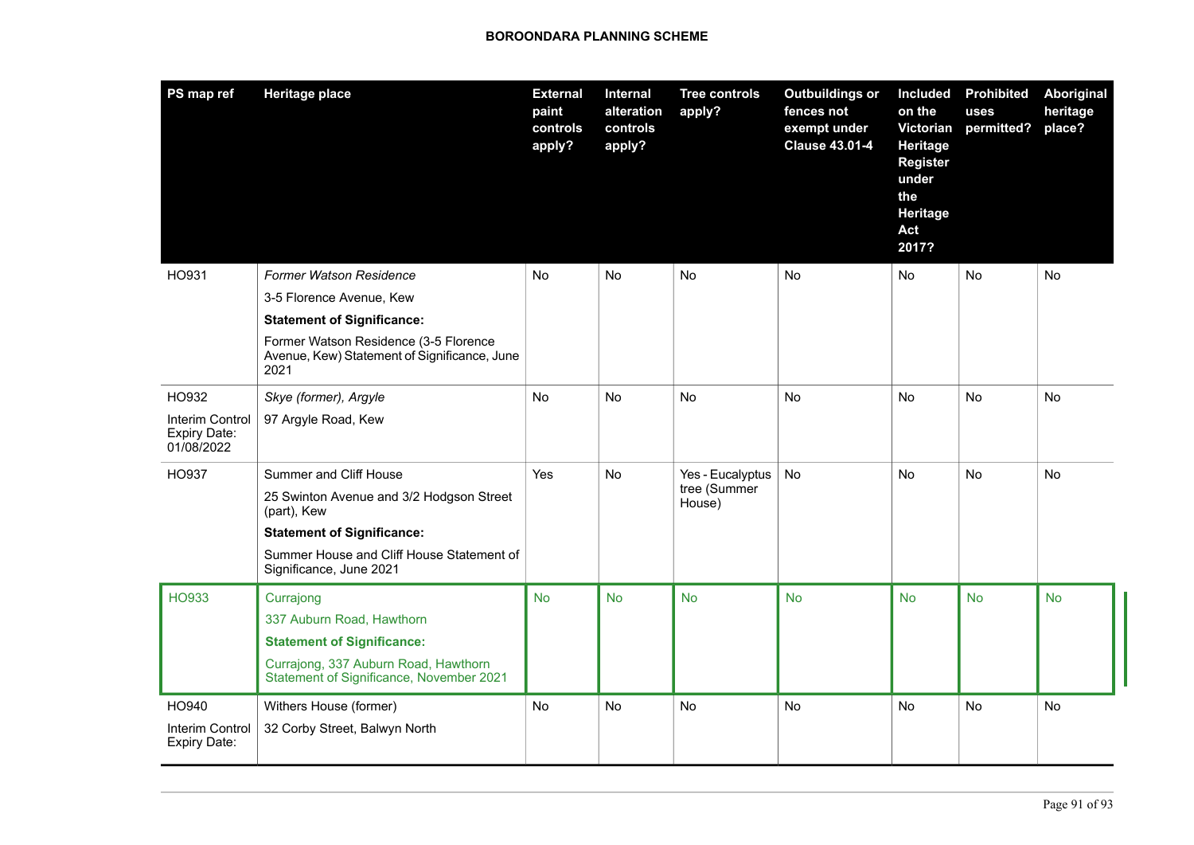| PS map ref | Heritage place | External paint controls apply? | Internal alteration controls apply? | Tree controls apply? | Outbuildings or fences not exempt under Clause 43.01-4 | Included on the Victorian Heritage Register under the Heritage Act 2017? | Prohibited uses permitted? | Aboriginal heritage place? |
|---|---|---|---|---|---|---|---|---|
| HO931 | *Former Watson Residence*<br>3-5 Florence Avenue, Kew<br>**Statement of Significance:**<br>Former Watson Residence (3-5 Florence Avenue, Kew) Statement of Significance, June 2021 | No | No | No | No | No | No | No |
| HO932<br>Interim Control Expiry Date: 01/08/2022 | *Skye (former), Argyle*<br>97 Argyle Road, Kew | No | No | No | No | No | No | No |
| HO937 | Summer and Cliff House<br>25 Swinton Avenue and 3/2 Hodgson Street (part), Kew<br>**Statement of Significance:**<br>Summer House and Cliff House Statement of Significance, June 2021 | Yes | No | Yes - Eucalyptus tree (Summer House) | No | No | No | No |
| HO933 | Currajong<br>337 Auburn Road, Hawthorn<br>**Statement of Significance:**<br>Currajong, 337 Auburn Road, Hawthorn Statement of Significance, November 2021 | No | No | No | No | No | No | No |
| HO940<br>Interim Control Expiry Date: | Withers House (former)<br>32 Corby Street, Balwyn North | No | No | No | No | No | No | No |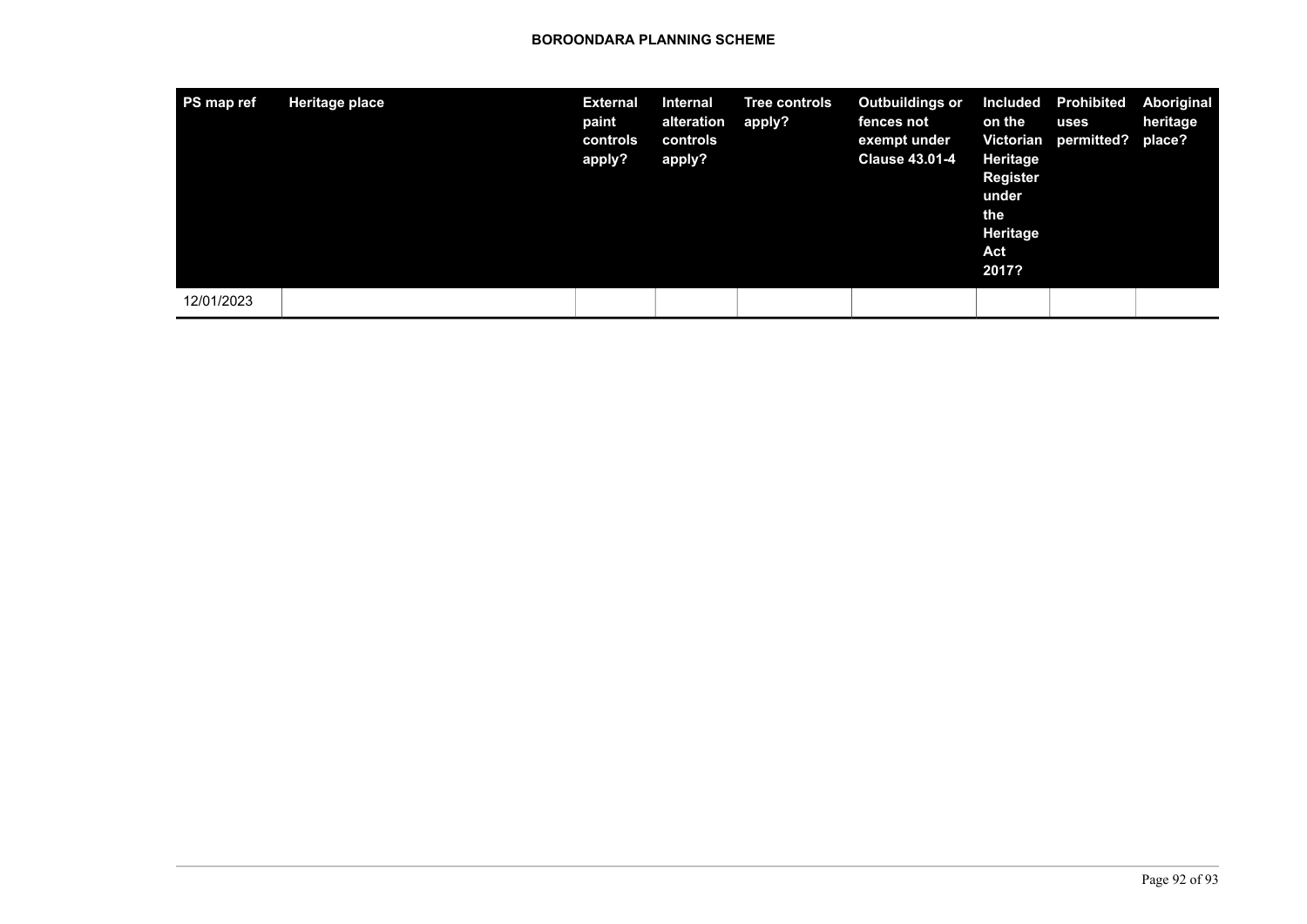| PS map ref | Heritage place | External paint controls apply? | Internal alteration controls apply? | Tree controls apply? | Outbuildings or fences not exempt under Clause 43.01-4 | Included on the Victorian Heritage Register under the Heritage Act 2017? | Prohibited uses permitted? | Aboriginal heritage place? |
|---|---|---|---|---|---|---|---|---|
| 12/01/2023 | | | | | | | | |